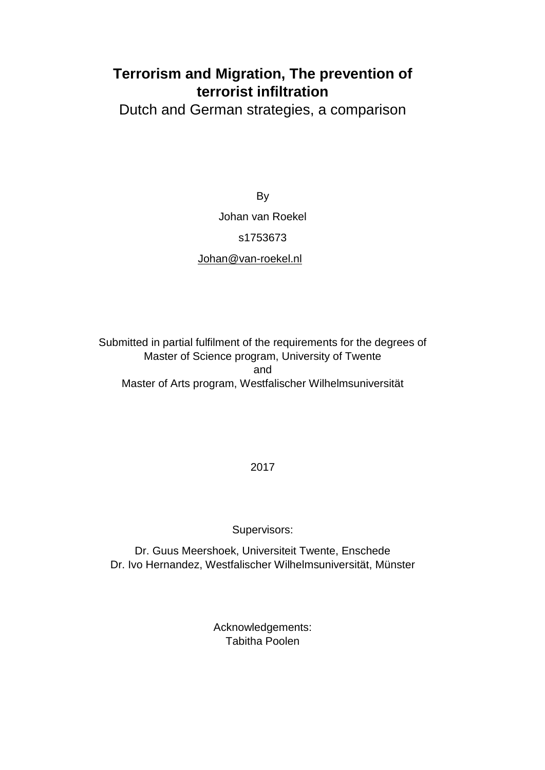# Terrorism and Migration, The prevention of terrorist infiltration

Dutch and German strategies, a comparison

By

Johan van Roekel

s1753673

Johan@van-roekel.nl

Submitted in partial fulfilment of the requirements for the degrees of Master of Science program, University of Twente
and
Master of Arts program, Westfalischer Wilhelmsuniversität

2017

Supervisors:

Dr. Guus Meershoek, Universiteit Twente, Enschede
Dr. Ivo Hernandez, Westfalischer Wilhelmsuniversität, Münster

Acknowledgements:
Tabitha Poolen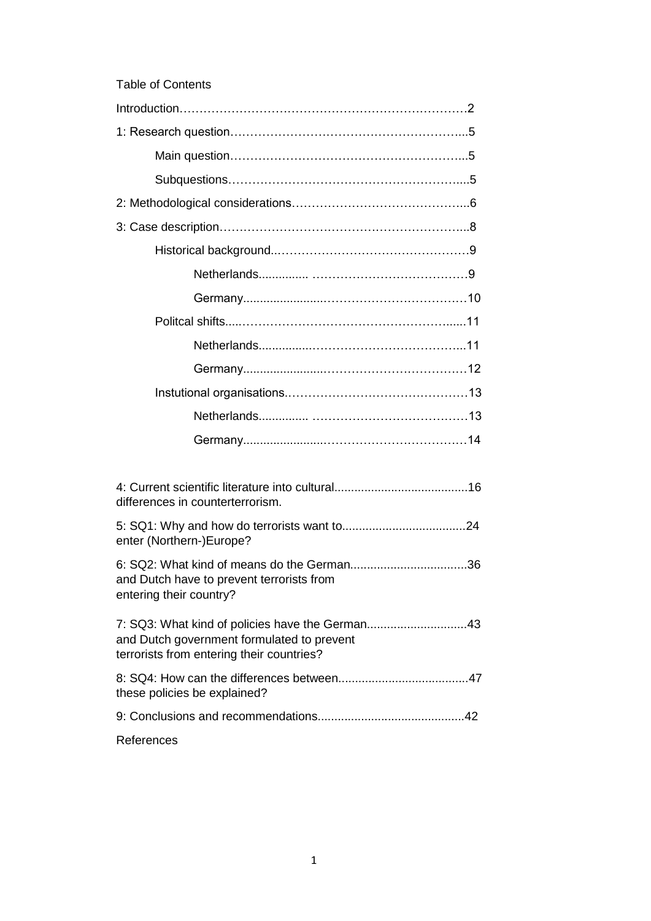Table of Contents

Introduction……………………………………………………………….2

1: Research question…………………………………………………...5

- Main question…………………………………………………...5
- Subquestions…………………………………………………....5

2: Methodological considerations……………………………………...6

3: Case description……………………………………………………...8

- Historical background..………………………………………….9
  - Netherlands.............. …………………………………9
  - Germany.......................……………………………10
- Politcal shifts.....……………………………………………......11
  - Netherlands...............………………………………..11
  - Germany.......................……………………………12
- Instutional organisations.………………………………………13
  - Netherlands.............. …………………………………13
  - Germany.......................……………………………14

4: Current scientific literature into cultural differences in counterterrorism........................................16

5: SQ1: Why and how do terrorists want to enter (Northern-)Europe?....................................24

6: SQ2: What kind of means do the German and Dutch have to prevent terrorists from entering their country?..................................36

7: SQ3: What kind of policies have the German and Dutch government formulated to prevent terrorists from entering their countries?.............................43

8: SQ4: How can the differences between these policies be explained?......................................47

9: Conclusions and recommendations............................................42

References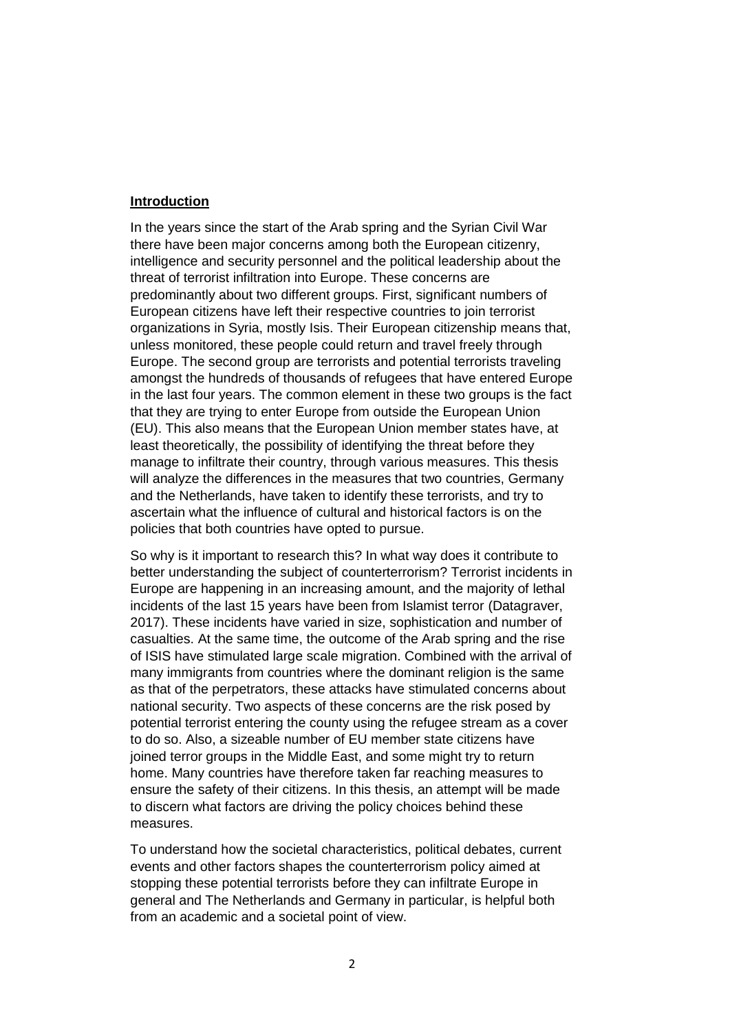## Introduction

In the years since the start of the Arab spring and the Syrian Civil War there have been major concerns among both the European citizenry, intelligence and security personnel and the political leadership about the threat of terrorist infiltration into Europe. These concerns are predominantly about two different groups. First, significant numbers of European citizens have left their respective countries to join terrorist organizations in Syria, mostly Isis. Their European citizenship means that, unless monitored, these people could return and travel freely through Europe. The second group are terrorists and potential terrorists traveling amongst the hundreds of thousands of refugees that have entered Europe in the last four years. The common element in these two groups is the fact that they are trying to enter Europe from outside the European Union (EU). This also means that the European Union member states have, at least theoretically, the possibility of identifying the threat before they manage to infiltrate their country, through various measures. This thesis will analyze the differences in the measures that two countries, Germany and the Netherlands, have taken to identify these terrorists, and try to ascertain what the influence of cultural and historical factors is on the policies that both countries have opted to pursue.

So why is it important to research this? In what way does it contribute to better understanding the subject of counterterrorism? Terrorist incidents in Europe are happening in an increasing amount, and the majority of lethal incidents of the last 15 years have been from Islamist terror (Datagraver, 2017). These incidents have varied in size, sophistication and number of casualties. At the same time, the outcome of the Arab spring and the rise of ISIS have stimulated large scale migration. Combined with the arrival of many immigrants from countries where the dominant religion is the same as that of the perpetrators, these attacks have stimulated concerns about national security. Two aspects of these concerns are the risk posed by potential terrorist entering the county using the refugee stream as a cover to do so. Also, a sizeable number of EU member state citizens have joined terror groups in the Middle East, and some might try to return home. Many countries have therefore taken far reaching measures to ensure the safety of their citizens. In this thesis, an attempt will be made to discern what factors are driving the policy choices behind these measures.

To understand how the societal characteristics, political debates, current events and other factors shapes the counterterrorism policy aimed at stopping these potential terrorists before they can infiltrate Europe in general and The Netherlands and Germany in particular, is helpful both from an academic and a societal point of view.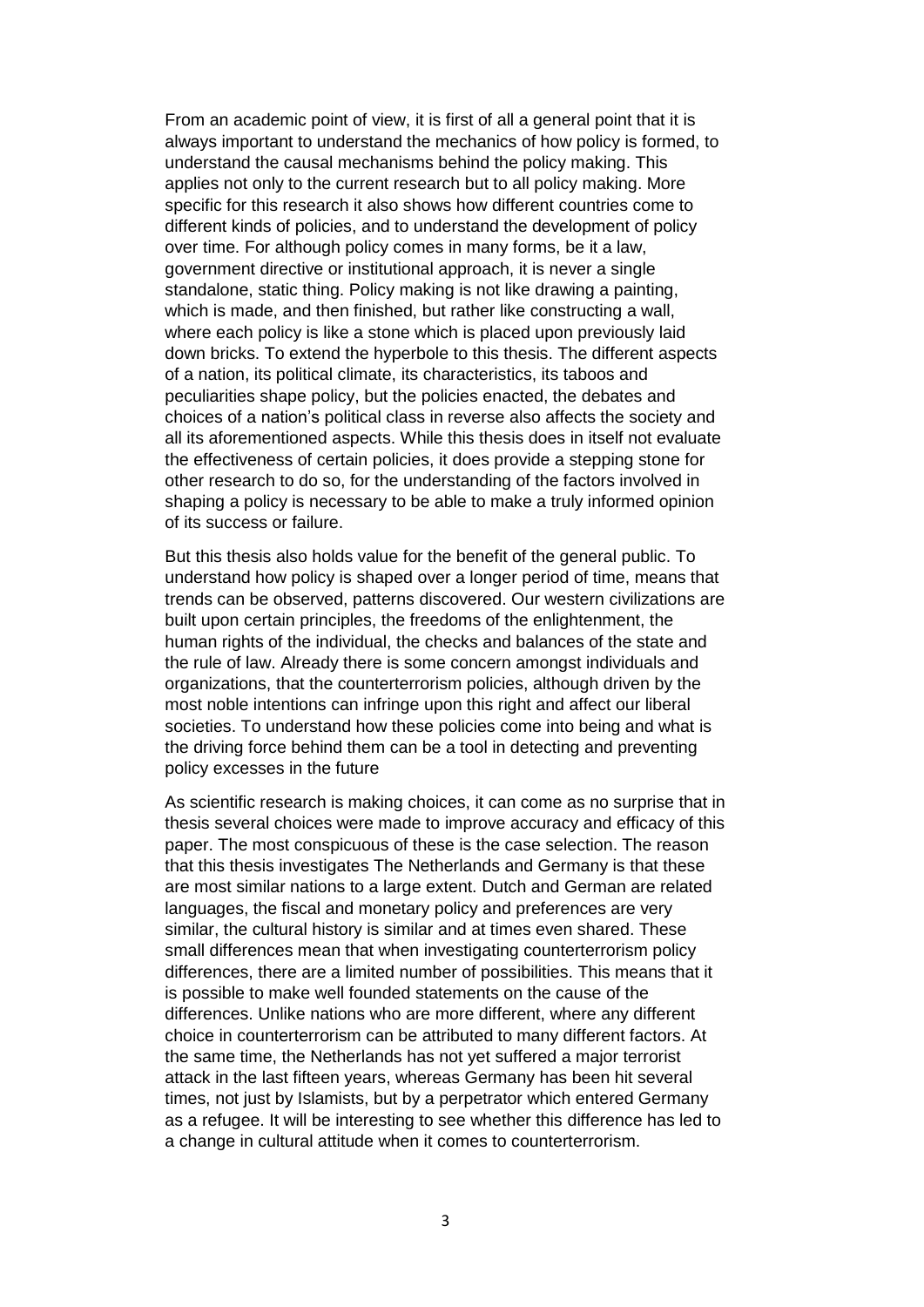From an academic point of view, it is first of all a general point that it is always important to understand the mechanics of how policy is formed, to understand the causal mechanisms behind the policy making. This applies not only to the current research but to all policy making. More specific for this research it also shows how different countries come to different kinds of policies, and to understand the development of policy over time. For although policy comes in many forms, be it a law, government directive or institutional approach, it is never a single standalone, static thing. Policy making is not like drawing a painting, which is made, and then finished, but rather like constructing a wall, where each policy is like a stone which is placed upon previously laid down bricks. To extend the hyperbole to this thesis. The different aspects of a nation, its political climate, its characteristics, its taboos and peculiarities shape policy, but the policies enacted, the debates and choices of a nation's political class in reverse also affects the society and all its aforementioned aspects. While this thesis does in itself not evaluate the effectiveness of certain policies, it does provide a stepping stone for other research to do so, for the understanding of the factors involved in shaping a policy is necessary to be able to make a truly informed opinion of its success or failure.

But this thesis also holds value for the benefit of the general public. To understand how policy is shaped over a longer period of time, means that trends can be observed, patterns discovered. Our western civilizations are built upon certain principles, the freedoms of the enlightenment, the human rights of the individual, the checks and balances of the state and the rule of law. Already there is some concern amongst individuals and organizations, that the counterterrorism policies, although driven by the most noble intentions can infringe upon this right and affect our liberal societies. To understand how these policies come into being and what is the driving force behind them can be a tool in detecting and preventing policy excesses in the future

As scientific research is making choices, it can come as no surprise that in thesis several choices were made to improve accuracy and efficacy of this paper. The most conspicuous of these is the case selection. The reason that this thesis investigates The Netherlands and Germany is that these are most similar nations to a large extent. Dutch and German are related languages, the fiscal and monetary policy and preferences are very similar, the cultural history is similar and at times even shared. These small differences mean that when investigating counterterrorism policy differences, there are a limited number of possibilities. This means that it is possible to make well founded statements on the cause of the differences. Unlike nations who are more different, where any different choice in counterterrorism can be attributed to many different factors. At the same time, the Netherlands has not yet suffered a major terrorist attack in the last fifteen years, whereas Germany has been hit several times, not just by Islamists, but by a perpetrator which entered Germany as a refugee. It will be interesting to see whether this difference has led to a change in cultural attitude when it comes to counterterrorism.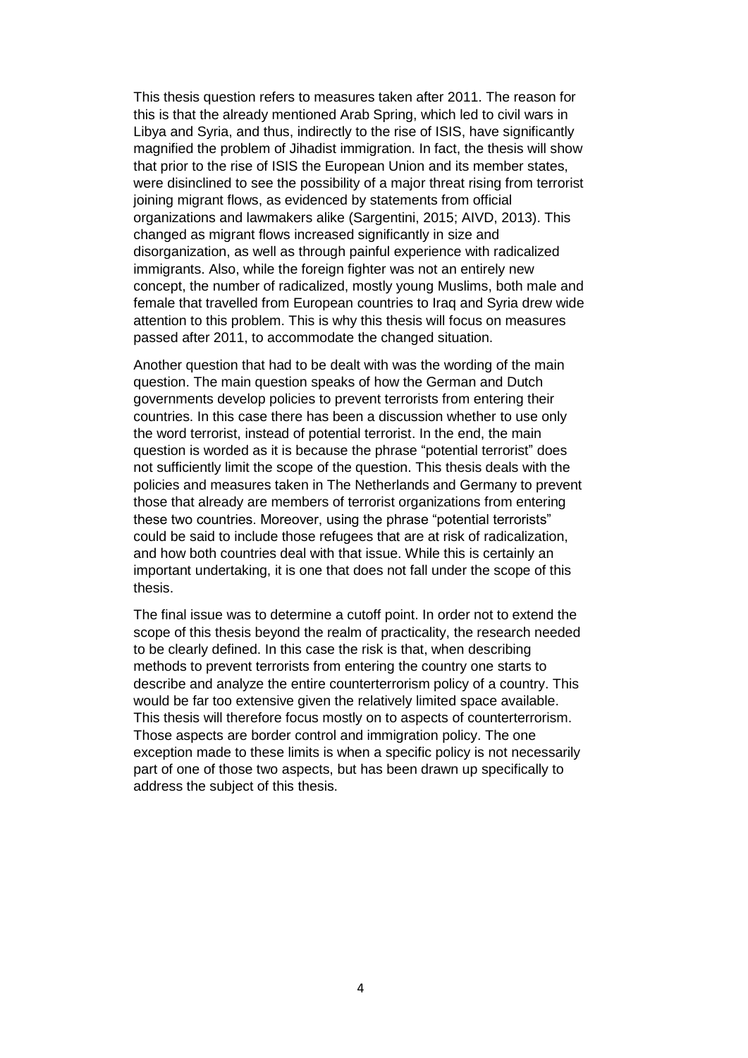This thesis question refers to measures taken after 2011. The reason for this is that the already mentioned Arab Spring, which led to civil wars in Libya and Syria, and thus, indirectly to the rise of ISIS, have significantly magnified the problem of Jihadist immigration. In fact, the thesis will show that prior to the rise of ISIS the European Union and its member states, were disinclined to see the possibility of a major threat rising from terrorist joining migrant flows, as evidenced by statements from official organizations and lawmakers alike (Sargentini, 2015; AIVD, 2013). This changed as migrant flows increased significantly in size and disorganization, as well as through painful experience with radicalized immigrants. Also, while the foreign fighter was not an entirely new concept, the number of radicalized, mostly young Muslims, both male and female that travelled from European countries to Iraq and Syria drew wide attention to this problem. This is why this thesis will focus on measures passed after 2011, to accommodate the changed situation.

Another question that had to be dealt with was the wording of the main question. The main question speaks of how the German and Dutch governments develop policies to prevent terrorists from entering their countries. In this case there has been a discussion whether to use only the word terrorist, instead of potential terrorist. In the end, the main question is worded as it is because the phrase "potential terrorist" does not sufficiently limit the scope of the question. This thesis deals with the policies and measures taken in The Netherlands and Germany to prevent those that already are members of terrorist organizations from entering these two countries. Moreover, using the phrase "potential terrorists" could be said to include those refugees that are at risk of radicalization, and how both countries deal with that issue. While this is certainly an important undertaking, it is one that does not fall under the scope of this thesis.

The final issue was to determine a cutoff point. In order not to extend the scope of this thesis beyond the realm of practicality, the research needed to be clearly defined. In this case the risk is that, when describing methods to prevent terrorists from entering the country one starts to describe and analyze the entire counterterrorism policy of a country. This would be far too extensive given the relatively limited space available. This thesis will therefore focus mostly on to aspects of counterterrorism. Those aspects are border control and immigration policy. The one exception made to these limits is when a specific policy is not necessarily part of one of those two aspects, but has been drawn up specifically to address the subject of this thesis.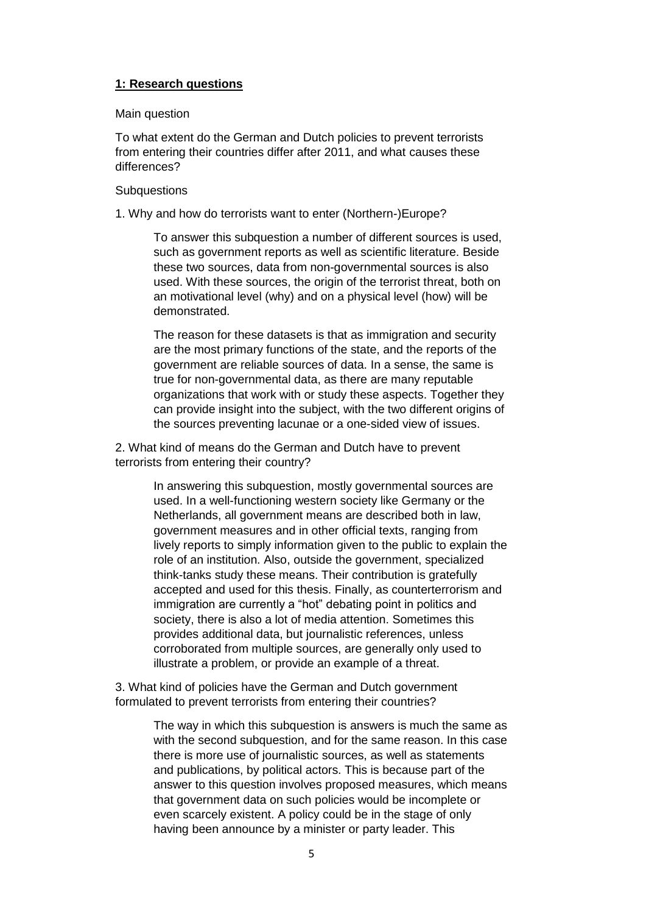## 1: Research questions

Main question

To what extent do the German and Dutch policies to prevent terrorists from entering their countries differ after 2011, and what causes these differences?

Subquestions

1. Why and how do terrorists want to enter (Northern-)Europe?

    To answer this subquestion a number of different sources is used, such as government reports as well as scientific literature. Beside these two sources, data from non-governmental sources is also used. With these sources, the origin of the terrorist threat, both on an motivational level (why) and on a physical level (how) will be demonstrated.

    The reason for these datasets is that as immigration and security are the most primary functions of the state, and the reports of the government are reliable sources of data. In a sense, the same is true for non-governmental data, as there are many reputable organizations that work with or study these aspects. Together they can provide insight into the subject, with the two different origins of the sources preventing lacunae or a one-sided view of issues.

2. What kind of means do the German and Dutch have to prevent terrorists from entering their country?

    In answering this subquestion, mostly governmental sources are used. In a well-functioning western society like Germany or the Netherlands, all government means are described both in law, government measures and in other official texts, ranging from lively reports to simply information given to the public to explain the role of an institution. Also, outside the government, specialized think-tanks study these means. Their contribution is gratefully accepted and used for this thesis. Finally, as counterterrorism and immigration are currently a "hot" debating point in politics and society, there is also a lot of media attention. Sometimes this provides additional data, but journalistic references, unless corroborated from multiple sources, are generally only used to illustrate a problem, or provide an example of a threat.

3. What kind of policies have the German and Dutch government formulated to prevent terrorists from entering their countries?

    The way in which this subquestion is answers is much the same as with the second subquestion, and for the same reason. In this case there is more use of journalistic sources, as well as statements and publications, by political actors. This is because part of the answer to this question involves proposed measures, which means that government data on such policies would be incomplete or even scarcely existent. A policy could be in the stage of only having been announce by a minister or party leader. This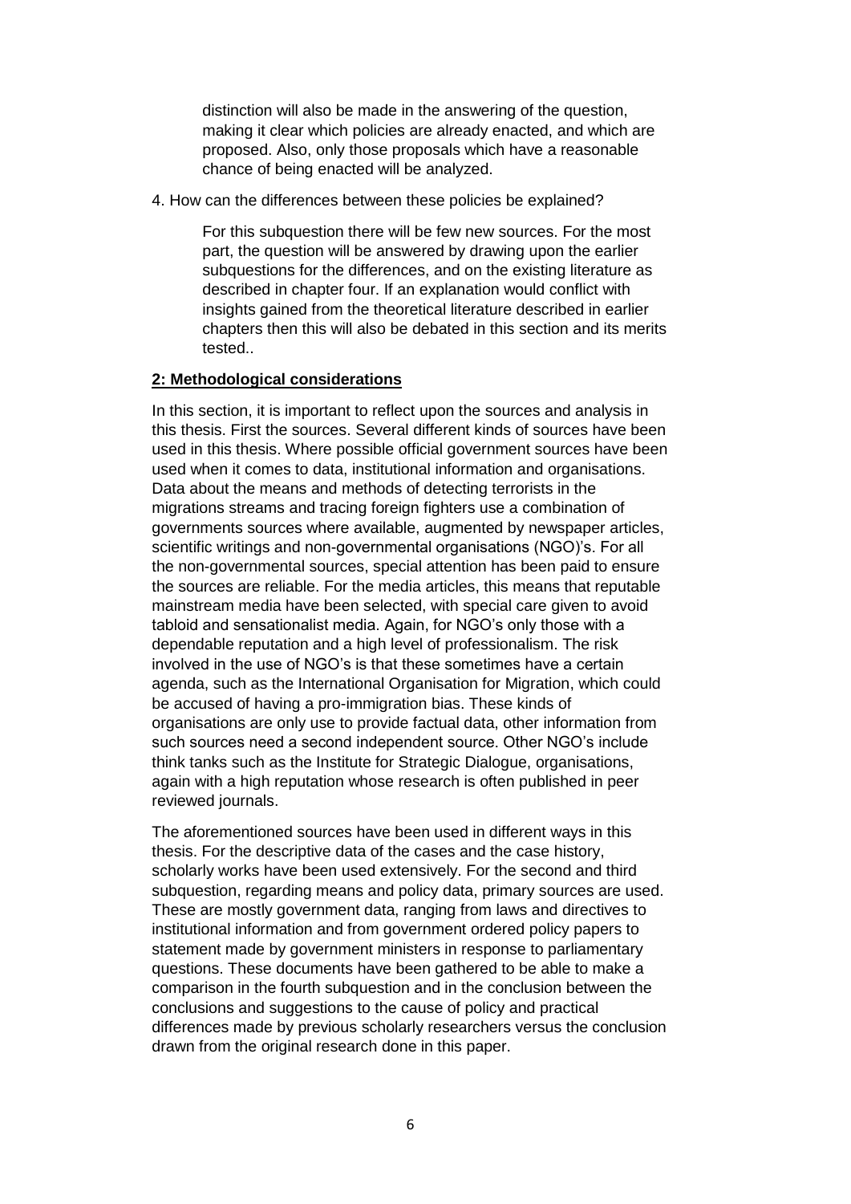distinction will also be made in the answering of the question, making it clear which policies are already enacted, and which are proposed. Also, only those proposals which have a reasonable chance of being enacted will be analyzed.

4. How can the differences between these policies be explained?

   For this subquestion there will be few new sources. For the most part, the question will be answered by drawing upon the earlier subquestions for the differences, and on the existing literature as described in chapter four. If an explanation would conflict with insights gained from the theoretical literature described in earlier chapters then this will also be debated in this section and its merits tested..

## 2: Methodological considerations

In this section, it is important to reflect upon the sources and analysis in this thesis. First the sources. Several different kinds of sources have been used in this thesis. Where possible official government sources have been used when it comes to data, institutional information and organisations. Data about the means and methods of detecting terrorists in the migrations streams and tracing foreign fighters use a combination of governments sources where available, augmented by newspaper articles, scientific writings and non-governmental organisations (NGO)'s. For all the non-governmental sources, special attention has been paid to ensure the sources are reliable. For the media articles, this means that reputable mainstream media have been selected, with special care given to avoid tabloid and sensationalist media. Again, for NGO's only those with a dependable reputation and a high level of professionalism. The risk involved in the use of NGO's is that these sometimes have a certain agenda, such as the International Organisation for Migration, which could be accused of having a pro-immigration bias. These kinds of organisations are only use to provide factual data, other information from such sources need a second independent source. Other NGO's include think tanks such as the Institute for Strategic Dialogue, organisations, again with a high reputation whose research is often published in peer reviewed journals.

The aforementioned sources have been used in different ways in this thesis. For the descriptive data of the cases and the case history, scholarly works have been used extensively. For the second and third subquestion, regarding means and policy data, primary sources are used. These are mostly government data, ranging from laws and directives to institutional information and from government ordered policy papers to statement made by government ministers in response to parliamentary questions. These documents have been gathered to be able to make a comparison in the fourth subquestion and in the conclusion between the conclusions and suggestions to the cause of policy and practical differences made by previous scholarly researchers versus the conclusion drawn from the original research done in this paper.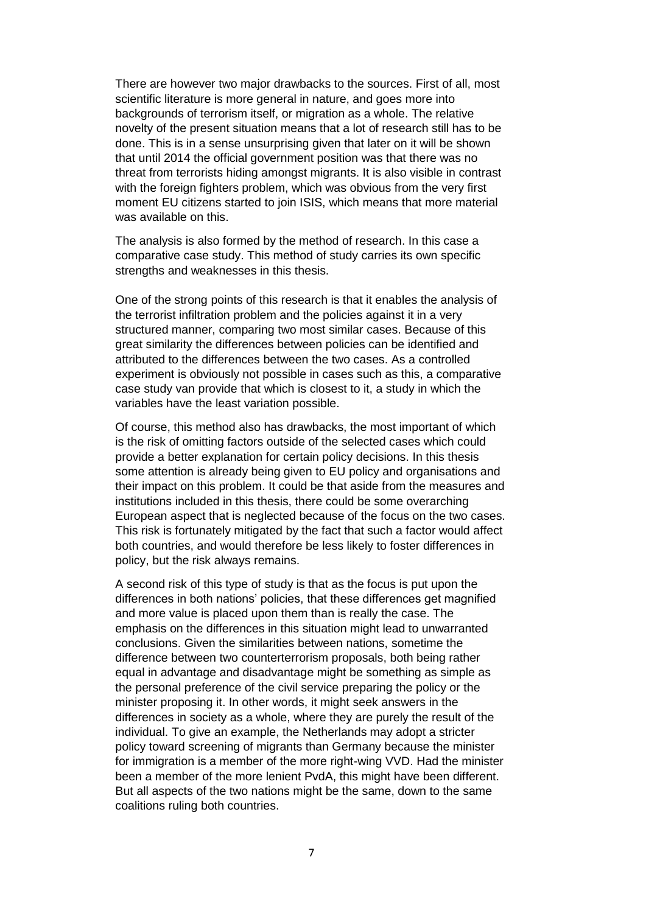There are however two major drawbacks to the sources. First of all, most scientific literature is more general in nature, and goes more into backgrounds of terrorism itself, or migration as a whole. The relative novelty of the present situation means that a lot of research still has to be done. This is in a sense unsurprising given that later on it will be shown that until 2014 the official government position was that there was no threat from terrorists hiding amongst migrants. It is also visible in contrast with the foreign fighters problem, which was obvious from the very first moment EU citizens started to join ISIS, which means that more material was available on this.

The analysis is also formed by the method of research. In this case a comparative case study. This method of study carries its own specific strengths and weaknesses in this thesis.

One of the strong points of this research is that it enables the analysis of the terrorist infiltration problem and the policies against it in a very structured manner, comparing two most similar cases. Because of this great similarity the differences between policies can be identified and attributed to the differences between the two cases. As a controlled experiment is obviously not possible in cases such as this, a comparative case study van provide that which is closest to it, a study in which the variables have the least variation possible.

Of course, this method also has drawbacks, the most important of which is the risk of omitting factors outside of the selected cases which could provide a better explanation for certain policy decisions. In this thesis some attention is already being given to EU policy and organisations and their impact on this problem. It could be that aside from the measures and institutions included in this thesis, there could be some overarching European aspect that is neglected because of the focus on the two cases. This risk is fortunately mitigated by the fact that such a factor would affect both countries, and would therefore be less likely to foster differences in policy, but the risk always remains.

A second risk of this type of study is that as the focus is put upon the differences in both nations' policies, that these differences get magnified and more value is placed upon them than is really the case. The emphasis on the differences in this situation might lead to unwarranted conclusions. Given the similarities between nations, sometime the difference between two counterterrorism proposals, both being rather equal in advantage and disadvantage might be something as simple as the personal preference of the civil service preparing the policy or the minister proposing it. In other words, it might seek answers in the differences in society as a whole, where they are purely the result of the individual. To give an example, the Netherlands may adopt a stricter policy toward screening of migrants than Germany because the minister for immigration is a member of the more right-wing VVD. Had the minister been a member of the more lenient PvdA, this might have been different. But all aspects of the two nations might be the same, down to the same coalitions ruling both countries.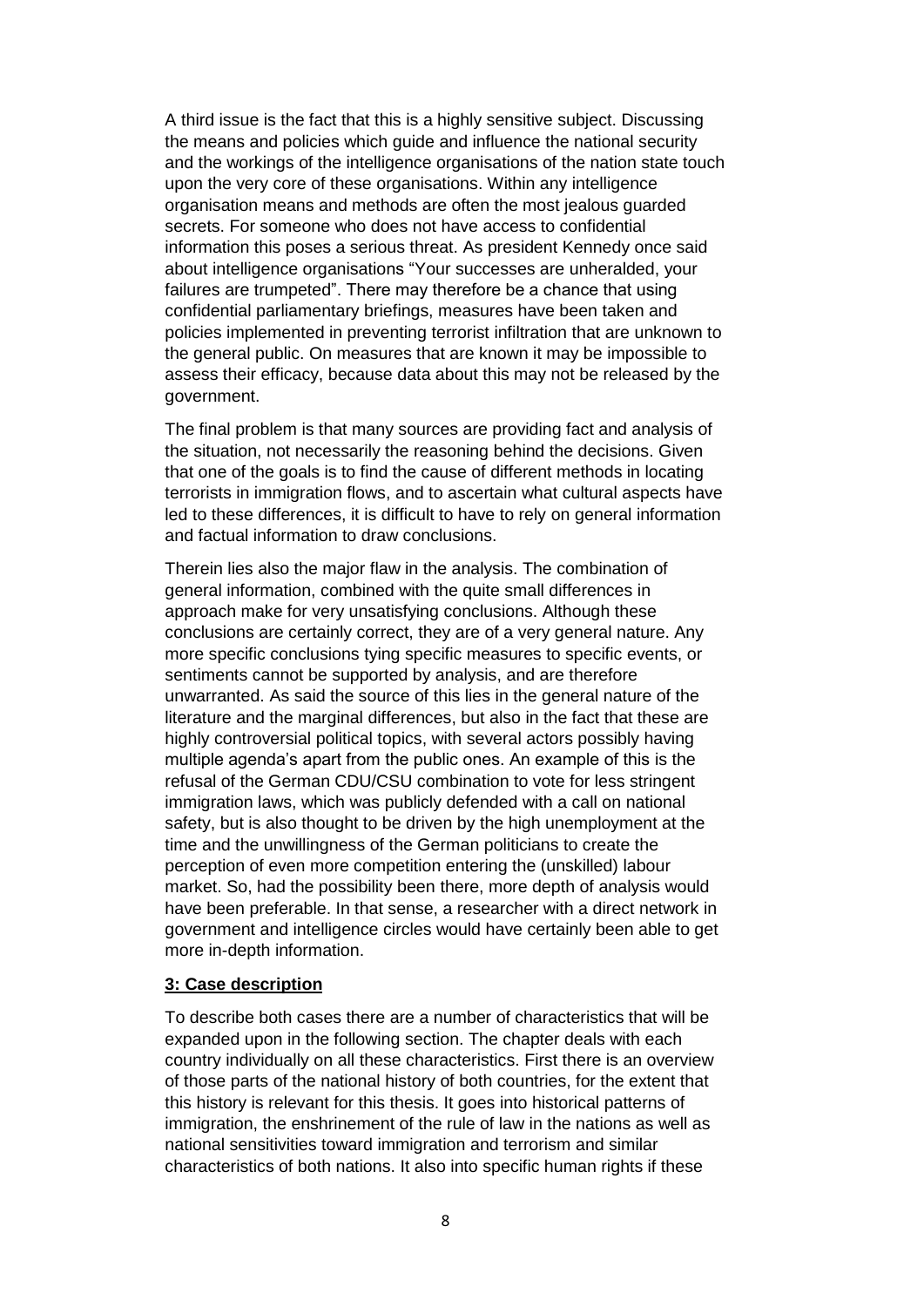A third issue is the fact that this is a highly sensitive subject. Discussing the means and policies which guide and influence the national security and the workings of the intelligence organisations of the nation state touch upon the very core of these organisations. Within any intelligence organisation means and methods are often the most jealous guarded secrets. For someone who does not have access to confidential information this poses a serious threat. As president Kennedy once said about intelligence organisations "Your successes are unheralded, your failures are trumpeted". There may therefore be a chance that using confidential parliamentary briefings, measures have been taken and policies implemented in preventing terrorist infiltration that are unknown to the general public. On measures that are known it may be impossible to assess their efficacy, because data about this may not be released by the government.

The final problem is that many sources are providing fact and analysis of the situation, not necessarily the reasoning behind the decisions. Given that one of the goals is to find the cause of different methods in locating terrorists in immigration flows, and to ascertain what cultural aspects have led to these differences, it is difficult to have to rely on general information and factual information to draw conclusions.

Therein lies also the major flaw in the analysis. The combination of general information, combined with the quite small differences in approach make for very unsatisfying conclusions. Although these conclusions are certainly correct, they are of a very general nature. Any more specific conclusions tying specific measures to specific events, or sentiments cannot be supported by analysis, and are therefore unwarranted. As said the source of this lies in the general nature of the literature and the marginal differences, but also in the fact that these are highly controversial political topics, with several actors possibly having multiple agenda's apart from the public ones. An example of this is the refusal of the German CDU/CSU combination to vote for less stringent immigration laws, which was publicly defended with a call on national safety, but is also thought to be driven by the high unemployment at the time and the unwillingness of the German politicians to create the perception of even more competition entering the (unskilled) labour market. So, had the possibility been there, more depth of analysis would have been preferable. In that sense, a researcher with a direct network in government and intelligence circles would have certainly been able to get more in-depth information.

## **3: Case description**

To describe both cases there are a number of characteristics that will be expanded upon in the following section. The chapter deals with each country individually on all these characteristics. First there is an overview of those parts of the national history of both countries, for the extent that this history is relevant for this thesis. It goes into historical patterns of immigration, the enshrinement of the rule of law in the nations as well as national sensitivities toward immigration and terrorism and similar characteristics of both nations. It also into specific human rights if these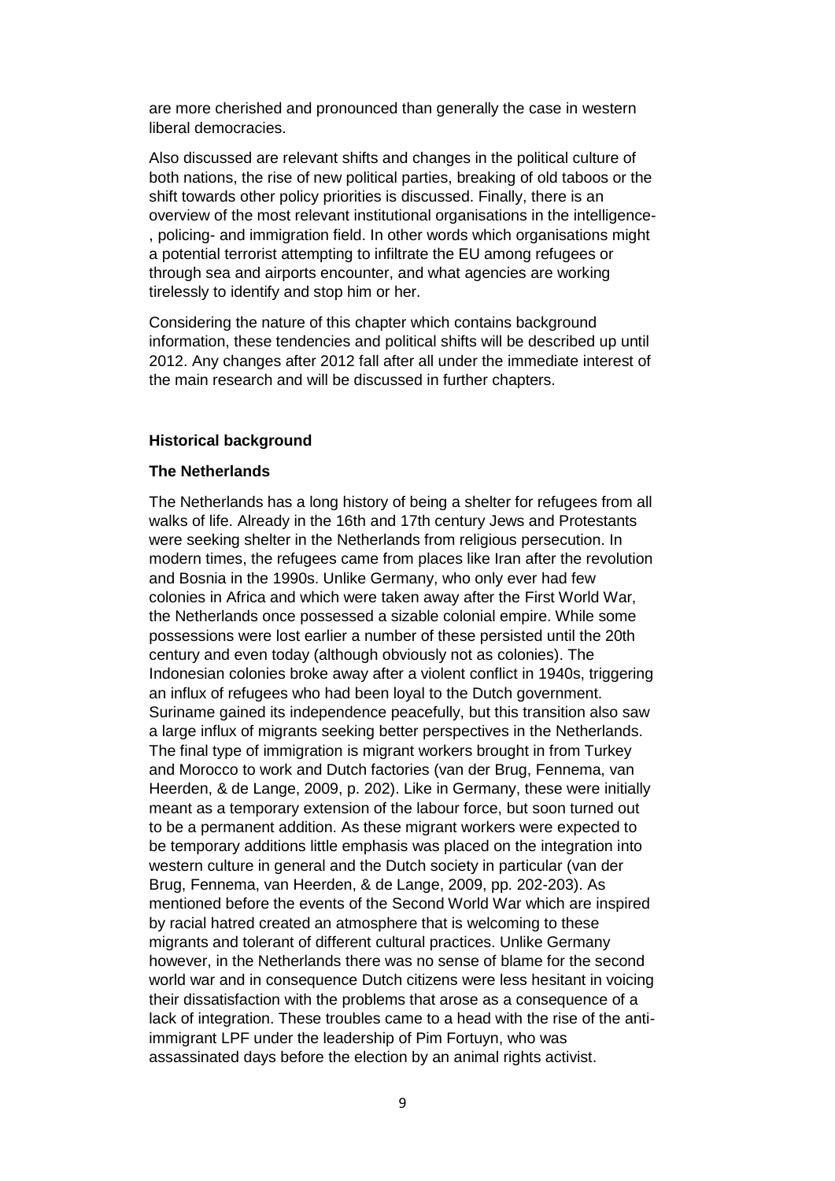are more cherished and pronounced than generally the case in western liberal democracies.

Also discussed are relevant shifts and changes in the political culture of both nations, the rise of new political parties, breaking of old taboos or the shift towards other policy priorities is discussed. Finally, there is an overview of the most relevant institutional organisations in the intelligence-, policing- and immigration field. In other words which organisations might a potential terrorist attempting to infiltrate the EU among refugees or through sea and airports encounter, and what agencies are working tirelessly to identify and stop him or her.

Considering the nature of this chapter which contains background information, these tendencies and political shifts will be described up until 2012. Any changes after 2012 fall after all under the immediate interest of the main research and will be discussed in further chapters.

**Historical background**

**The Netherlands**

The Netherlands has a long history of being a shelter for refugees from all walks of life. Already in the 16th and 17th century Jews and Protestants were seeking shelter in the Netherlands from religious persecution. In modern times, the refugees came from places like Iran after the revolution and Bosnia in the 1990s. Unlike Germany, who only ever had few colonies in Africa and which were taken away after the First World War, the Netherlands once possessed a sizable colonial empire. While some possessions were lost earlier a number of these persisted until the 20th century and even today (although obviously not as colonies). The Indonesian colonies broke away after a violent conflict in 1940s, triggering an influx of refugees who had been loyal to the Dutch government. Suriname gained its independence peacefully, but this transition also saw a large influx of migrants seeking better perspectives in the Netherlands. The final type of immigration is migrant workers brought in from Turkey and Morocco to work and Dutch factories (van der Brug, Fennema, van Heerden, & de Lange, 2009, p. 202). Like in Germany, these were initially meant as a temporary extension of the labour force, but soon turned out to be a permanent addition. As these migrant workers were expected to be temporary additions little emphasis was placed on the integration into western culture in general and the Dutch society in particular (van der Brug, Fennema, van Heerden, & de Lange, 2009, pp. 202-203). As mentioned before the events of the Second World War which are inspired by racial hatred created an atmosphere that is welcoming to these migrants and tolerant of different cultural practices. Unlike Germany however, in the Netherlands there was no sense of blame for the second world war and in consequence Dutch citizens were less hesitant in voicing their dissatisfaction with the problems that arose as a consequence of a lack of integration. These troubles came to a head with the rise of the anti-immigrant LPF under the leadership of Pim Fortuyn, who was assassinated days before the election by an animal rights activist.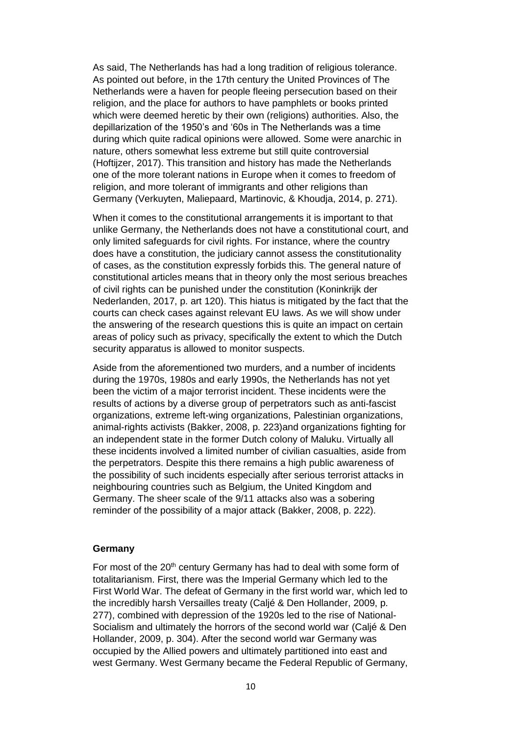As said, The Netherlands has had a long tradition of religious tolerance. As pointed out before, in the 17th century the United Provinces of The Netherlands were a haven for people fleeing persecution based on their religion, and the place for authors to have pamphlets or books printed which were deemed heretic by their own (religions) authorities. Also, the depillarization of the 1950's and '60s in The Netherlands was a time during which quite radical opinions were allowed. Some were anarchic in nature, others somewhat less extreme but still quite controversial (Hoftijzer, 2017). This transition and history has made the Netherlands one of the more tolerant nations in Europe when it comes to freedom of religion, and more tolerant of immigrants and other religions than Germany (Verkuyten, Maliepaard, Martinovic, & Khoudja, 2014, p. 271).

When it comes to the constitutional arrangements it is important to that unlike Germany, the Netherlands does not have a constitutional court, and only limited safeguards for civil rights. For instance, where the country does have a constitution, the judiciary cannot assess the constitutionality of cases, as the constitution expressly forbids this. The general nature of constitutional articles means that in theory only the most serious breaches of civil rights can be punished under the constitution (Koninkrijk der Nederlanden, 2017, p. art 120). This hiatus is mitigated by the fact that the courts can check cases against relevant EU laws. As we will show under the answering of the research questions this is quite an impact on certain areas of policy such as privacy, specifically the extent to which the Dutch security apparatus is allowed to monitor suspects.

Aside from the aforementioned two murders, and a number of incidents during the 1970s, 1980s and early 1990s, the Netherlands has not yet been the victim of a major terrorist incident. These incidents were the results of actions by a diverse group of perpetrators such as anti-fascist organizations, extreme left-wing organizations, Palestinian organizations, animal-rights activists (Bakker, 2008, p. 223)and organizations fighting for an independent state in the former Dutch colony of Maluku. Virtually all these incidents involved a limited number of civilian casualties, aside from the perpetrators. Despite this there remains a high public awareness of the possibility of such incidents especially after serious terrorist attacks in neighbouring countries such as Belgium, the United Kingdom and Germany. The sheer scale of the 9/11 attacks also was a sobering reminder of the possibility of a major attack (Bakker, 2008, p. 222).

**Germany**

For most of the 20th century Germany has had to deal with some form of totalitarianism. First, there was the Imperial Germany which led to the First World War. The defeat of Germany in the first world war, which led to the incredibly harsh Versailles treaty (Caljé & Den Hollander, 2009, p. 277), combined with depression of the 1920s led to the rise of National-Socialism and ultimately the horrors of the second world war (Caljé & Den Hollander, 2009, p. 304). After the second world war Germany was occupied by the Allied powers and ultimately partitioned into east and west Germany. West Germany became the Federal Republic of Germany,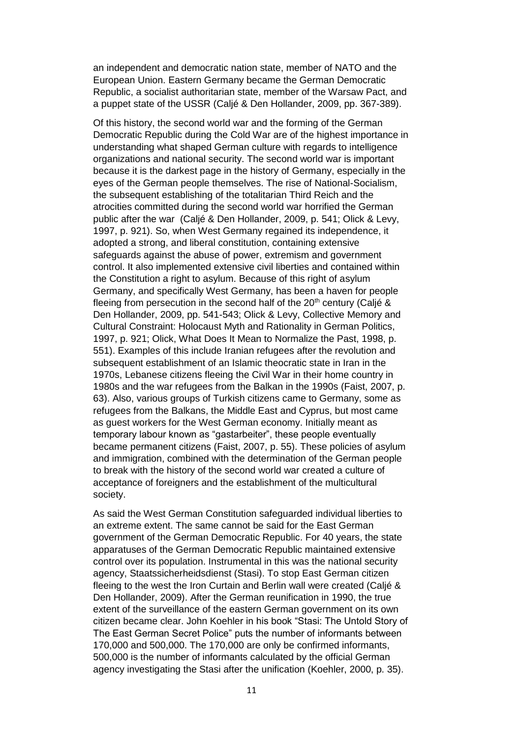an independent and democratic nation state, member of NATO and the European Union. Eastern Germany became the German Democratic Republic, a socialist authoritarian state, member of the Warsaw Pact, and a puppet state of the USSR (Caljé & Den Hollander, 2009, pp. 367-389).

Of this history, the second world war and the forming of the German Democratic Republic during the Cold War are of the highest importance in understanding what shaped German culture with regards to intelligence organizations and national security. The second world war is important because it is the darkest page in the history of Germany, especially in the eyes of the German people themselves. The rise of National-Socialism, the subsequent establishing of the totalitarian Third Reich and the atrocities committed during the second world war horrified the German public after the war (Caljé & Den Hollander, 2009, p. 541; Olick & Levy, 1997, p. 921). So, when West Germany regained its independence, it adopted a strong, and liberal constitution, containing extensive safeguards against the abuse of power, extremism and government control. It also implemented extensive civil liberties and contained within the Constitution a right to asylum. Because of this right of asylum Germany, and specifically West Germany, has been a haven for people fleeing from persecution in the second half of the 20th century (Caljé & Den Hollander, 2009, pp. 541-543; Olick & Levy, Collective Memory and Cultural Constraint: Holocaust Myth and Rationality in German Politics, 1997, p. 921; Olick, What Does It Mean to Normalize the Past, 1998, p. 551). Examples of this include Iranian refugees after the revolution and subsequent establishment of an Islamic theocratic state in Iran in the 1970s, Lebanese citizens fleeing the Civil War in their home country in 1980s and the war refugees from the Balkan in the 1990s (Faist, 2007, p. 63). Also, various groups of Turkish citizens came to Germany, some as refugees from the Balkans, the Middle East and Cyprus, but most came as guest workers for the West German economy. Initially meant as temporary labour known as "gastarbeiter", these people eventually became permanent citizens (Faist, 2007, p. 55). These policies of asylum and immigration, combined with the determination of the German people to break with the history of the second world war created a culture of acceptance of foreigners and the establishment of the multicultural society.

As said the West German Constitution safeguarded individual liberties to an extreme extent. The same cannot be said for the East German government of the German Democratic Republic. For 40 years, the state apparatuses of the German Democratic Republic maintained extensive control over its population. Instrumental in this was the national security agency, Staatssicherheidsdienst (Stasi). To stop East German citizen fleeing to the west the Iron Curtain and Berlin wall were created (Caljé & Den Hollander, 2009). After the German reunification in 1990, the true extent of the surveillance of the eastern German government on its own citizen became clear. John Koehler in his book "Stasi: The Untold Story of The East German Secret Police" puts the number of informants between 170,000 and 500,000. The 170,000 are only be confirmed informants, 500,000 is the number of informants calculated by the official German agency investigating the Stasi after the unification (Koehler, 2000, p. 35).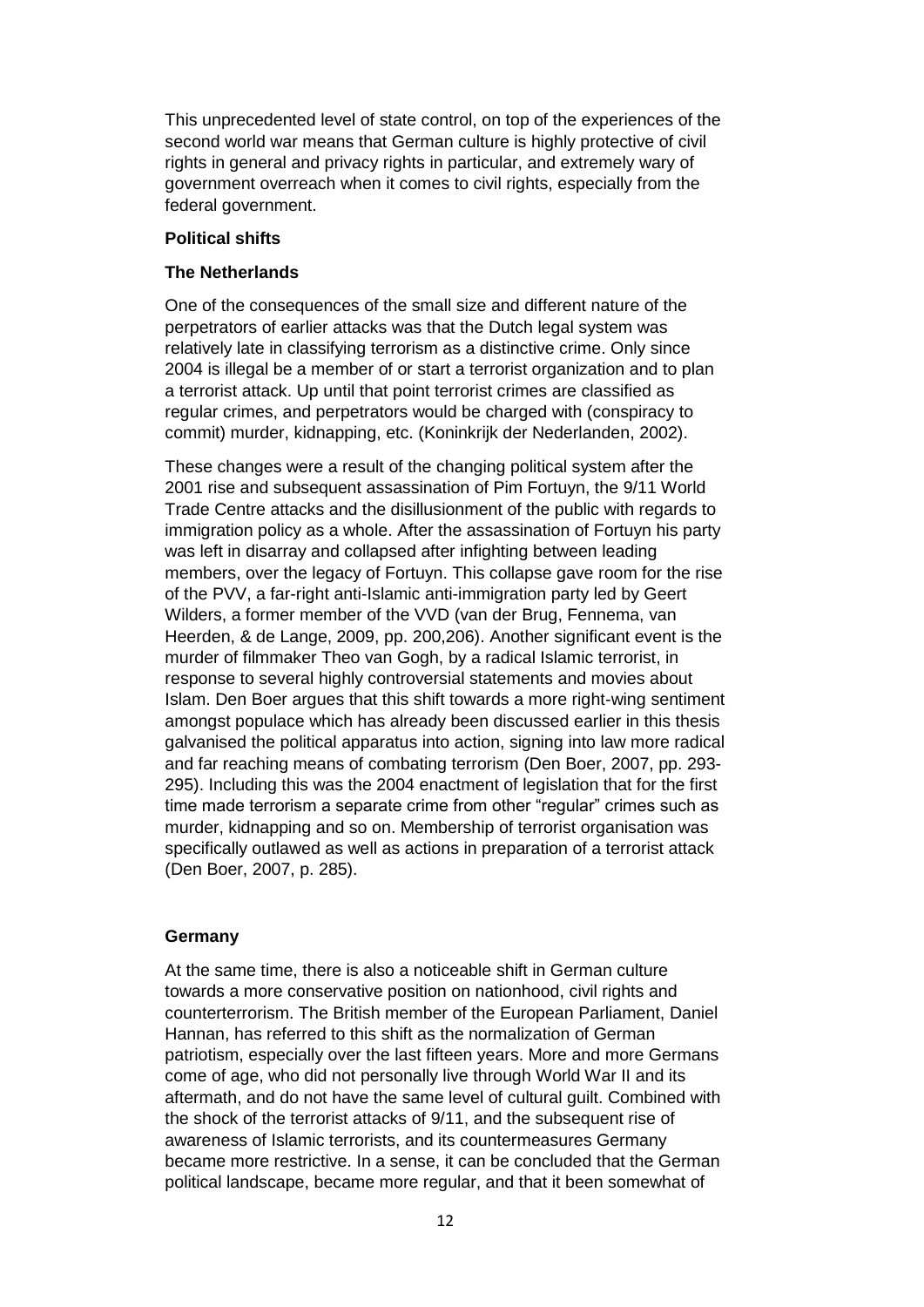This unprecedented level of state control, on top of the experiences of the second world war means that German culture is highly protective of civil rights in general and privacy rights in particular, and extremely wary of government overreach when it comes to civil rights, especially from the federal government.

**Political shifts**

**The Netherlands**

One of the consequences of the small size and different nature of the perpetrators of earlier attacks was that the Dutch legal system was relatively late in classifying terrorism as a distinctive crime. Only since 2004 is illegal be a member of or start a terrorist organization and to plan a terrorist attack. Up until that point terrorist crimes are classified as regular crimes, and perpetrators would be charged with (conspiracy to commit) murder, kidnapping, etc. (Koninkrijk der Nederlanden, 2002).

These changes were a result of the changing political system after the 2001 rise and subsequent assassination of Pim Fortuyn, the 9/11 World Trade Centre attacks and the disillusionment of the public with regards to immigration policy as a whole. After the assassination of Fortuyn his party was left in disarray and collapsed after infighting between leading members, over the legacy of Fortuyn. This collapse gave room for the rise of the PVV, a far-right anti-Islamic anti-immigration party led by Geert Wilders, a former member of the VVD (van der Brug, Fennema, van Heerden, & de Lange, 2009, pp. 200,206). Another significant event is the murder of filmmaker Theo van Gogh, by a radical Islamic terrorist, in response to several highly controversial statements and movies about Islam. Den Boer argues that this shift towards a more right-wing sentiment amongst populace which has already been discussed earlier in this thesis galvanised the political apparatus into action, signing into law more radical and far reaching means of combating terrorism (Den Boer, 2007, pp. 293-295). Including this was the 2004 enactment of legislation that for the first time made terrorism a separate crime from other "regular" crimes such as murder, kidnapping and so on. Membership of terrorist organisation was specifically outlawed as well as actions in preparation of a terrorist attack (Den Boer, 2007, p. 285).

**Germany**

At the same time, there is also a noticeable shift in German culture towards a more conservative position on nationhood, civil rights and counterterrorism. The British member of the European Parliament, Daniel Hannan, has referred to this shift as the normalization of German patriotism, especially over the last fifteen years. More and more Germans come of age, who did not personally live through World War II and its aftermath, and do not have the same level of cultural guilt. Combined with the shock of the terrorist attacks of 9/11, and the subsequent rise of awareness of Islamic terrorists, and its countermeasures Germany became more restrictive. In a sense, it can be concluded that the German political landscape, became more regular, and that it been somewhat of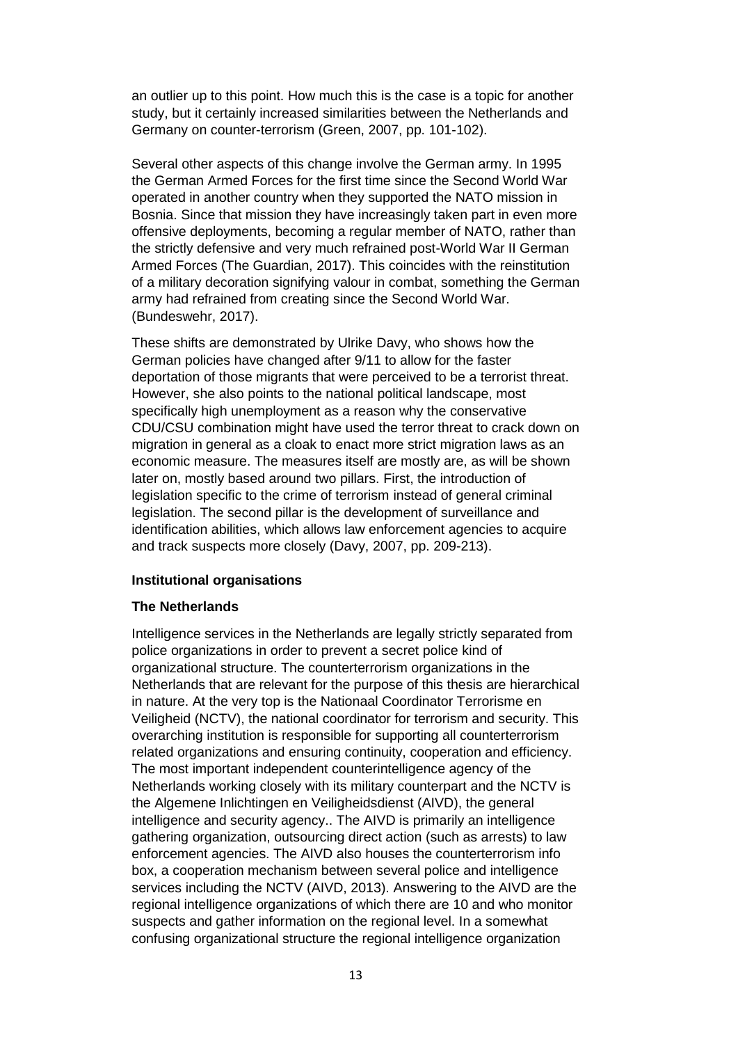an outlier up to this point. How much this is the case is a topic for another study, but it certainly increased similarities between the Netherlands and Germany on counter-terrorism (Green, 2007, pp. 101-102).

Several other aspects of this change involve the German army. In 1995 the German Armed Forces for the first time since the Second World War operated in another country when they supported the NATO mission in Bosnia. Since that mission they have increasingly taken part in even more offensive deployments, becoming a regular member of NATO, rather than the strictly defensive and very much refrained post-World War II German Armed Forces (The Guardian, 2017). This coincides with the reinstitution of a military decoration signifying valour in combat, something the German army had refrained from creating since the Second World War. (Bundeswehr, 2017).

These shifts are demonstrated by Ulrike Davy, who shows how the German policies have changed after 9/11 to allow for the faster deportation of those migrants that were perceived to be a terrorist threat. However, she also points to the national political landscape, most specifically high unemployment as a reason why the conservative CDU/CSU combination might have used the terror threat to crack down on migration in general as a cloak to enact more strict migration laws as an economic measure. The measures itself are mostly are, as will be shown later on, mostly based around two pillars. First, the introduction of legislation specific to the crime of terrorism instead of general criminal legislation. The second pillar is the development of surveillance and identification abilities, which allows law enforcement agencies to acquire and track suspects more closely (Davy, 2007, pp. 209-213).

**Institutional organisations**

**The Netherlands**

Intelligence services in the Netherlands are legally strictly separated from police organizations in order to prevent a secret police kind of organizational structure. The counterterrorism organizations in the Netherlands that are relevant for the purpose of this thesis are hierarchical in nature. At the very top is the Nationaal Coordinator Terrorisme en Veiligheid (NCTV), the national coordinator for terrorism and security. This overarching institution is responsible for supporting all counterterrorism related organizations and ensuring continuity, cooperation and efficiency. The most important independent counterintelligence agency of the Netherlands working closely with its military counterpart and the NCTV is the Algemene Inlichtingen en Veiligheidsdienst (AIVD), the general intelligence and security agency.. The AIVD is primarily an intelligence gathering organization, outsourcing direct action (such as arrests) to law enforcement agencies. The AIVD also houses the counterterrorism info box, a cooperation mechanism between several police and intelligence services including the NCTV (AIVD, 2013). Answering to the AIVD are the regional intelligence organizations of which there are 10 and who monitor suspects and gather information on the regional level. In a somewhat confusing organizational structure the regional intelligence organization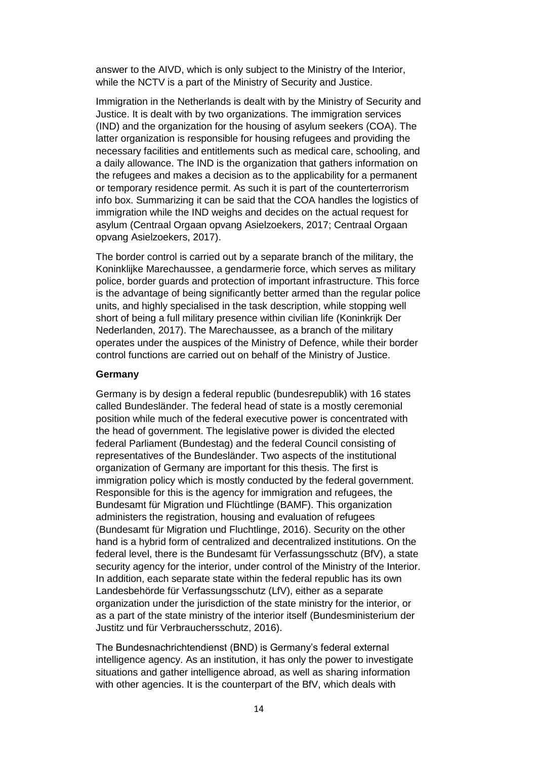answer to the AIVD, which is only subject to the Ministry of the Interior, while the NCTV is a part of the Ministry of Security and Justice.

Immigration in the Netherlands is dealt with by the Ministry of Security and Justice. It is dealt with by two organizations. The immigration services (IND) and the organization for the housing of asylum seekers (COA). The latter organization is responsible for housing refugees and providing the necessary facilities and entitlements such as medical care, schooling, and a daily allowance. The IND is the organization that gathers information on the refugees and makes a decision as to the applicability for a permanent or temporary residence permit. As such it is part of the counterterrorism info box. Summarizing it can be said that the COA handles the logistics of immigration while the IND weighs and decides on the actual request for asylum (Centraal Orgaan opvang Asielzoekers, 2017; Centraal Orgaan opvang Asielzoekers, 2017).

The border control is carried out by a separate branch of the military, the Koninklijke Marechaussee, a gendarmerie force, which serves as military police, border guards and protection of important infrastructure. This force is the advantage of being significantly better armed than the regular police units, and highly specialised in the task description, while stopping well short of being a full military presence within civilian life (Koninkrijk Der Nederlanden, 2017). The Marechaussee, as a branch of the military operates under the auspices of the Ministry of Defence, while their border control functions are carried out on behalf of the Ministry of Justice.

**Germany**

Germany is by design a federal republic (bundesrepublik) with 16 states called Bundesländer. The federal head of state is a mostly ceremonial position while much of the federal executive power is concentrated with the head of government. The legislative power is divided the elected federal Parliament (Bundestag) and the federal Council consisting of representatives of the Bundesländer. Two aspects of the institutional organization of Germany are important for this thesis. The first is immigration policy which is mostly conducted by the federal government. Responsible for this is the agency for immigration and refugees, the Bundesamt für Migration und Flüchtlinge (BAMF). This organization administers the registration, housing and evaluation of refugees (Bundesamt für Migration und Fluchtlinge, 2016). Security on the other hand is a hybrid form of centralized and decentralized institutions. On the federal level, there is the Bundesamt für Verfassungsschutz (BfV), a state security agency for the interior, under control of the Ministry of the Interior. In addition, each separate state within the federal republic has its own Landesbehörde für Verfassungsschutz (LfV), either as a separate organization under the jurisdiction of the state ministry for the interior, or as a part of the state ministry of the interior itself (Bundesministerium der Justitz und für Verbrauchersschutz, 2016).

The Bundesnachrichtendienst (BND) is Germany's federal external intelligence agency. As an institution, it has only the power to investigate situations and gather intelligence abroad, as well as sharing information with other agencies. It is the counterpart of the BfV, which deals with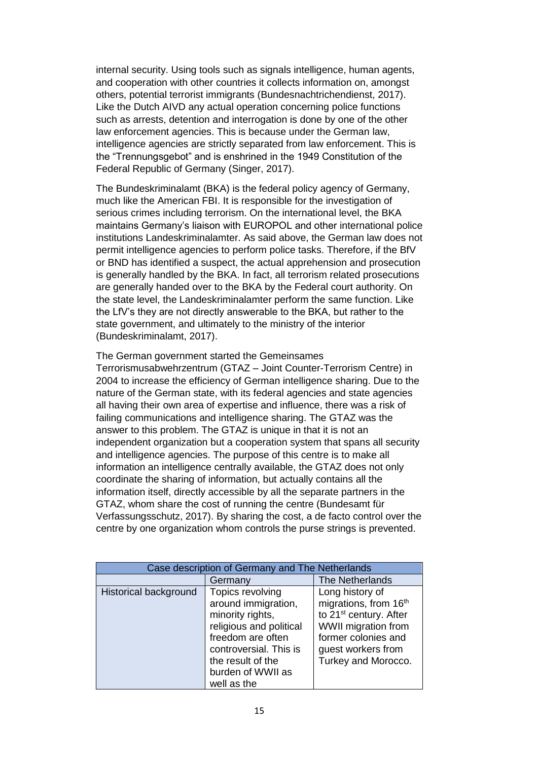internal security. Using tools such as signals intelligence, human agents, and cooperation with other countries it collects information on, amongst others, potential terrorist immigrants (Bundesnachtrichendienst, 2017). Like the Dutch AIVD any actual operation concerning police functions such as arrests, detention and interrogation is done by one of the other law enforcement agencies. This is because under the German law, intelligence agencies are strictly separated from law enforcement. This is the "Trennungsgebot" and is enshrined in the 1949 Constitution of the Federal Republic of Germany (Singer, 2017).

The Bundeskriminalamt (BKA) is the federal policy agency of Germany, much like the American FBI. It is responsible for the investigation of serious crimes including terrorism. On the international level, the BKA maintains Germany's liaison with EUROPOL and other international police institutions Landeskriminalamter. As said above, the German law does not permit intelligence agencies to perform police tasks. Therefore, if the BfV or BND has identified a suspect, the actual apprehension and prosecution is generally handled by the BKA. In fact, all terrorism related prosecutions are generally handed over to the BKA by the Federal court authority. On the state level, the Landeskriminalamter perform the same function. Like the LfV's they are not directly answerable to the BKA, but rather to the state government, and ultimately to the ministry of the interior (Bundeskriminalamt, 2017).

The German government started the Gemeinsames Terrorismusabwehrzentrum (GTAZ – Joint Counter-Terrorism Centre) in 2004 to increase the efficiency of German intelligence sharing. Due to the nature of the German state, with its federal agencies and state agencies all having their own area of expertise and influence, there was a risk of failing communications and intelligence sharing. The GTAZ was the answer to this problem. The GTAZ is unique in that it is not an independent organization but a cooperation system that spans all security and intelligence agencies. The purpose of this centre is to make all information an intelligence centrally available, the GTAZ does not only coordinate the sharing of information, but actually contains all the information itself, directly accessible by all the separate partners in the GTAZ, whom share the cost of running the centre (Bundesamt für Verfassungsschutz, 2017). By sharing the cost, a de facto control over the centre by one organization whom controls the purse strings is prevented.

| Case description of Germany and The Netherlands | | |
|---|---|---|
| | Germany | The Netherlands |
| Historical background | Topics revolving around immigration, minority rights, religious and political freedom are often controversial. This is the result of the burden of WWII as well as the | Long history of migrations, from 16th to 21st century. After WWII migration from former colonies and guest workers from Turkey and Morocco. |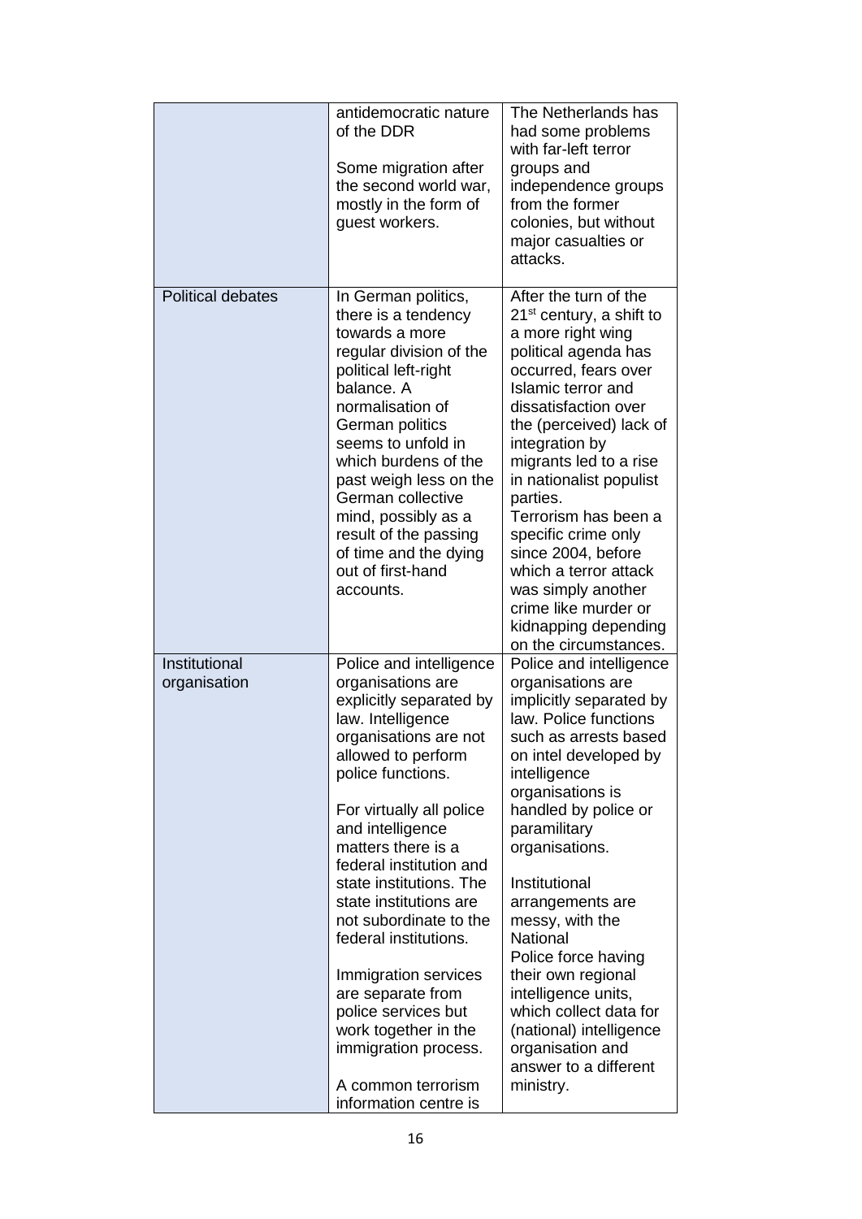| | | |
|---|---|---|
| | antidemocratic nature of the DDR<br><br>Some migration after the second world war, mostly in the form of guest workers. | The Netherlands has had some problems with far-left terror groups and independence groups from the former colonies, but without major casualties or attacks. |
| Political debates | In German politics, there is a tendency towards a more regular division of the political left-right balance. A normalisation of German politics seems to unfold in which burdens of the past weigh less on the German collective mind, possibly as a result of the passing of time and the dying out of first-hand accounts. | After the turn of the 21st century, a shift to a more right wing political agenda has occurred, fears over Islamic terror and dissatisfaction over the (perceived) lack of integration by migrants led to a rise in nationalist populist parties.<br>Terrorism has been a specific crime only since 2004, before which a terror attack was simply another crime like murder or kidnapping depending on the circumstances. |
| Institutional organisation | Police and intelligence organisations are explicitly separated by law. Intelligence organisations are not allowed to perform police functions.<br><br>For virtually all police and intelligence matters there is a federal institution and state institutions. The state institutions are not subordinate to the federal institutions.<br><br>Immigration services are separate from police services but work together in the immigration process.<br><br>A common terrorism information centre is | Police and intelligence organisations are implicitly separated by law. Police functions such as arrests based on intel developed by intelligence organisations is handled by police or paramilitary organisations.<br><br>Institutional arrangements are messy, with the National Police force having their own regional intelligence units, which collect data for (national) intelligence organisation and answer to a different ministry. |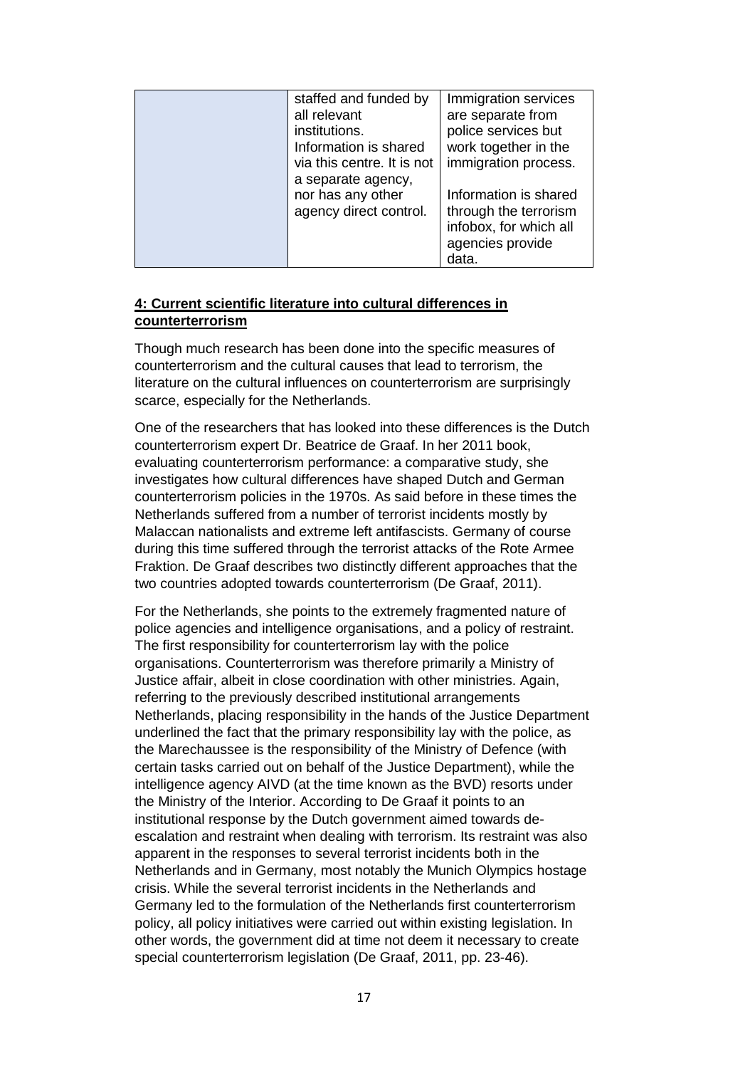|  | staffed and funded by all relevant institutions. Information is shared via this centre. It is not a separate agency, nor has any other agency direct control. | Immigration services are separate from police services but work together in the immigration process.<br><br>Information is shared through the terrorism infobox, for which all agencies provide data. |
|---|---|---|

**4: Current scientific literature into cultural differences in counterterrorism**

Though much research has been done into the specific measures of counterterrorism and the cultural causes that lead to terrorism, the literature on the cultural influences on counterterrorism are surprisingly scarce, especially for the Netherlands.

One of the researchers that has looked into these differences is the Dutch counterterrorism expert Dr. Beatrice de Graaf. In her 2011 book, evaluating counterterrorism performance: a comparative study, she investigates how cultural differences have shaped Dutch and German counterterrorism policies in the 1970s. As said before in these times the Netherlands suffered from a number of terrorist incidents mostly by Malaccan nationalists and extreme left antifascists. Germany of course during this time suffered through the terrorist attacks of the Rote Armee Fraktion. De Graaf describes two distinctly different approaches that the two countries adopted towards counterterrorism (De Graaf, 2011).

For the Netherlands, she points to the extremely fragmented nature of police agencies and intelligence organisations, and a policy of restraint. The first responsibility for counterterrorism lay with the police organisations. Counterterrorism was therefore primarily a Ministry of Justice affair, albeit in close coordination with other ministries. Again, referring to the previously described institutional arrangements Netherlands, placing responsibility in the hands of the Justice Department underlined the fact that the primary responsibility lay with the police, as the Marechaussee is the responsibility of the Ministry of Defence (with certain tasks carried out on behalf of the Justice Department), while the intelligence agency AIVD (at the time known as the BVD) resorts under the Ministry of the Interior. According to De Graaf it points to an institutional response by the Dutch government aimed towards de-escalation and restraint when dealing with terrorism. Its restraint was also apparent in the responses to several terrorist incidents both in the Netherlands and in Germany, most notably the Munich Olympics hostage crisis. While the several terrorist incidents in the Netherlands and Germany led to the formulation of the Netherlands first counterterrorism policy, all policy initiatives were carried out within existing legislation. In other words, the government did at time not deem it necessary to create special counterterrorism legislation (De Graaf, 2011, pp. 23-46).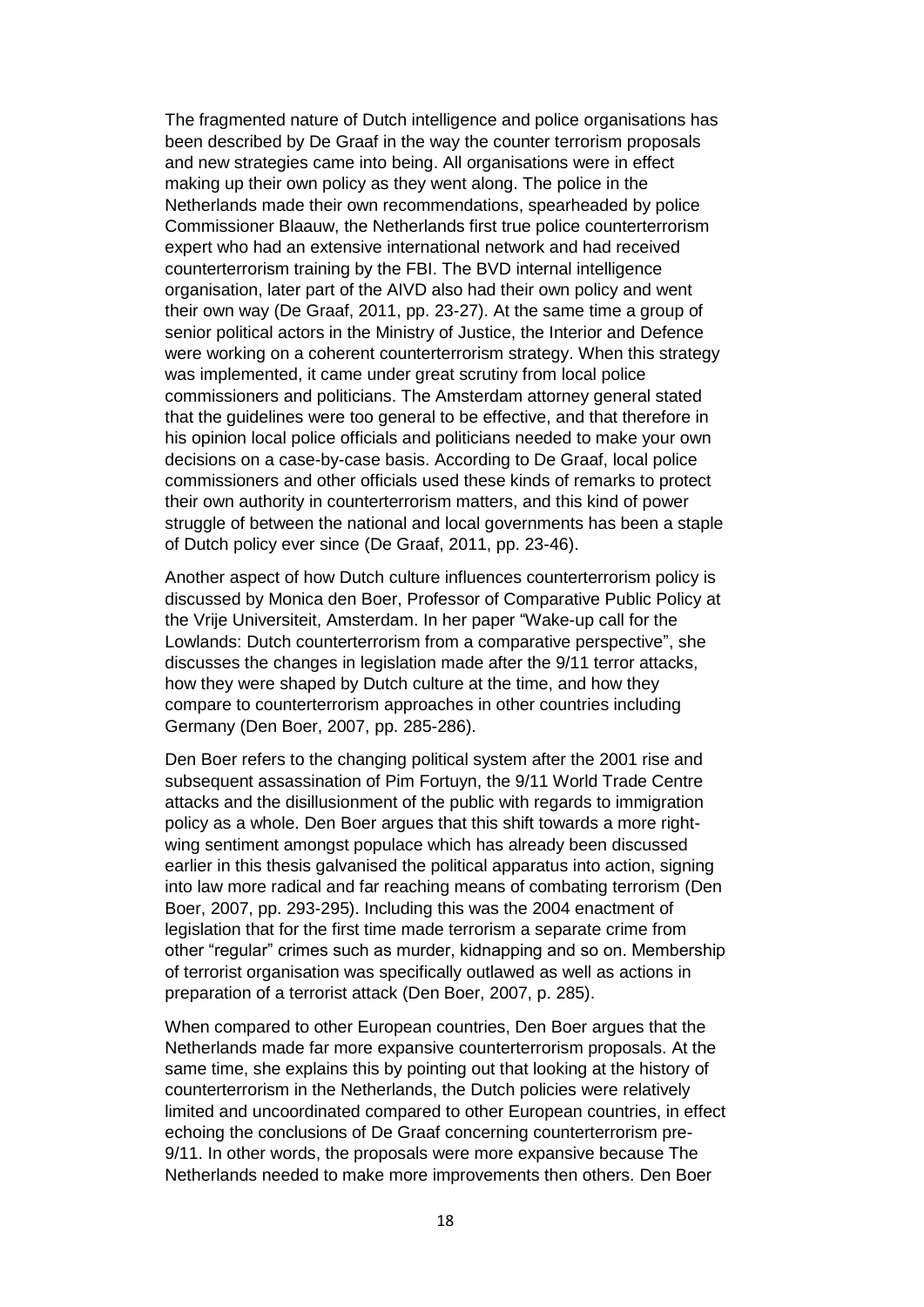The fragmented nature of Dutch intelligence and police organisations has been described by De Graaf in the way the counter terrorism proposals and new strategies came into being. All organisations were in effect making up their own policy as they went along. The police in the Netherlands made their own recommendations, spearheaded by police Commissioner Blaauw, the Netherlands first true police counterterrorism expert who had an extensive international network and had received counterterrorism training by the FBI. The BVD internal intelligence organisation, later part of the AIVD also had their own policy and went their own way (De Graaf, 2011, pp. 23-27). At the same time a group of senior political actors in the Ministry of Justice, the Interior and Defence were working on a coherent counterterrorism strategy. When this strategy was implemented, it came under great scrutiny from local police commissioners and politicians. The Amsterdam attorney general stated that the guidelines were too general to be effective, and that therefore in his opinion local police officials and politicians needed to make your own decisions on a case-by-case basis. According to De Graaf, local police commissioners and other officials used these kinds of remarks to protect their own authority in counterterrorism matters, and this kind of power struggle of between the national and local governments has been a staple of Dutch policy ever since (De Graaf, 2011, pp. 23-46).

Another aspect of how Dutch culture influences counterterrorism policy is discussed by Monica den Boer, Professor of Comparative Public Policy at the Vrije Universiteit, Amsterdam. In her paper "Wake-up call for the Lowlands: Dutch counterterrorism from a comparative perspective", she discusses the changes in legislation made after the 9/11 terror attacks, how they were shaped by Dutch culture at the time, and how they compare to counterterrorism approaches in other countries including Germany (Den Boer, 2007, pp. 285-286).

Den Boer refers to the changing political system after the 2001 rise and subsequent assassination of Pim Fortuyn, the 9/11 World Trade Centre attacks and the disillusionment of the public with regards to immigration policy as a whole. Den Boer argues that this shift towards a more right-wing sentiment amongst populace which has already been discussed earlier in this thesis galvanised the political apparatus into action, signing into law more radical and far reaching means of combating terrorism (Den Boer, 2007, pp. 293-295). Including this was the 2004 enactment of legislation that for the first time made terrorism a separate crime from other "regular" crimes such as murder, kidnapping and so on. Membership of terrorist organisation was specifically outlawed as well as actions in preparation of a terrorist attack (Den Boer, 2007, p. 285).

When compared to other European countries, Den Boer argues that the Netherlands made far more expansive counterterrorism proposals. At the same time, she explains this by pointing out that looking at the history of counterterrorism in the Netherlands, the Dutch policies were relatively limited and uncoordinated compared to other European countries, in effect echoing the conclusions of De Graaf concerning counterterrorism pre-9/11. In other words, the proposals were more expansive because The Netherlands needed to make more improvements then others. Den Boer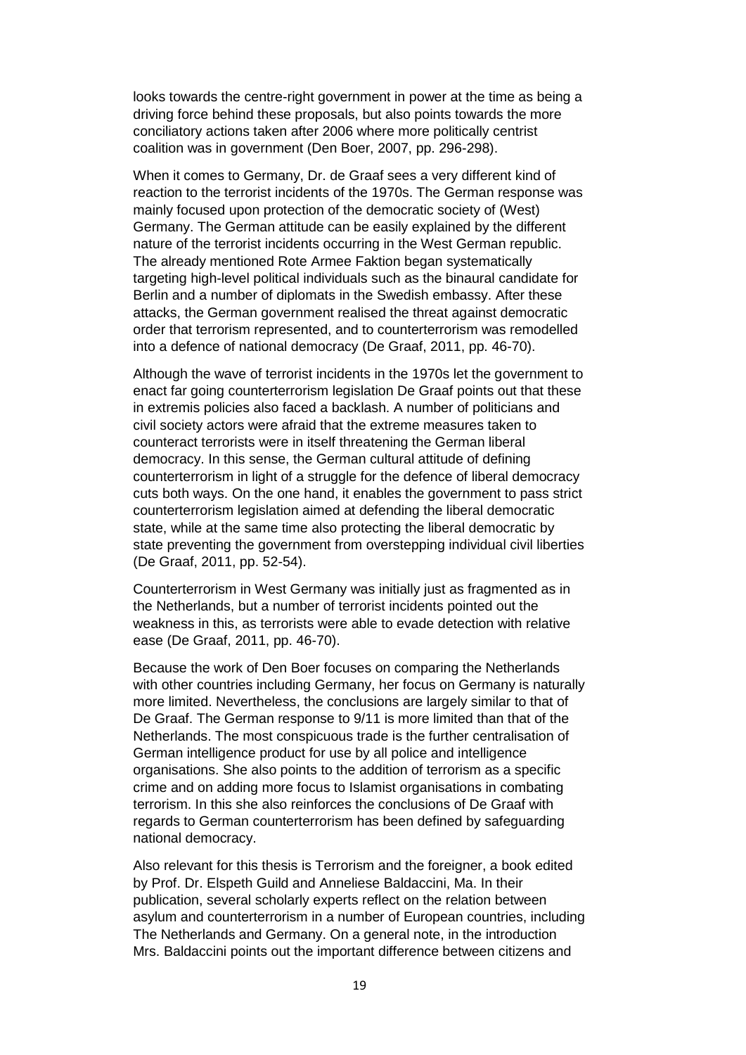looks towards the centre-right government in power at the time as being a driving force behind these proposals, but also points towards the more conciliatory actions taken after 2006 where more politically centrist coalition was in government (Den Boer, 2007, pp. 296-298).

When it comes to Germany, Dr. de Graaf sees a very different kind of reaction to the terrorist incidents of the 1970s. The German response was mainly focused upon protection of the democratic society of (West) Germany. The German attitude can be easily explained by the different nature of the terrorist incidents occurring in the West German republic. The already mentioned Rote Armee Faktion began systematically targeting high-level political individuals such as the binaural candidate for Berlin and a number of diplomats in the Swedish embassy. After these attacks, the German government realised the threat against democratic order that terrorism represented, and to counterterrorism was remodelled into a defence of national democracy (De Graaf, 2011, pp. 46-70).

Although the wave of terrorist incidents in the 1970s let the government to enact far going counterterrorism legislation De Graaf points out that these in extremis policies also faced a backlash. A number of politicians and civil society actors were afraid that the extreme measures taken to counteract terrorists were in itself threatening the German liberal democracy. In this sense, the German cultural attitude of defining counterterrorism in light of a struggle for the defence of liberal democracy cuts both ways. On the one hand, it enables the government to pass strict counterterrorism legislation aimed at defending the liberal democratic state, while at the same time also protecting the liberal democratic by state preventing the government from overstepping individual civil liberties (De Graaf, 2011, pp. 52-54).

Counterterrorism in West Germany was initially just as fragmented as in the Netherlands, but a number of terrorist incidents pointed out the weakness in this, as terrorists were able to evade detection with relative ease (De Graaf, 2011, pp. 46-70).

Because the work of Den Boer focuses on comparing the Netherlands with other countries including Germany, her focus on Germany is naturally more limited. Nevertheless, the conclusions are largely similar to that of De Graaf. The German response to 9/11 is more limited than that of the Netherlands. The most conspicuous trade is the further centralisation of German intelligence product for use by all police and intelligence organisations. She also points to the addition of terrorism as a specific crime and on adding more focus to Islamist organisations in combating terrorism. In this she also reinforces the conclusions of De Graaf with regards to German counterterrorism has been defined by safeguarding national democracy.

Also relevant for this thesis is Terrorism and the foreigner, a book edited by Prof. Dr. Elspeth Guild and Anneliese Baldaccini, Ma. In their publication, several scholarly experts reflect on the relation between asylum and counterterrorism in a number of European countries, including The Netherlands and Germany. On a general note, in the introduction Mrs. Baldaccini points out the important difference between citizens and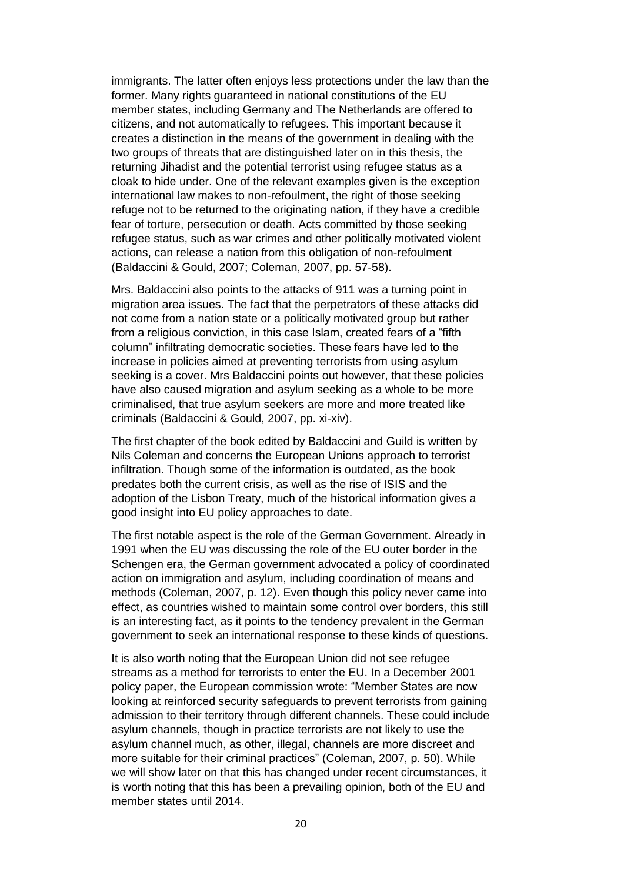immigrants. The latter often enjoys less protections under the law than the former. Many rights guaranteed in national constitutions of the EU member states, including Germany and The Netherlands are offered to citizens, and not automatically to refugees. This important because it creates a distinction in the means of the government in dealing with the two groups of threats that are distinguished later on in this thesis, the returning Jihadist and the potential terrorist using refugee status as a cloak to hide under. One of the relevant examples given is the exception international law makes to non-refoulment, the right of those seeking refuge not to be returned to the originating nation, if they have a credible fear of torture, persecution or death. Acts committed by those seeking refugee status, such as war crimes and other politically motivated violent actions, can release a nation from this obligation of non-refoulment (Baldaccini & Gould, 2007; Coleman, 2007, pp. 57-58).

Mrs. Baldaccini also points to the attacks of 911 was a turning point in migration area issues. The fact that the perpetrators of these attacks did not come from a nation state or a politically motivated group but rather from a religious conviction, in this case Islam, created fears of a “fifth column” infiltrating democratic societies. These fears have led to the increase in policies aimed at preventing terrorists from using asylum seeking is a cover. Mrs Baldaccini points out however, that these policies have also caused migration and asylum seeking as a whole to be more criminalised, that true asylum seekers are more and more treated like criminals (Baldaccini & Gould, 2007, pp. xi-xiv).

The first chapter of the book edited by Baldaccini and Guild is written by Nils Coleman and concerns the European Unions approach to terrorist infiltration. Though some of the information is outdated, as the book predates both the current crisis, as well as the rise of ISIS and the adoption of the Lisbon Treaty, much of the historical information gives a good insight into EU policy approaches to date.

The first notable aspect is the role of the German Government. Already in 1991 when the EU was discussing the role of the EU outer border in the Schengen era, the German government advocated a policy of coordinated action on immigration and asylum, including coordination of means and methods (Coleman, 2007, p. 12). Even though this policy never came into effect, as countries wished to maintain some control over borders, this still is an interesting fact, as it points to the tendency prevalent in the German government to seek an international response to these kinds of questions.

It is also worth noting that the European Union did not see refugee streams as a method for terrorists to enter the EU. In a December 2001 policy paper, the European commission wrote: “Member States are now looking at reinforced security safeguards to prevent terrorists from gaining admission to their territory through different channels. These could include asylum channels, though in practice terrorists are not likely to use the asylum channel much, as other, illegal, channels are more discreet and more suitable for their criminal practices” (Coleman, 2007, p. 50). While we will show later on that this has changed under recent circumstances, it is worth noting that this has been a prevailing opinion, both of the EU and member states until 2014.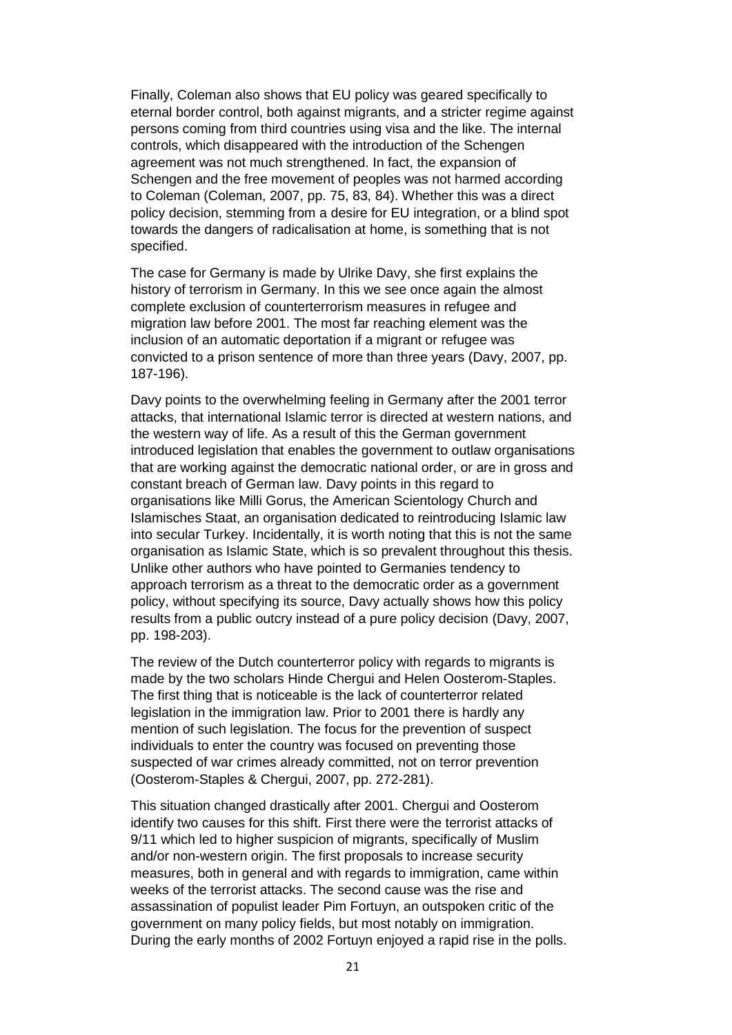Finally, Coleman also shows that EU policy was geared specifically to eternal border control, both against migrants, and a stricter regime against persons coming from third countries using visa and the like. The internal controls, which disappeared with the introduction of the Schengen agreement was not much strengthened. In fact, the expansion of Schengen and the free movement of peoples was not harmed according to Coleman (Coleman, 2007, pp. 75, 83, 84). Whether this was a direct policy decision, stemming from a desire for EU integration, or a blind spot towards the dangers of radicalisation at home, is something that is not specified.

The case for Germany is made by Ulrike Davy, she first explains the history of terrorism in Germany. In this we see once again the almost complete exclusion of counterterrorism measures in refugee and migration law before 2001. The most far reaching element was the inclusion of an automatic deportation if a migrant or refugee was convicted to a prison sentence of more than three years (Davy, 2007, pp. 187-196).

Davy points to the overwhelming feeling in Germany after the 2001 terror attacks, that international Islamic terror is directed at western nations, and the western way of life. As a result of this the German government introduced legislation that enables the government to outlaw organisations that are working against the democratic national order, or are in gross and constant breach of German law. Davy points in this regard to organisations like Milli Gorus, the American Scientology Church and Islamisches Staat, an organisation dedicated to reintroducing Islamic law into secular Turkey. Incidentally, it is worth noting that this is not the same organisation as Islamic State, which is so prevalent throughout this thesis. Unlike other authors who have pointed to Germanies tendency to approach terrorism as a threat to the democratic order as a government policy, without specifying its source, Davy actually shows how this policy results from a public outcry instead of a pure policy decision (Davy, 2007, pp. 198-203).

The review of the Dutch counterterror policy with regards to migrants is made by the two scholars Hinde Chergui and Helen Oosterom-Staples. The first thing that is noticeable is the lack of counterterror related legislation in the immigration law. Prior to 2001 there is hardly any mention of such legislation. The focus for the prevention of suspect individuals to enter the country was focused on preventing those suspected of war crimes already committed, not on terror prevention (Oosterom-Staples & Chergui, 2007, pp. 272-281).

This situation changed drastically after 2001. Chergui and Oosterom identify two causes for this shift. First there were the terrorist attacks of 9/11 which led to higher suspicion of migrants, specifically of Muslim and/or non-western origin. The first proposals to increase security measures, both in general and with regards to immigration, came within weeks of the terrorist attacks. The second cause was the rise and assassination of populist leader Pim Fortuyn, an outspoken critic of the government on many policy fields, but most notably on immigration. During the early months of 2002 Fortuyn enjoyed a rapid rise in the polls.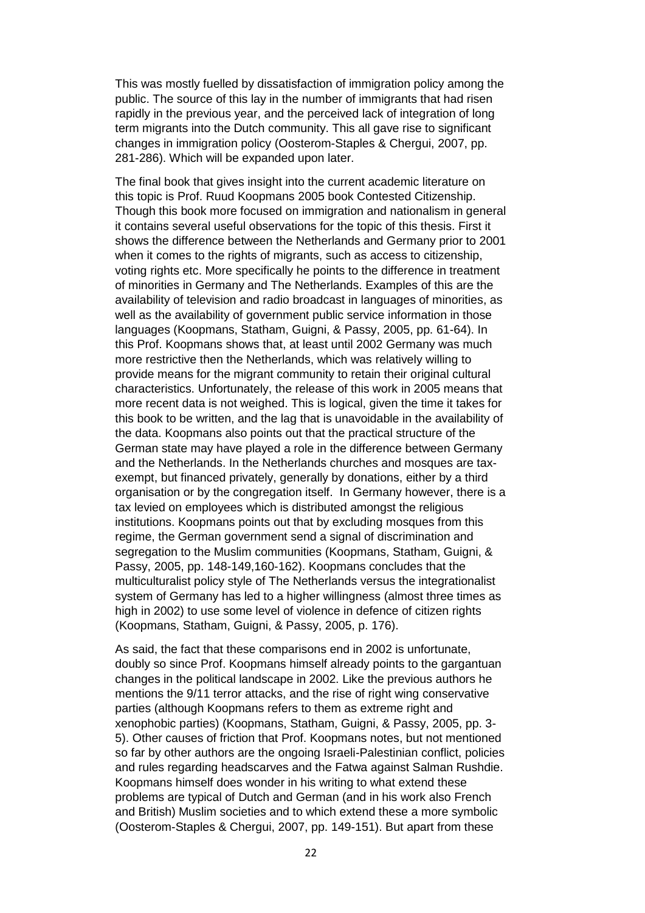This was mostly fuelled by dissatisfaction of immigration policy among the public. The source of this lay in the number of immigrants that had risen rapidly in the previous year, and the perceived lack of integration of long term migrants into the Dutch community. This all gave rise to significant changes in immigration policy (Oosterom-Staples & Chergui, 2007, pp. 281-286). Which will be expanded upon later.

The final book that gives insight into the current academic literature on this topic is Prof. Ruud Koopmans 2005 book Contested Citizenship. Though this book more focused on immigration and nationalism in general it contains several useful observations for the topic of this thesis. First it shows the difference between the Netherlands and Germany prior to 2001 when it comes to the rights of migrants, such as access to citizenship, voting rights etc. More specifically he points to the difference in treatment of minorities in Germany and The Netherlands. Examples of this are the availability of television and radio broadcast in languages of minorities, as well as the availability of government public service information in those languages (Koopmans, Statham, Guigni, & Passy, 2005, pp. 61-64). In this Prof. Koopmans shows that, at least until 2002 Germany was much more restrictive then the Netherlands, which was relatively willing to provide means for the migrant community to retain their original cultural characteristics. Unfortunately, the release of this work in 2005 means that more recent data is not weighed. This is logical, given the time it takes for this book to be written, and the lag that is unavoidable in the availability of the data. Koopmans also points out that the practical structure of the German state may have played a role in the difference between Germany and the Netherlands. In the Netherlands churches and mosques are tax-exempt, but financed privately, generally by donations, either by a third organisation or by the congregation itself. In Germany however, there is a tax levied on employees which is distributed amongst the religious institutions. Koopmans points out that by excluding mosques from this regime, the German government send a signal of discrimination and segregation to the Muslim communities (Koopmans, Statham, Guigni, & Passy, 2005, pp. 148-149,160-162). Koopmans concludes that the multiculturalist policy style of The Netherlands versus the integrationalist system of Germany has led to a higher willingness (almost three times as high in 2002) to use some level of violence in defence of citizen rights (Koopmans, Statham, Guigni, & Passy, 2005, p. 176).

As said, the fact that these comparisons end in 2002 is unfortunate, doubly so since Prof. Koopmans himself already points to the gargantuan changes in the political landscape in 2002. Like the previous authors he mentions the 9/11 terror attacks, and the rise of right wing conservative parties (although Koopmans refers to them as extreme right and xenophobic parties) (Koopmans, Statham, Guigni, & Passy, 2005, pp. 3-5). Other causes of friction that Prof. Koopmans notes, but not mentioned so far by other authors are the ongoing Israeli-Palestinian conflict, policies and rules regarding headscarves and the Fatwa against Salman Rushdie. Koopmans himself does wonder in his writing to what extend these problems are typical of Dutch and German (and in his work also French and British) Muslim societies and to which extend these a more symbolic (Oosterom-Staples & Chergui, 2007, pp. 149-151). But apart from these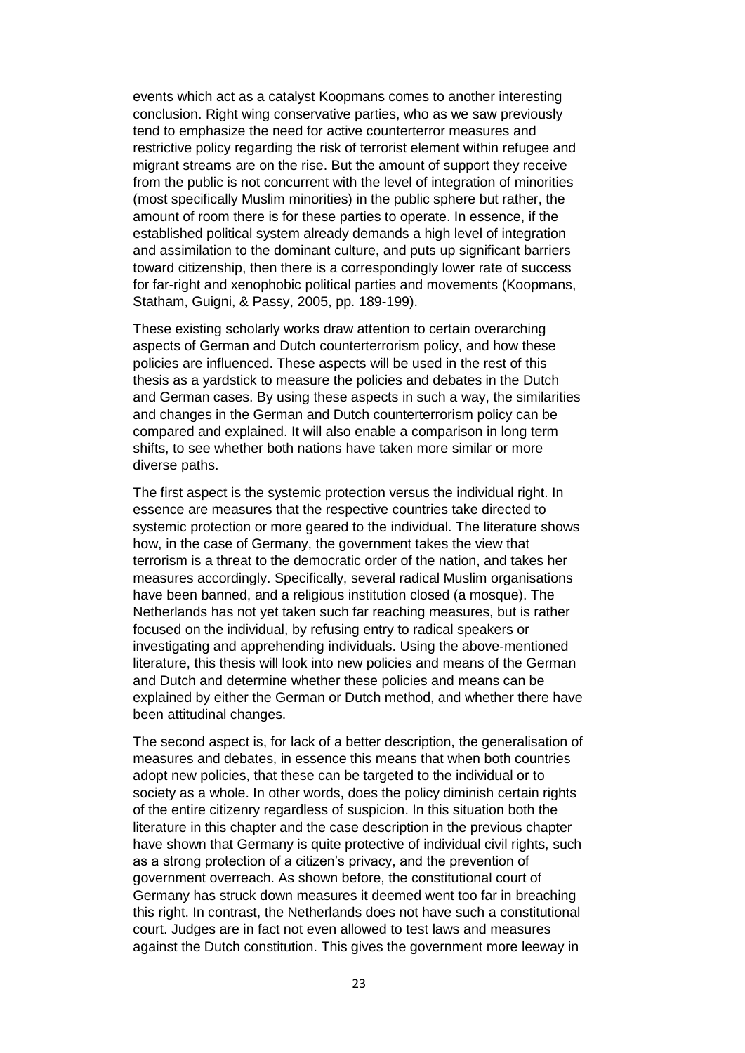events which act as a catalyst Koopmans comes to another interesting conclusion. Right wing conservative parties, who as we saw previously tend to emphasize the need for active counterterror measures and restrictive policy regarding the risk of terrorist element within refugee and migrant streams are on the rise. But the amount of support they receive from the public is not concurrent with the level of integration of minorities (most specifically Muslim minorities) in the public sphere but rather, the amount of room there is for these parties to operate. In essence, if the established political system already demands a high level of integration and assimilation to the dominant culture, and puts up significant barriers toward citizenship, then there is a correspondingly lower rate of success for far-right and xenophobic political parties and movements (Koopmans, Statham, Guigni, & Passy, 2005, pp. 189-199).

These existing scholarly works draw attention to certain overarching aspects of German and Dutch counterterrorism policy, and how these policies are influenced. These aspects will be used in the rest of this thesis as a yardstick to measure the policies and debates in the Dutch and German cases. By using these aspects in such a way, the similarities and changes in the German and Dutch counterterrorism policy can be compared and explained. It will also enable a comparison in long term shifts, to see whether both nations have taken more similar or more diverse paths.

The first aspect is the systemic protection versus the individual right. In essence are measures that the respective countries take directed to systemic protection or more geared to the individual. The literature shows how, in the case of Germany, the government takes the view that terrorism is a threat to the democratic order of the nation, and takes her measures accordingly. Specifically, several radical Muslim organisations have been banned, and a religious institution closed (a mosque). The Netherlands has not yet taken such far reaching measures, but is rather focused on the individual, by refusing entry to radical speakers or investigating and apprehending individuals. Using the above-mentioned literature, this thesis will look into new policies and means of the German and Dutch and determine whether these policies and means can be explained by either the German or Dutch method, and whether there have been attitudinal changes.

The second aspect is, for lack of a better description, the generalisation of measures and debates, in essence this means that when both countries adopt new policies, that these can be targeted to the individual or to society as a whole. In other words, does the policy diminish certain rights of the entire citizenry regardless of suspicion. In this situation both the literature in this chapter and the case description in the previous chapter have shown that Germany is quite protective of individual civil rights, such as a strong protection of a citizen's privacy, and the prevention of government overreach. As shown before, the constitutional court of Germany has struck down measures it deemed went too far in breaching this right. In contrast, the Netherlands does not have such a constitutional court. Judges are in fact not even allowed to test laws and measures against the Dutch constitution. This gives the government more leeway in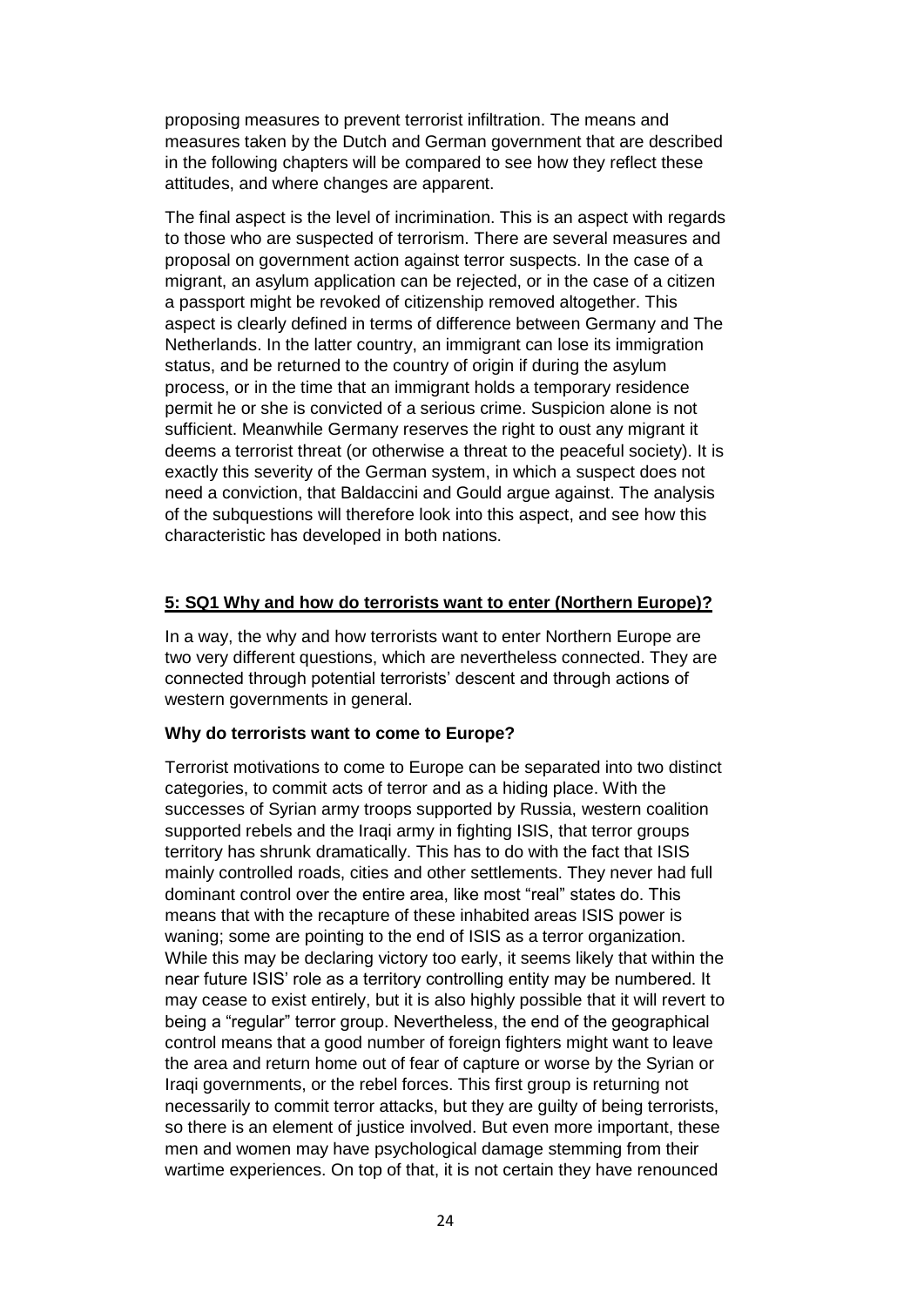proposing measures to prevent terrorist infiltration. The means and measures taken by the Dutch and German government that are described in the following chapters will be compared to see how they reflect these attitudes, and where changes are apparent.

The final aspect is the level of incrimination. This is an aspect with regards to those who are suspected of terrorism. There are several measures and proposal on government action against terror suspects. In the case of a migrant, an asylum application can be rejected, or in the case of a citizen a passport might be revoked of citizenship removed altogether. This aspect is clearly defined in terms of difference between Germany and The Netherlands. In the latter country, an immigrant can lose its immigration status, and be returned to the country of origin if during the asylum process, or in the time that an immigrant holds a temporary residence permit he or she is convicted of a serious crime. Suspicion alone is not sufficient. Meanwhile Germany reserves the right to oust any migrant it deems a terrorist threat (or otherwise a threat to the peaceful society). It is exactly this severity of the German system, in which a suspect does not need a conviction, that Baldaccini and Gould argue against. The analysis of the subquestions will therefore look into this aspect, and see how this characteristic has developed in both nations.

## 5: SQ1 Why and how do terrorists want to enter (Northern Europe)?

In a way, the why and how terrorists want to enter Northern Europe are two very different questions, which are nevertheless connected. They are connected through potential terrorists' descent and through actions of western governments in general.

### Why do terrorists want to come to Europe?

Terrorist motivations to come to Europe can be separated into two distinct categories, to commit acts of terror and as a hiding place. With the successes of Syrian army troops supported by Russia, western coalition supported rebels and the Iraqi army in fighting ISIS, that terror groups territory has shrunk dramatically. This has to do with the fact that ISIS mainly controlled roads, cities and other settlements. They never had full dominant control over the entire area, like most "real" states do. This means that with the recapture of these inhabited areas ISIS power is waning; some are pointing to the end of ISIS as a terror organization. While this may be declaring victory too early, it seems likely that within the near future ISIS' role as a territory controlling entity may be numbered. It may cease to exist entirely, but it is also highly possible that it will revert to being a "regular" terror group. Nevertheless, the end of the geographical control means that a good number of foreign fighters might want to leave the area and return home out of fear of capture or worse by the Syrian or Iraqi governments, or the rebel forces. This first group is returning not necessarily to commit terror attacks, but they are guilty of being terrorists, so there is an element of justice involved. But even more important, these men and women may have psychological damage stemming from their wartime experiences. On top of that, it is not certain they have renounced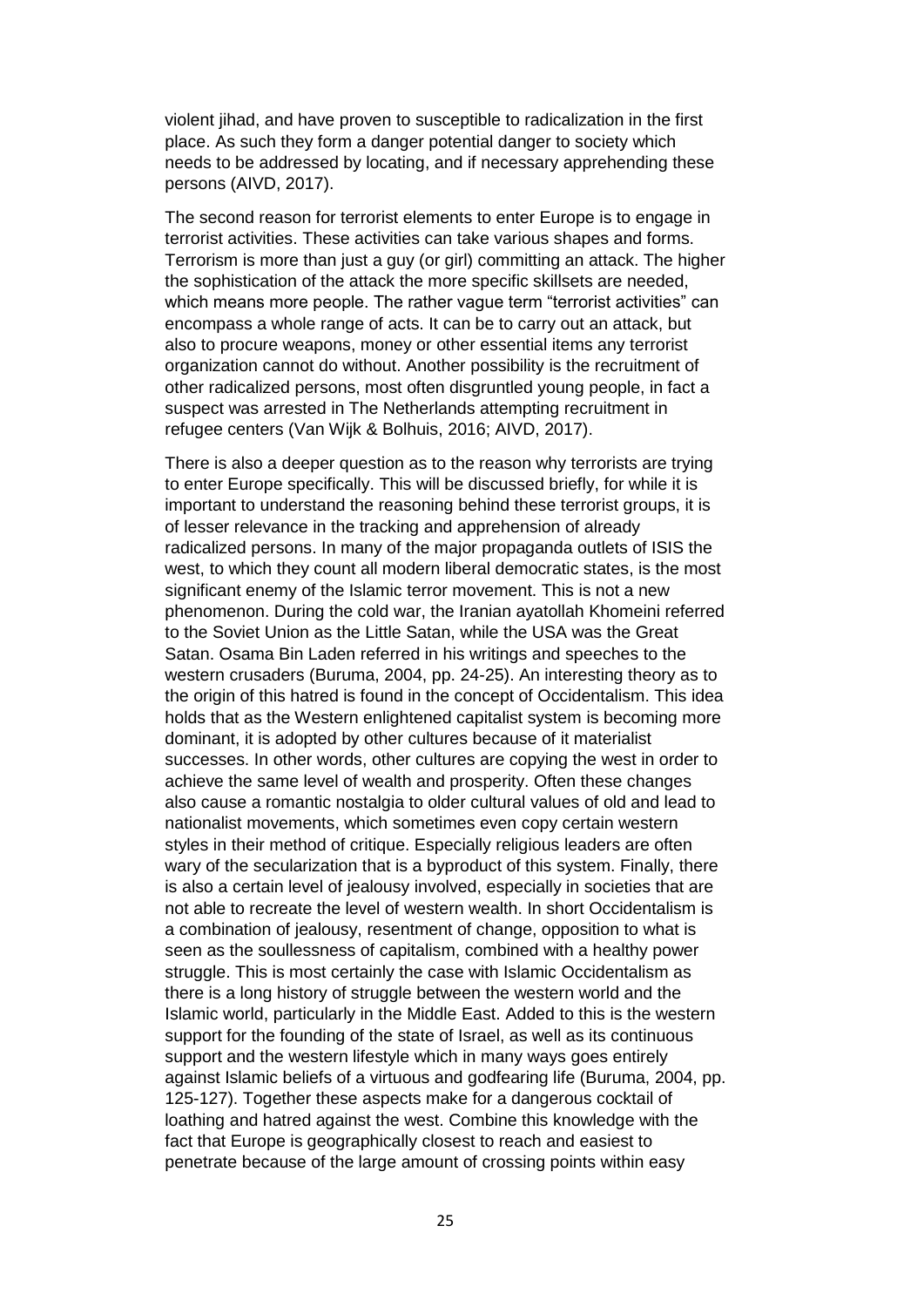violent jihad, and have proven to susceptible to radicalization in the first place. As such they form a danger potential danger to society which needs to be addressed by locating, and if necessary apprehending these persons (AIVD, 2017).

The second reason for terrorist elements to enter Europe is to engage in terrorist activities. These activities can take various shapes and forms. Terrorism is more than just a guy (or girl) committing an attack. The higher the sophistication of the attack the more specific skillsets are needed, which means more people. The rather vague term "terrorist activities" can encompass a whole range of acts. It can be to carry out an attack, but also to procure weapons, money or other essential items any terrorist organization cannot do without. Another possibility is the recruitment of other radicalized persons, most often disgruntled young people, in fact a suspect was arrested in The Netherlands attempting recruitment in refugee centers (Van Wijk & Bolhuis, 2016; AIVD, 2017).

There is also a deeper question as to the reason why terrorists are trying to enter Europe specifically. This will be discussed briefly, for while it is important to understand the reasoning behind these terrorist groups, it is of lesser relevance in the tracking and apprehension of already radicalized persons. In many of the major propaganda outlets of ISIS the west, to which they count all modern liberal democratic states, is the most significant enemy of the Islamic terror movement. This is not a new phenomenon. During the cold war, the Iranian ayatollah Khomeini referred to the Soviet Union as the Little Satan, while the USA was the Great Satan. Osama Bin Laden referred in his writings and speeches to the western crusaders (Buruma, 2004, pp. 24-25). An interesting theory as to the origin of this hatred is found in the concept of Occidentalism. This idea holds that as the Western enlightened capitalist system is becoming more dominant, it is adopted by other cultures because of it materialist successes. In other words, other cultures are copying the west in order to achieve the same level of wealth and prosperity. Often these changes also cause a romantic nostalgia to older cultural values of old and lead to nationalist movements, which sometimes even copy certain western styles in their method of critique. Especially religious leaders are often wary of the secularization that is a byproduct of this system. Finally, there is also a certain level of jealousy involved, especially in societies that are not able to recreate the level of western wealth. In short Occidentalism is a combination of jealousy, resentment of change, opposition to what is seen as the soullessness of capitalism, combined with a healthy power struggle. This is most certainly the case with Islamic Occidentalism as there is a long history of struggle between the western world and the Islamic world, particularly in the Middle East. Added to this is the western support for the founding of the state of Israel, as well as its continuous support and the western lifestyle which in many ways goes entirely against Islamic beliefs of a virtuous and godfearing life (Buruma, 2004, pp. 125-127). Together these aspects make for a dangerous cocktail of loathing and hatred against the west. Combine this knowledge with the fact that Europe is geographically closest to reach and easiest to penetrate because of the large amount of crossing points within easy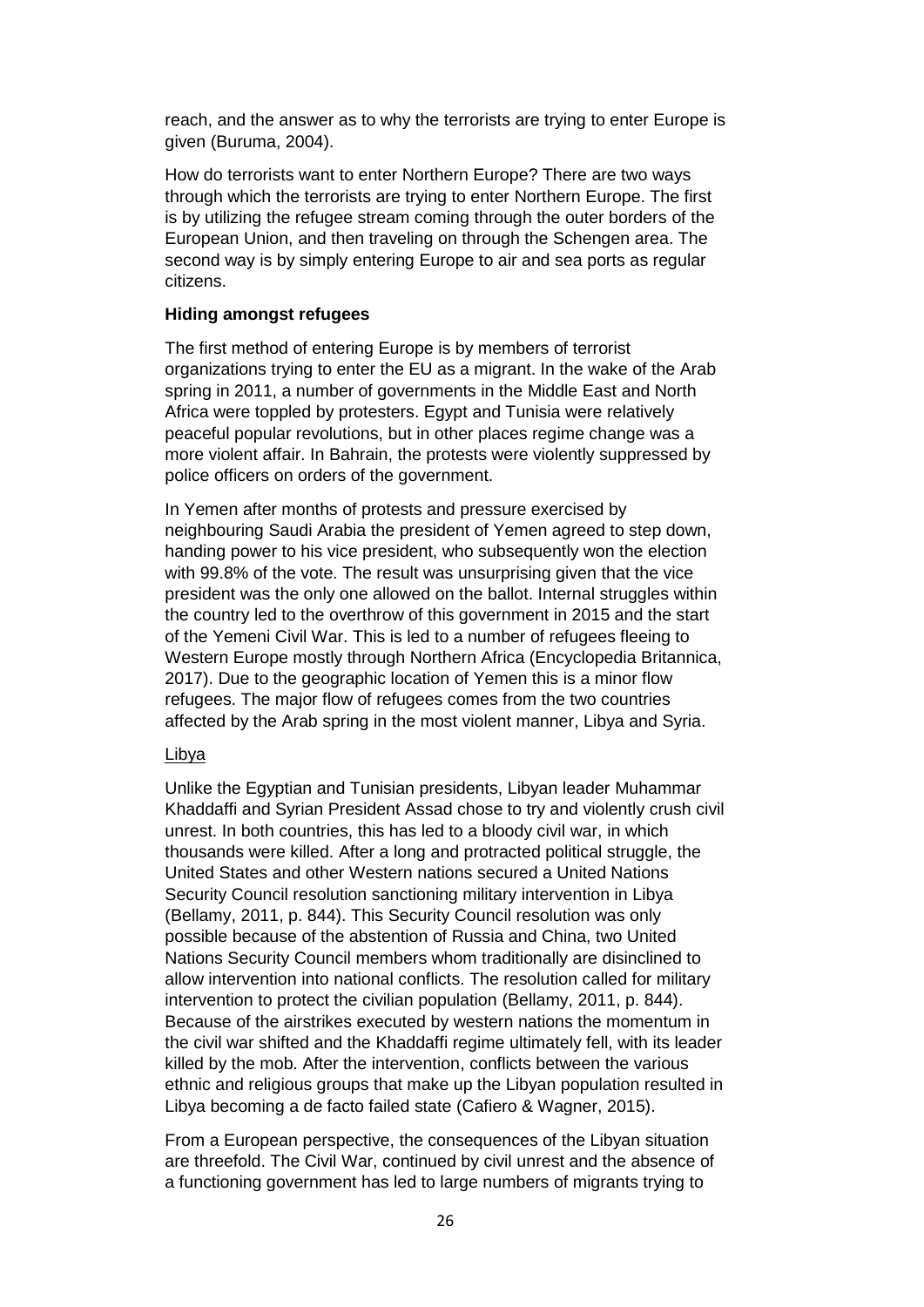reach, and the answer as to why the terrorists are trying to enter Europe is given (Buruma, 2004).

How do terrorists want to enter Northern Europe? There are two ways through which the terrorists are trying to enter Northern Europe. The first is by utilizing the refugee stream coming through the outer borders of the European Union, and then traveling on through the Schengen area. The second way is by simply entering Europe to air and sea ports as regular citizens.

**Hiding amongst refugees**

The first method of entering Europe is by members of terrorist organizations trying to enter the EU as a migrant. In the wake of the Arab spring in 2011, a number of governments in the Middle East and North Africa were toppled by protesters. Egypt and Tunisia were relatively peaceful popular revolutions, but in other places regime change was a more violent affair. In Bahrain, the protests were violently suppressed by police officers on orders of the government.

In Yemen after months of protests and pressure exercised by neighbouring Saudi Arabia the president of Yemen agreed to step down, handing power to his vice president, who subsequently won the election with 99.8% of the vote. The result was unsurprising given that the vice president was the only one allowed on the ballot. Internal struggles within the country led to the overthrow of this government in 2015 and the start of the Yemeni Civil War. This is led to a number of refugees fleeing to Western Europe mostly through Northern Africa (Encyclopedia Britannica, 2017). Due to the geographic location of Yemen this is a minor flow refugees. The major flow of refugees comes from the two countries affected by the Arab spring in the most violent manner, Libya and Syria.

Libya

Unlike the Egyptian and Tunisian presidents, Libyan leader Muhammar Khaddaffi and Syrian President Assad chose to try and violently crush civil unrest. In both countries, this has led to a bloody civil war, in which thousands were killed. After a long and protracted political struggle, the United States and other Western nations secured a United Nations Security Council resolution sanctioning military intervention in Libya (Bellamy, 2011, p. 844). This Security Council resolution was only possible because of the abstention of Russia and China, two United Nations Security Council members whom traditionally are disinclined to allow intervention into national conflicts. The resolution called for military intervention to protect the civilian population (Bellamy, 2011, p. 844). Because of the airstrikes executed by western nations the momentum in the civil war shifted and the Khaddaffi regime ultimately fell, with its leader killed by the mob. After the intervention, conflicts between the various ethnic and religious groups that make up the Libyan population resulted in Libya becoming a de facto failed state (Cafiero & Wagner, 2015).

From a European perspective, the consequences of the Libyan situation are threefold. The Civil War, continued by civil unrest and the absence of a functioning government has led to large numbers of migrants trying to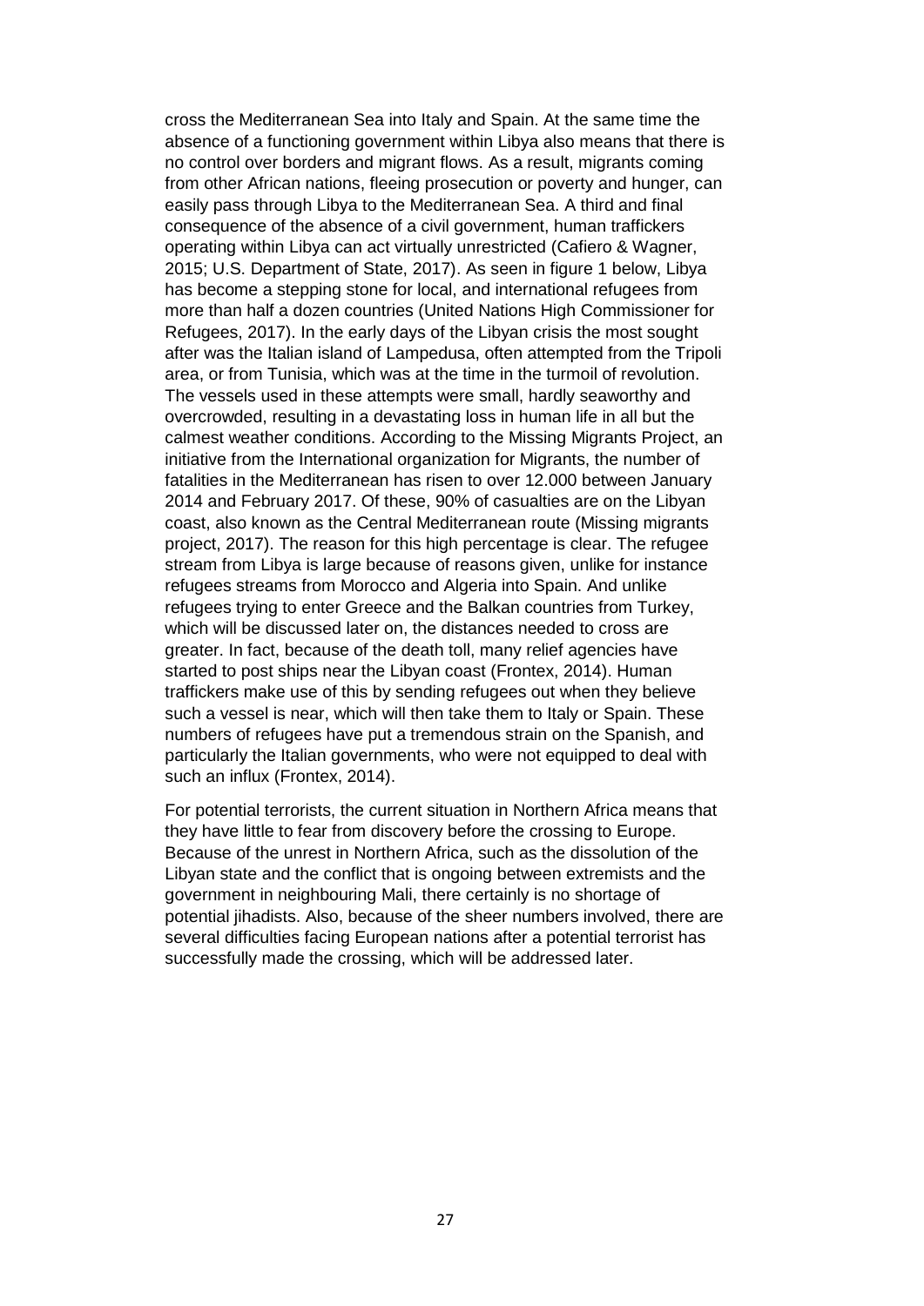cross the Mediterranean Sea into Italy and Spain. At the same time the absence of a functioning government within Libya also means that there is no control over borders and migrant flows. As a result, migrants coming from other African nations, fleeing prosecution or poverty and hunger, can easily pass through Libya to the Mediterranean Sea. A third and final consequence of the absence of a civil government, human traffickers operating within Libya can act virtually unrestricted (Cafiero & Wagner, 2015; U.S. Department of State, 2017). As seen in figure 1 below, Libya has become a stepping stone for local, and international refugees from more than half a dozen countries (United Nations High Commissioner for Refugees, 2017). In the early days of the Libyan crisis the most sought after was the Italian island of Lampedusa, often attempted from the Tripoli area, or from Tunisia, which was at the time in the turmoil of revolution. The vessels used in these attempts were small, hardly seaworthy and overcrowded, resulting in a devastating loss in human life in all but the calmest weather conditions. According to the Missing Migrants Project, an initiative from the International organization for Migrants, the number of fatalities in the Mediterranean has risen to over 12.000 between January 2014 and February 2017. Of these, 90% of casualties are on the Libyan coast, also known as the Central Mediterranean route (Missing migrants project, 2017). The reason for this high percentage is clear. The refugee stream from Libya is large because of reasons given, unlike for instance refugees streams from Morocco and Algeria into Spain. And unlike refugees trying to enter Greece and the Balkan countries from Turkey, which will be discussed later on, the distances needed to cross are greater. In fact, because of the death toll, many relief agencies have started to post ships near the Libyan coast (Frontex, 2014). Human traffickers make use of this by sending refugees out when they believe such a vessel is near, which will then take them to Italy or Spain. These numbers of refugees have put a tremendous strain on the Spanish, and particularly the Italian governments, who were not equipped to deal with such an influx (Frontex, 2014).

For potential terrorists, the current situation in Northern Africa means that they have little to fear from discovery before the crossing to Europe. Because of the unrest in Northern Africa, such as the dissolution of the Libyan state and the conflict that is ongoing between extremists and the government in neighbouring Mali, there certainly is no shortage of potential jihadists. Also, because of the sheer numbers involved, there are several difficulties facing European nations after a potential terrorist has successfully made the crossing, which will be addressed later.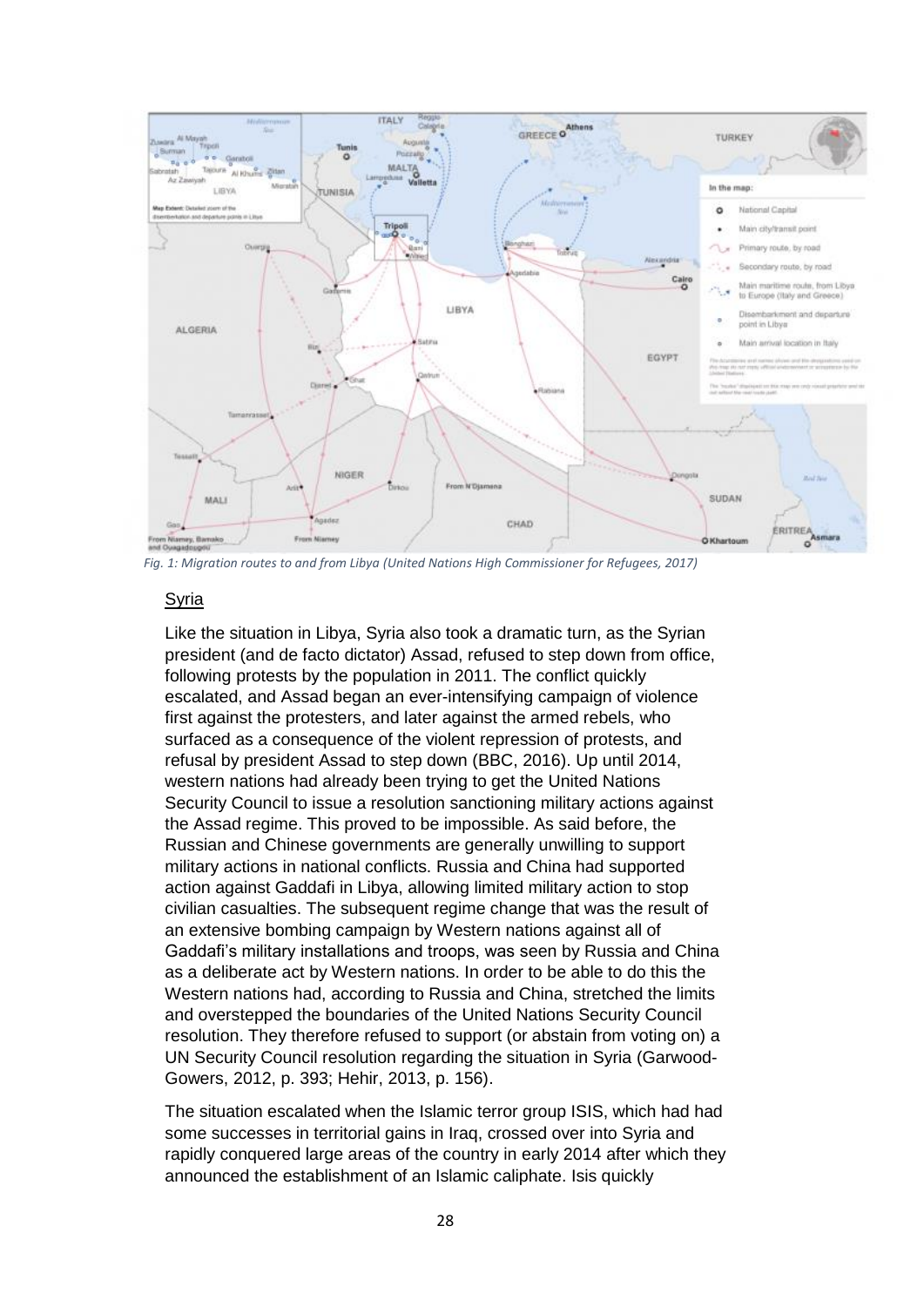*Fig. 1: Migration routes to and from Libya (United Nations High Commissioner for Refugees, 2017)*

## Syria

Like the situation in Libya, Syria also took a dramatic turn, as the Syrian president (and de facto dictator) Assad, refused to step down from office, following protests by the population in 2011. The conflict quickly escalated, and Assad began an ever-intensifying campaign of violence first against the protesters, and later against the armed rebels, who surfaced as a consequence of the violent repression of protests, and refusal by president Assad to step down (BBC, 2016). Up until 2014, western nations had already been trying to get the United Nations Security Council to issue a resolution sanctioning military actions against the Assad regime. This proved to be impossible. As said before, the Russian and Chinese governments are generally unwilling to support military actions in national conflicts. Russia and China had supported action against Gaddafi in Libya, allowing limited military action to stop civilian casualties. The subsequent regime change that was the result of an extensive bombing campaign by Western nations against all of Gaddafi's military installations and troops, was seen by Russia and China as a deliberate act by Western nations. In order to be able to do this the Western nations had, according to Russia and China, stretched the limits and overstepped the boundaries of the United Nations Security Council resolution. They therefore refused to support (or abstain from voting on) a UN Security Council resolution regarding the situation in Syria (Garwood-Gowers, 2012, p. 393; Hehir, 2013, p. 156).

The situation escalated when the Islamic terror group ISIS, which had had some successes in territorial gains in Iraq, crossed over into Syria and rapidly conquered large areas of the country in early 2014 after which they announced the establishment of an Islamic caliphate. Isis quickly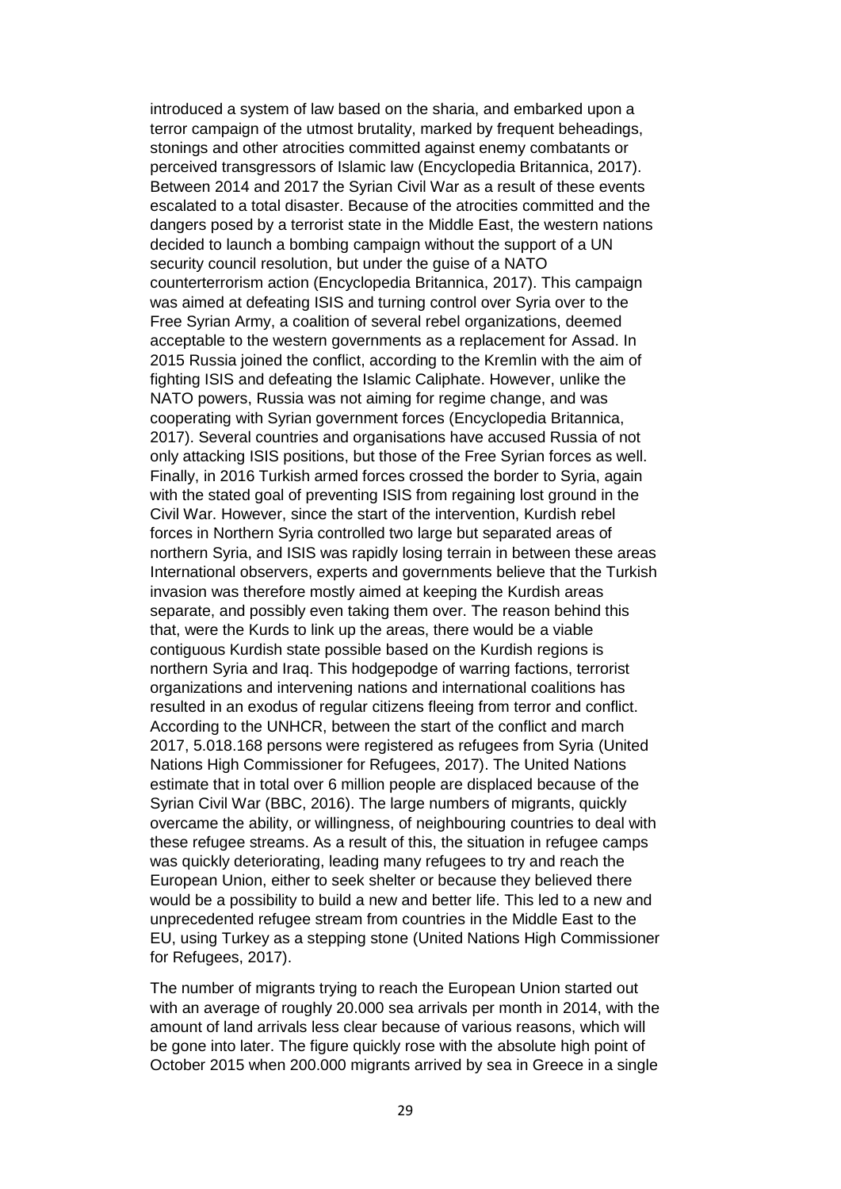introduced a system of law based on the sharia, and embarked upon a terror campaign of the utmost brutality, marked by frequent beheadings, stonings and other atrocities committed against enemy combatants or perceived transgressors of Islamic law (Encyclopedia Britannica, 2017). Between 2014 and 2017 the Syrian Civil War as a result of these events escalated to a total disaster. Because of the atrocities committed and the dangers posed by a terrorist state in the Middle East, the western nations decided to launch a bombing campaign without the support of a UN security council resolution, but under the guise of a NATO counterterrorism action (Encyclopedia Britannica, 2017). This campaign was aimed at defeating ISIS and turning control over Syria over to the Free Syrian Army, a coalition of several rebel organizations, deemed acceptable to the western governments as a replacement for Assad. In 2015 Russia joined the conflict, according to the Kremlin with the aim of fighting ISIS and defeating the Islamic Caliphate. However, unlike the NATO powers, Russia was not aiming for regime change, and was cooperating with Syrian government forces (Encyclopedia Britannica, 2017). Several countries and organisations have accused Russia of not only attacking ISIS positions, but those of the Free Syrian forces as well. Finally, in 2016 Turkish armed forces crossed the border to Syria, again with the stated goal of preventing ISIS from regaining lost ground in the Civil War. However, since the start of the intervention, Kurdish rebel forces in Northern Syria controlled two large but separated areas of northern Syria, and ISIS was rapidly losing terrain in between these areas International observers, experts and governments believe that the Turkish invasion was therefore mostly aimed at keeping the Kurdish areas separate, and possibly even taking them over. The reason behind this that, were the Kurds to link up the areas, there would be a viable contiguous Kurdish state possible based on the Kurdish regions is northern Syria and Iraq. This hodgepodge of warring factions, terrorist organizations and intervening nations and international coalitions has resulted in an exodus of regular citizens fleeing from terror and conflict. According to the UNHCR, between the start of the conflict and march 2017, 5.018.168 persons were registered as refugees from Syria (United Nations High Commissioner for Refugees, 2017). The United Nations estimate that in total over 6 million people are displaced because of the Syrian Civil War (BBC, 2016). The large numbers of migrants, quickly overcame the ability, or willingness, of neighbouring countries to deal with these refugee streams. As a result of this, the situation in refugee camps was quickly deteriorating, leading many refugees to try and reach the European Union, either to seek shelter or because they believed there would be a possibility to build a new and better life. This led to a new and unprecedented refugee stream from countries in the Middle East to the EU, using Turkey as a stepping stone (United Nations High Commissioner for Refugees, 2017).

The number of migrants trying to reach the European Union started out with an average of roughly 20.000 sea arrivals per month in 2014, with the amount of land arrivals less clear because of various reasons, which will be gone into later. The figure quickly rose with the absolute high point of October 2015 when 200.000 migrants arrived by sea in Greece in a single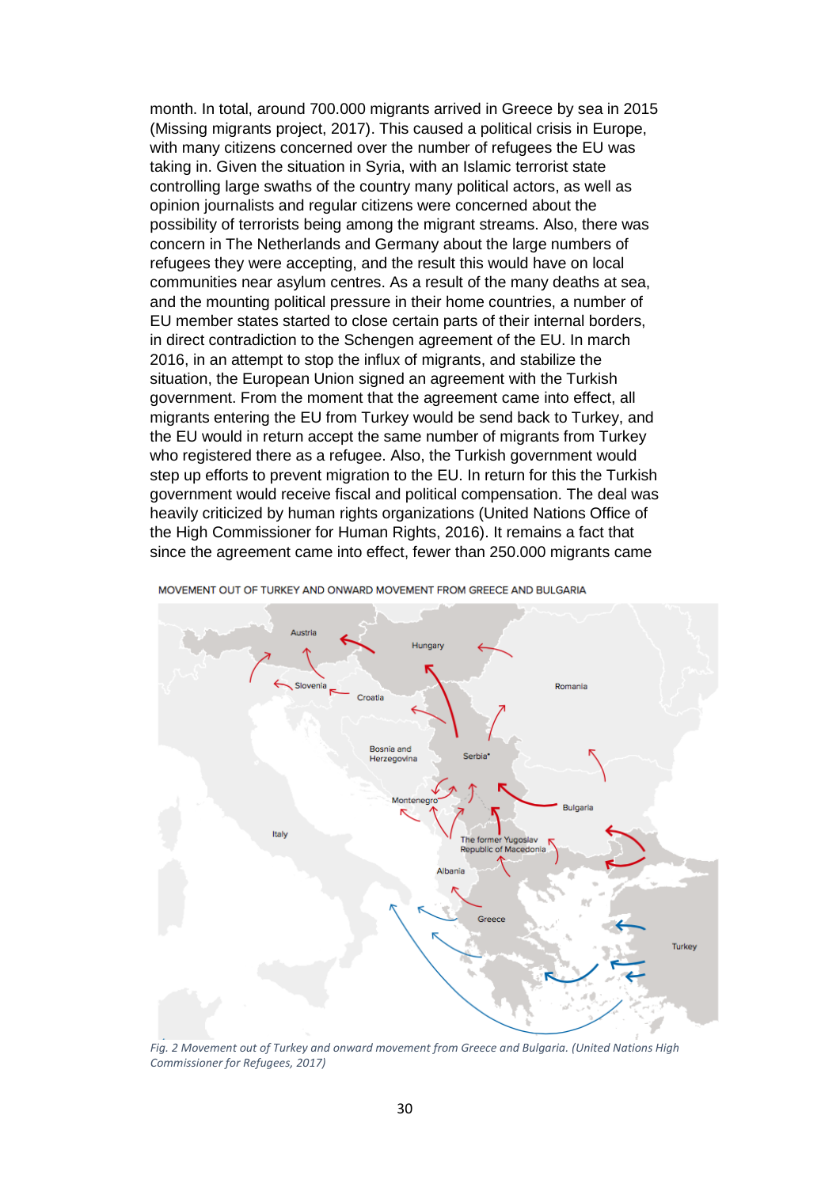month. In total, around 700.000 migrants arrived in Greece by sea in 2015 (Missing migrants project, 2017). This caused a political crisis in Europe, with many citizens concerned over the number of refugees the EU was taking in. Given the situation in Syria, with an Islamic terrorist state controlling large swaths of the country many political actors, as well as opinion journalists and regular citizens were concerned about the possibility of terrorists being among the migrant streams. Also, there was concern in The Netherlands and Germany about the large numbers of refugees they were accepting, and the result this would have on local communities near asylum centres. As a result of the many deaths at sea, and the mounting political pressure in their home countries, a number of EU member states started to close certain parts of their internal borders, in direct contradiction to the Schengen agreement of the EU. In march 2016, in an attempt to stop the influx of migrants, and stabilize the situation, the European Union signed an agreement with the Turkish government. From the moment that the agreement came into effect, all migrants entering the EU from Turkey would be send back to Turkey, and the EU would in return accept the same number of migrants from Turkey who registered there as a refugee. Also, the Turkish government would step up efforts to prevent migration to the EU. In return for this the Turkish government would receive fiscal and political compensation. The deal was heavily criticized by human rights organizations (United Nations Office of the High Commissioner for Human Rights, 2016). It remains a fact that since the agreement came into effect, fewer than 250.000 migrants came

*Fig. 2 Movement out of Turkey and onward movement from Greece and Bulgaria. (United Nations High Commissioner for Refugees, 2017)*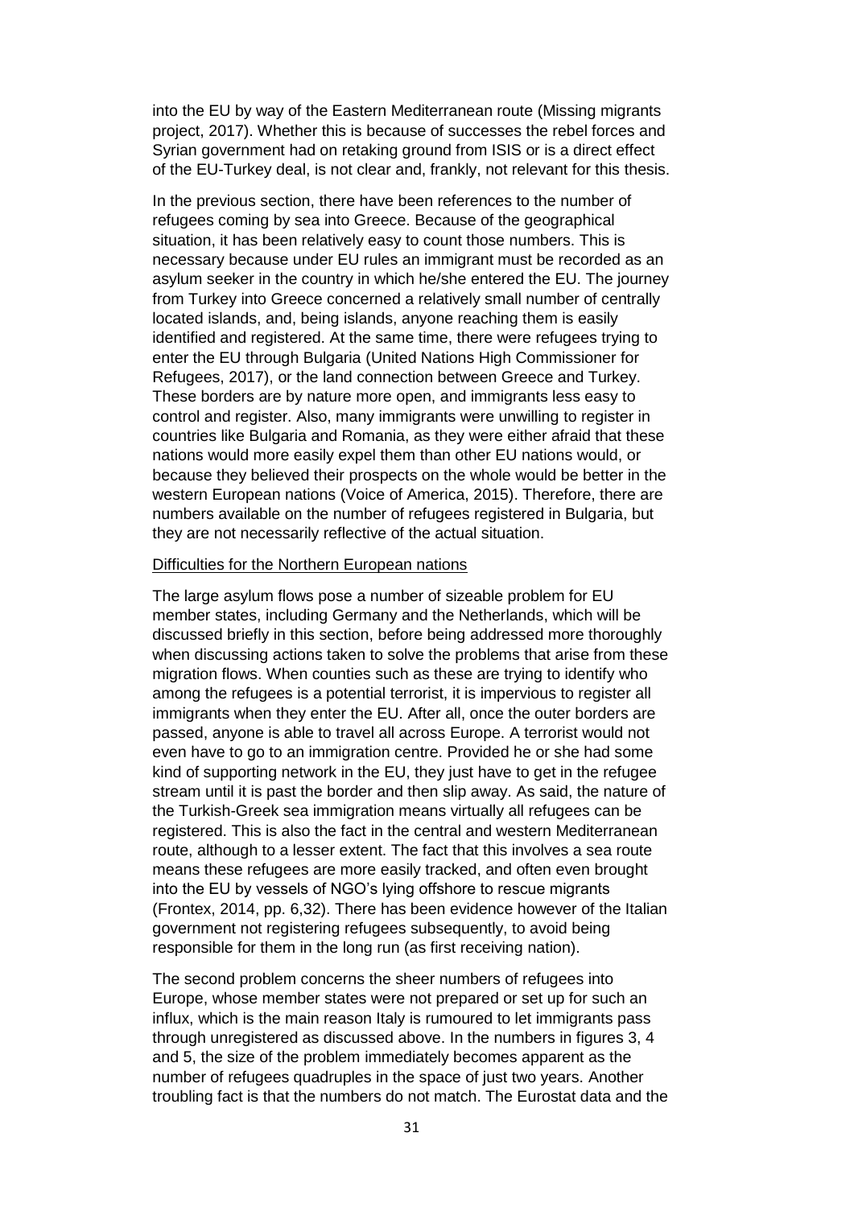into the EU by way of the Eastern Mediterranean route (Missing migrants project, 2017). Whether this is because of successes the rebel forces and Syrian government had on retaking ground from ISIS or is a direct effect of the EU-Turkey deal, is not clear and, frankly, not relevant for this thesis.

In the previous section, there have been references to the number of refugees coming by sea into Greece. Because of the geographical situation, it has been relatively easy to count those numbers. This is necessary because under EU rules an immigrant must be recorded as an asylum seeker in the country in which he/she entered the EU. The journey from Turkey into Greece concerned a relatively small number of centrally located islands, and, being islands, anyone reaching them is easily identified and registered. At the same time, there were refugees trying to enter the EU through Bulgaria (United Nations High Commissioner for Refugees, 2017), or the land connection between Greece and Turkey. These borders are by nature more open, and immigrants less easy to control and register. Also, many immigrants were unwilling to register in countries like Bulgaria and Romania, as they were either afraid that these nations would more easily expel them than other EU nations would, or because they believed their prospects on the whole would be better in the western European nations (Voice of America, 2015). Therefore, there are numbers available on the number of refugees registered in Bulgaria, but they are not necessarily reflective of the actual situation.

<u>Difficulties for the Northern European nations</u>

The large asylum flows pose a number of sizeable problem for EU member states, including Germany and the Netherlands, which will be discussed briefly in this section, before being addressed more thoroughly when discussing actions taken to solve the problems that arise from these migration flows. When counties such as these are trying to identify who among the refugees is a potential terrorist, it is impervious to register all immigrants when they enter the EU. After all, once the outer borders are passed, anyone is able to travel all across Europe. A terrorist would not even have to go to an immigration centre. Provided he or she had some kind of supporting network in the EU, they just have to get in the refugee stream until it is past the border and then slip away. As said, the nature of the Turkish-Greek sea immigration means virtually all refugees can be registered. This is also the fact in the central and western Mediterranean route, although to a lesser extent. The fact that this involves a sea route means these refugees are more easily tracked, and often even brought into the EU by vessels of NGO's lying offshore to rescue migrants (Frontex, 2014, pp. 6,32). There has been evidence however of the Italian government not registering refugees subsequently, to avoid being responsible for them in the long run (as first receiving nation).

The second problem concerns the sheer numbers of refugees into Europe, whose member states were not prepared or set up for such an influx, which is the main reason Italy is rumoured to let immigrants pass through unregistered as discussed above. In the numbers in figures 3, 4 and 5, the size of the problem immediately becomes apparent as the number of refugees quadruples in the space of just two years. Another troubling fact is that the numbers do not match. The Eurostat data and the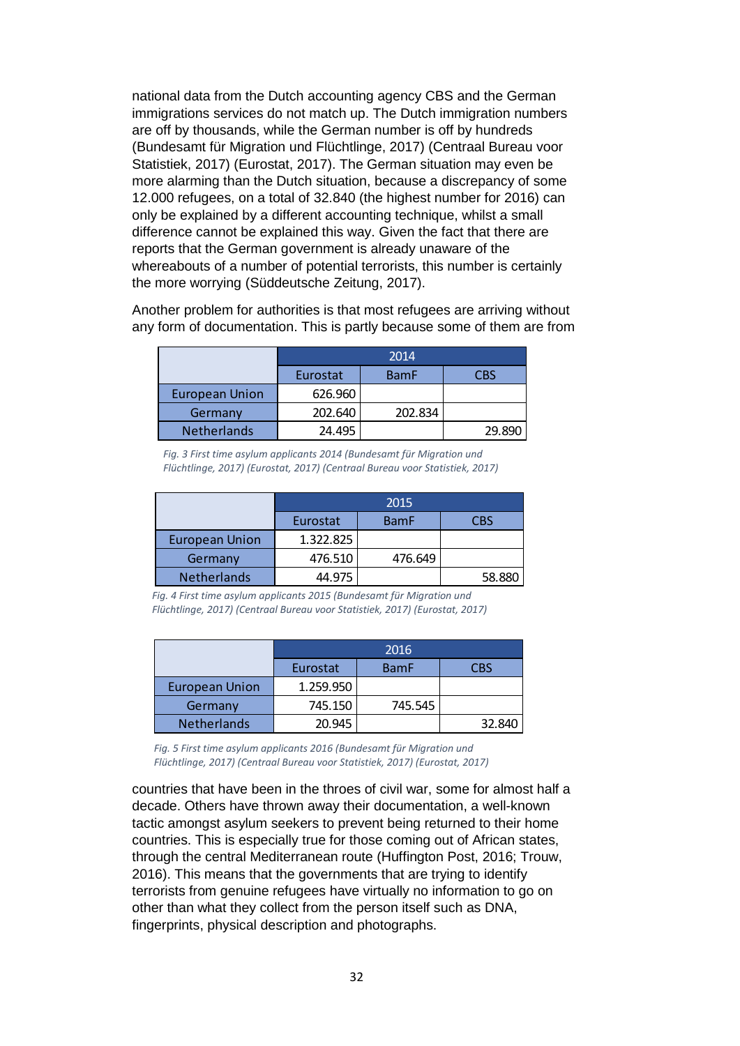national data from the Dutch accounting agency CBS and the German immigrations services do not match up. The Dutch immigration numbers are off by thousands, while the German number is off by hundreds (Bundesamt für Migration und Flüchtlinge, 2017) (Centraal Bureau voor Statistiek, 2017) (Eurostat, 2017). The German situation may even be more alarming than the Dutch situation, because a discrepancy of some 12.000 refugees, on a total of 32.840 (the highest number for 2016) can only be explained by a different accounting technique, whilst a small difference cannot be explained this way. Given the fact that there are reports that the German government is already unaware of the whereabouts of a number of potential terrorists, this number is certainly the more worrying (Süddeutsche Zeitung, 2017).

Another problem for authorities is that most refugees are arriving without any form of documentation. This is partly because some of them are from

| | 2014 | | |
|---|---|---|---|
| | Eurostat | BamF | CBS |
| European Union | 626.960 | | |
| Germany | 202.640 | 202.834 | |
| Netherlands | 24.495 | | 29.890 |

*Fig. 3 First time asylum applicants 2014 (Bundesamt für Migration und Flüchtlinge, 2017) (Eurostat, 2017) (Centraal Bureau voor Statistiek, 2017)*

| | 2015 | | |
|---|---|---|---|
| | Eurostat | BamF | CBS |
| European Union | 1.322.825 | | |
| Germany | 476.510 | 476.649 | |
| Netherlands | 44.975 | | 58.880 |

*Fig. 4 First time asylum applicants 2015 (Bundesamt für Migration und Flüchtlinge, 2017) (Centraal Bureau voor Statistiek, 2017) (Eurostat, 2017)*

| | 2016 | | |
|---|---|---|---|
| | Eurostat | BamF | CBS |
| European Union | 1.259.950 | | |
| Germany | 745.150 | 745.545 | |
| Netherlands | 20.945 | | 32.840 |

*Fig. 5 First time asylum applicants 2016 (Bundesamt für Migration und Flüchtlinge, 2017) (Centraal Bureau voor Statistiek, 2017) (Eurostat, 2017)*

countries that have been in the throes of civil war, some for almost half a decade. Others have thrown away their documentation, a well-known tactic amongst asylum seekers to prevent being returned to their home countries. This is especially true for those coming out of African states, through the central Mediterranean route (Huffington Post, 2016; Trouw, 2016). This means that the governments that are trying to identify terrorists from genuine refugees have virtually no information to go on other than what they collect from the person itself such as DNA, fingerprints, physical description and photographs.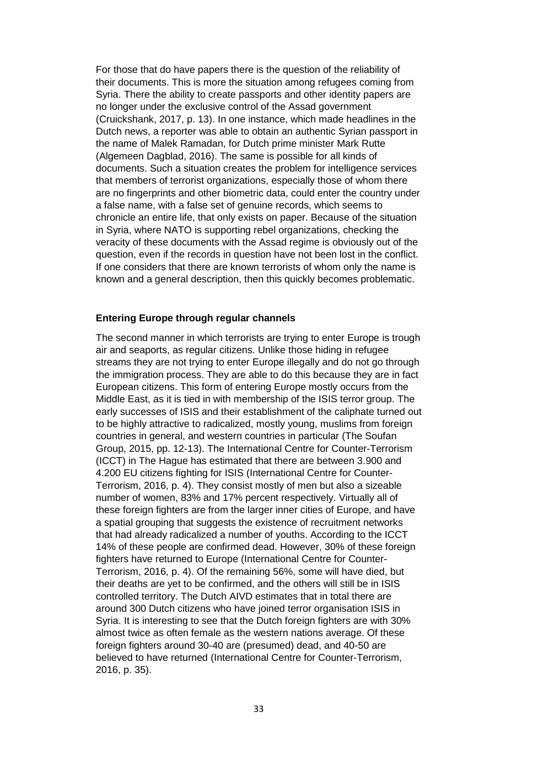For those that do have papers there is the question of the reliability of their documents. This is more the situation among refugees coming from Syria. There the ability to create passports and other identity papers are no longer under the exclusive control of the Assad government (Cruickshank, 2017, p. 13). In one instance, which made headlines in the Dutch news, a reporter was able to obtain an authentic Syrian passport in the name of Malek Ramadan, for Dutch prime minister Mark Rutte (Algemeen Dagblad, 2016). The same is possible for all kinds of documents. Such a situation creates the problem for intelligence services that members of terrorist organizations, especially those of whom there are no fingerprints and other biometric data, could enter the country under a false name, with a false set of genuine records, which seems to chronicle an entire life, that only exists on paper. Because of the situation in Syria, where NATO is supporting rebel organizations, checking the veracity of these documents with the Assad regime is obviously out of the question, even if the records in question have not been lost in the conflict. If one considers that there are known terrorists of whom only the name is known and a general description, then this quickly becomes problematic.

**Entering Europe through regular channels**

The second manner in which terrorists are trying to enter Europe is trough air and seaports, as regular citizens. Unlike those hiding in refugee streams they are not trying to enter Europe illegally and do not go through the immigration process. They are able to do this because they are in fact European citizens. This form of entering Europe mostly occurs from the Middle East, as it is tied in with membership of the ISIS terror group. The early successes of ISIS and their establishment of the caliphate turned out to be highly attractive to radicalized, mostly young, muslims from foreign countries in general, and western countries in particular (The Soufan Group, 2015, pp. 12-13). The International Centre for Counter-Terrorism (ICCT) in The Hague has estimated that there are between 3.900 and 4.200 EU citizens fighting for ISIS (International Centre for Counter-Terrorism, 2016, p. 4). They consist mostly of men but also a sizeable number of women, 83% and 17% percent respectively. Virtually all of these foreign fighters are from the larger inner cities of Europe, and have a spatial grouping that suggests the existence of recruitment networks that had already radicalized a number of youths. According to the ICCT 14% of these people are confirmed dead. However, 30% of these foreign fighters have returned to Europe (International Centre for Counter-Terrorism, 2016, p. 4). Of the remaining 56%, some will have died, but their deaths are yet to be confirmed, and the others will still be in ISIS controlled territory. The Dutch AIVD estimates that in total there are around 300 Dutch citizens who have joined terror organisation ISIS in Syria. It is interesting to see that the Dutch foreign fighters are with 30% almost twice as often female as the western nations average. Of these foreign fighters around 30-40 are (presumed) dead, and 40-50 are believed to have returned (International Centre for Counter-Terrorism, 2016, p. 35).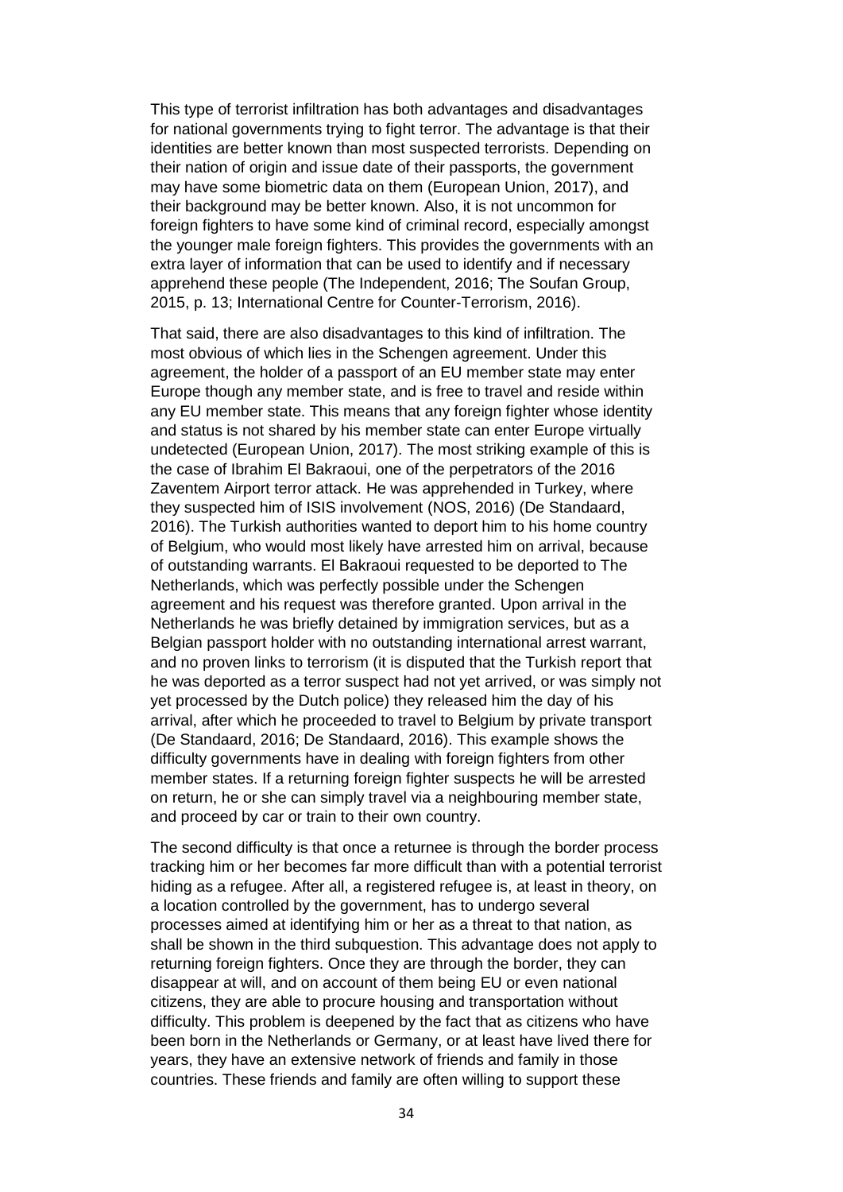This type of terrorist infiltration has both advantages and disadvantages for national governments trying to fight terror. The advantage is that their identities are better known than most suspected terrorists. Depending on their nation of origin and issue date of their passports, the government may have some biometric data on them (European Union, 2017), and their background may be better known. Also, it is not uncommon for foreign fighters to have some kind of criminal record, especially amongst the younger male foreign fighters. This provides the governments with an extra layer of information that can be used to identify and if necessary apprehend these people (The Independent, 2016; The Soufan Group, 2015, p. 13; International Centre for Counter-Terrorism, 2016).

That said, there are also disadvantages to this kind of infiltration. The most obvious of which lies in the Schengen agreement. Under this agreement, the holder of a passport of an EU member state may enter Europe though any member state, and is free to travel and reside within any EU member state. This means that any foreign fighter whose identity and status is not shared by his member state can enter Europe virtually undetected (European Union, 2017). The most striking example of this is the case of Ibrahim El Bakraoui, one of the perpetrators of the 2016 Zaventem Airport terror attack. He was apprehended in Turkey, where they suspected him of ISIS involvement (NOS, 2016) (De Standaard, 2016). The Turkish authorities wanted to deport him to his home country of Belgium, who would most likely have arrested him on arrival, because of outstanding warrants. El Bakraoui requested to be deported to The Netherlands, which was perfectly possible under the Schengen agreement and his request was therefore granted. Upon arrival in the Netherlands he was briefly detained by immigration services, but as a Belgian passport holder with no outstanding international arrest warrant, and no proven links to terrorism (it is disputed that the Turkish report that he was deported as a terror suspect had not yet arrived, or was simply not yet processed by the Dutch police) they released him the day of his arrival, after which he proceeded to travel to Belgium by private transport (De Standaard, 2016; De Standaard, 2016). This example shows the difficulty governments have in dealing with foreign fighters from other member states. If a returning foreign fighter suspects he will be arrested on return, he or she can simply travel via a neighbouring member state, and proceed by car or train to their own country.

The second difficulty is that once a returnee is through the border process tracking him or her becomes far more difficult than with a potential terrorist hiding as a refugee. After all, a registered refugee is, at least in theory, on a location controlled by the government, has to undergo several processes aimed at identifying him or her as a threat to that nation, as shall be shown in the third subquestion. This advantage does not apply to returning foreign fighters. Once they are through the border, they can disappear at will, and on account of them being EU or even national citizens, they are able to procure housing and transportation without difficulty. This problem is deepened by the fact that as citizens who have been born in the Netherlands or Germany, or at least have lived there for years, they have an extensive network of friends and family in those countries. These friends and family are often willing to support these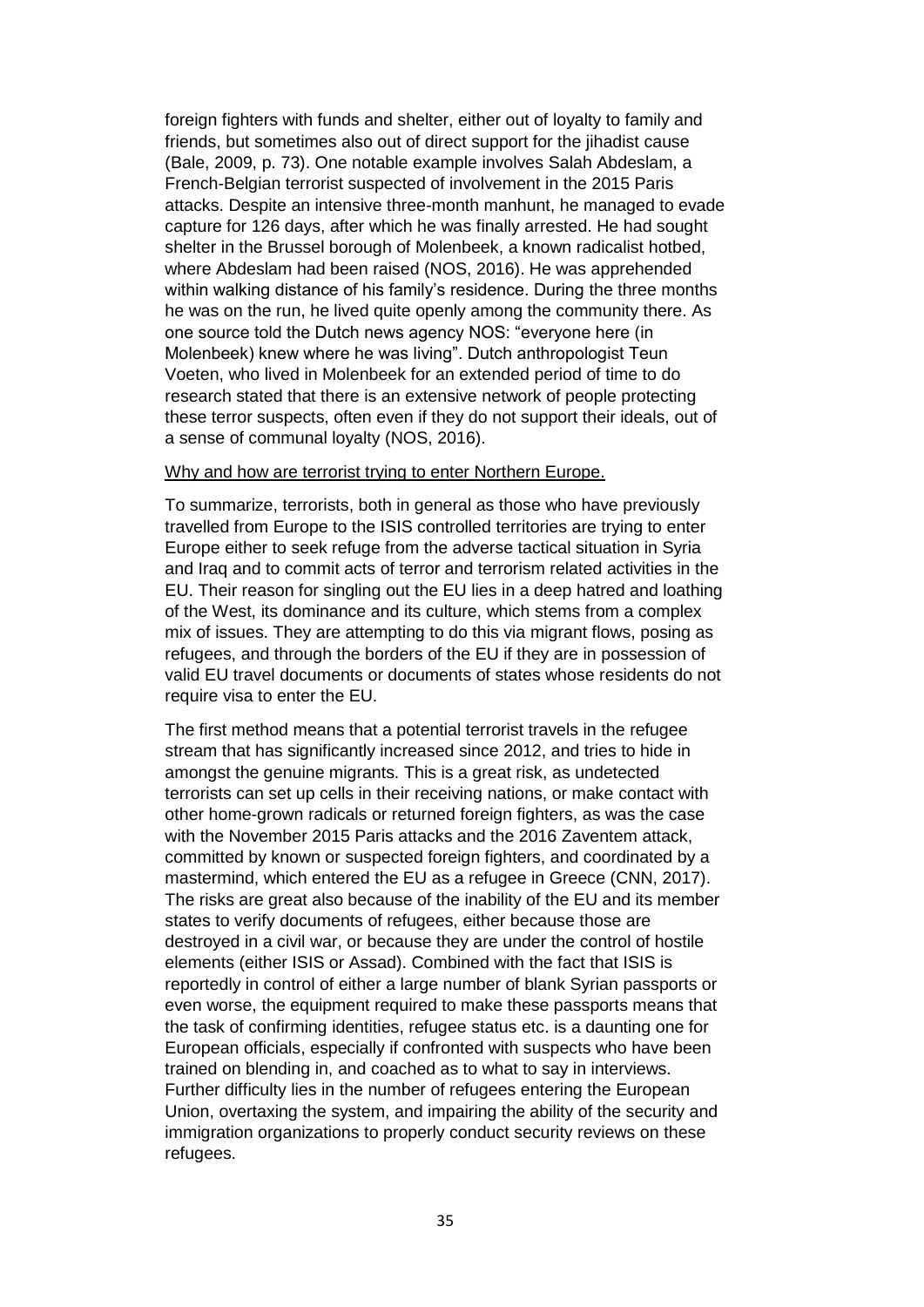foreign fighters with funds and shelter, either out of loyalty to family and friends, but sometimes also out of direct support for the jihadist cause (Bale, 2009, p. 73). One notable example involves Salah Abdeslam, a French-Belgian terrorist suspected of involvement in the 2015 Paris attacks. Despite an intensive three-month manhunt, he managed to evade capture for 126 days, after which he was finally arrested. He had sought shelter in the Brussel borough of Molenbeek, a known radicalist hotbed, where Abdeslam had been raised (NOS, 2016). He was apprehended within walking distance of his family's residence. During the three months he was on the run, he lived quite openly among the community there. As one source told the Dutch news agency NOS: "everyone here (in Molenbeek) knew where he was living". Dutch anthropologist Teun Voeten, who lived in Molenbeek for an extended period of time to do research stated that there is an extensive network of people protecting these terror suspects, often even if they do not support their ideals, out of a sense of communal loyalty (NOS, 2016).

<u>Why and how are terrorist trying to enter Northern Europe.</u>

To summarize, terrorists, both in general as those who have previously travelled from Europe to the ISIS controlled territories are trying to enter Europe either to seek refuge from the adverse tactical situation in Syria and Iraq and to commit acts of terror and terrorism related activities in the EU. Their reason for singling out the EU lies in a deep hatred and loathing of the West, its dominance and its culture, which stems from a complex mix of issues. They are attempting to do this via migrant flows, posing as refugees, and through the borders of the EU if they are in possession of valid EU travel documents or documents of states whose residents do not require visa to enter the EU.

The first method means that a potential terrorist travels in the refugee stream that has significantly increased since 2012, and tries to hide in amongst the genuine migrants. This is a great risk, as undetected terrorists can set up cells in their receiving nations, or make contact with other home-grown radicals or returned foreign fighters, as was the case with the November 2015 Paris attacks and the 2016 Zaventem attack, committed by known or suspected foreign fighters, and coordinated by a mastermind, which entered the EU as a refugee in Greece (CNN, 2017). The risks are great also because of the inability of the EU and its member states to verify documents of refugees, either because those are destroyed in a civil war, or because they are under the control of hostile elements (either ISIS or Assad). Combined with the fact that ISIS is reportedly in control of either a large number of blank Syrian passports or even worse, the equipment required to make these passports means that the task of confirming identities, refugee status etc. is a daunting one for European officials, especially if confronted with suspects who have been trained on blending in, and coached as to what to say in interviews. Further difficulty lies in the number of refugees entering the European Union, overtaxing the system, and impairing the ability of the security and immigration organizations to properly conduct security reviews on these refugees.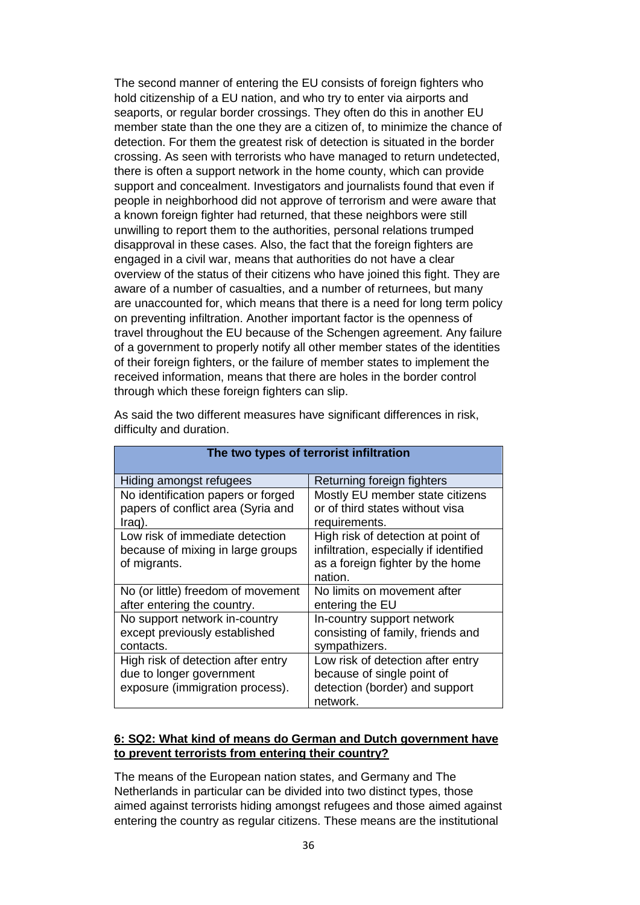The second manner of entering the EU consists of foreign fighters who hold citizenship of a EU nation, and who try to enter via airports and seaports, or regular border crossings. They often do this in another EU member state than the one they are a citizen of, to minimize the chance of detection. For them the greatest risk of detection is situated in the border crossing. As seen with terrorists who have managed to return undetected, there is often a support network in the home county, which can provide support and concealment. Investigators and journalists found that even if people in neighborhood did not approve of terrorism and were aware that a known foreign fighter had returned, that these neighbors were still unwilling to report them to the authorities, personal relations trumped disapproval in these cases. Also, the fact that the foreign fighters are engaged in a civil war, means that authorities do not have a clear overview of the status of their citizens who have joined this fight. They are aware of a number of casualties, and a number of returnees, but many are unaccounted for, which means that there is a need for long term policy on preventing infiltration. Another important factor is the openness of travel throughout the EU because of the Schengen agreement. Any failure of a government to properly notify all other member states of the identities of their foreign fighters, or the failure of member states to implement the received information, means that there are holes in the border control through which these foreign fighters can slip.

As said the two different measures have significant differences in risk, difficulty and duration.

| **The two types of terrorist infiltration** | |
|---|---|
| Hiding amongst refugees | Returning foreign fighters |
| No identification papers or forged papers of conflict area (Syria and Iraq). | Mostly EU member state citizens or of third states without visa requirements. |
| Low risk of immediate detection because of mixing in large groups of migrants. | High risk of detection at point of infiltration, especially if identified as a foreign fighter by the home nation. |
| No (or little) freedom of movement after entering the country. | No limits on movement after entering the EU |
| No support network in-country except previously established contacts. | In-country support network consisting of family, friends and sympathizers. |
| High risk of detection after entry due to longer government exposure (immigration process). | Low risk of detection after entry because of single point of detection (border) and support network. |

## 6: SQ2: What kind of means do German and Dutch government have to prevent terrorists from entering their country?

The means of the European nation states, and Germany and The Netherlands in particular can be divided into two distinct types, those aimed against terrorists hiding amongst refugees and those aimed against entering the country as regular citizens. These means are the institutional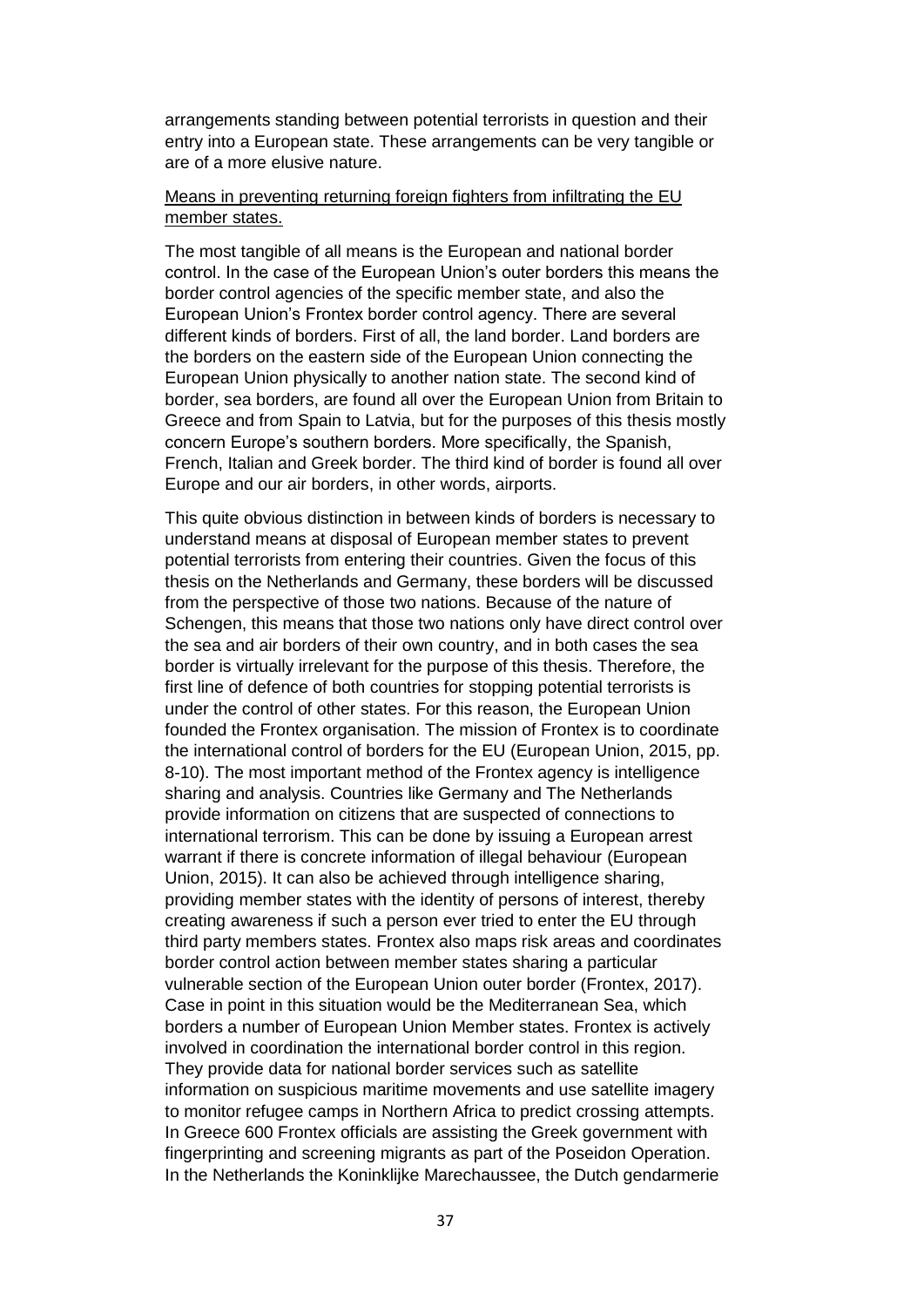arrangements standing between potential terrorists in question and their entry into a European state. These arrangements can be very tangible or are of a more elusive nature.

Means in preventing returning foreign fighters from infiltrating the EU member states.

The most tangible of all means is the European and national border control. In the case of the European Union's outer borders this means the border control agencies of the specific member state, and also the European Union's Frontex border control agency. There are several different kinds of borders. First of all, the land border. Land borders are the borders on the eastern side of the European Union connecting the European Union physically to another nation state. The second kind of border, sea borders, are found all over the European Union from Britain to Greece and from Spain to Latvia, but for the purposes of this thesis mostly concern Europe's southern borders. More specifically, the Spanish, French, Italian and Greek border. The third kind of border is found all over Europe and our air borders, in other words, airports.

This quite obvious distinction in between kinds of borders is necessary to understand means at disposal of European member states to prevent potential terrorists from entering their countries. Given the focus of this thesis on the Netherlands and Germany, these borders will be discussed from the perspective of those two nations. Because of the nature of Schengen, this means that those two nations only have direct control over the sea and air borders of their own country, and in both cases the sea border is virtually irrelevant for the purpose of this thesis. Therefore, the first line of defence of both countries for stopping potential terrorists is under the control of other states. For this reason, the European Union founded the Frontex organisation. The mission of Frontex is to coordinate the international control of borders for the EU (European Union, 2015, pp. 8-10). The most important method of the Frontex agency is intelligence sharing and analysis. Countries like Germany and The Netherlands provide information on citizens that are suspected of connections to international terrorism. This can be done by issuing a European arrest warrant if there is concrete information of illegal behaviour (European Union, 2015). It can also be achieved through intelligence sharing, providing member states with the identity of persons of interest, thereby creating awareness if such a person ever tried to enter the EU through third party members states. Frontex also maps risk areas and coordinates border control action between member states sharing a particular vulnerable section of the European Union outer border (Frontex, 2017). Case in point in this situation would be the Mediterranean Sea, which borders a number of European Union Member states. Frontex is actively involved in coordination the international border control in this region. They provide data for national border services such as satellite information on suspicious maritime movements and use satellite imagery to monitor refugee camps in Northern Africa to predict crossing attempts. In Greece 600 Frontex officials are assisting the Greek government with fingerprinting and screening migrants as part of the Poseidon Operation. In the Netherlands the Koninklijke Marechaussee, the Dutch gendarmerie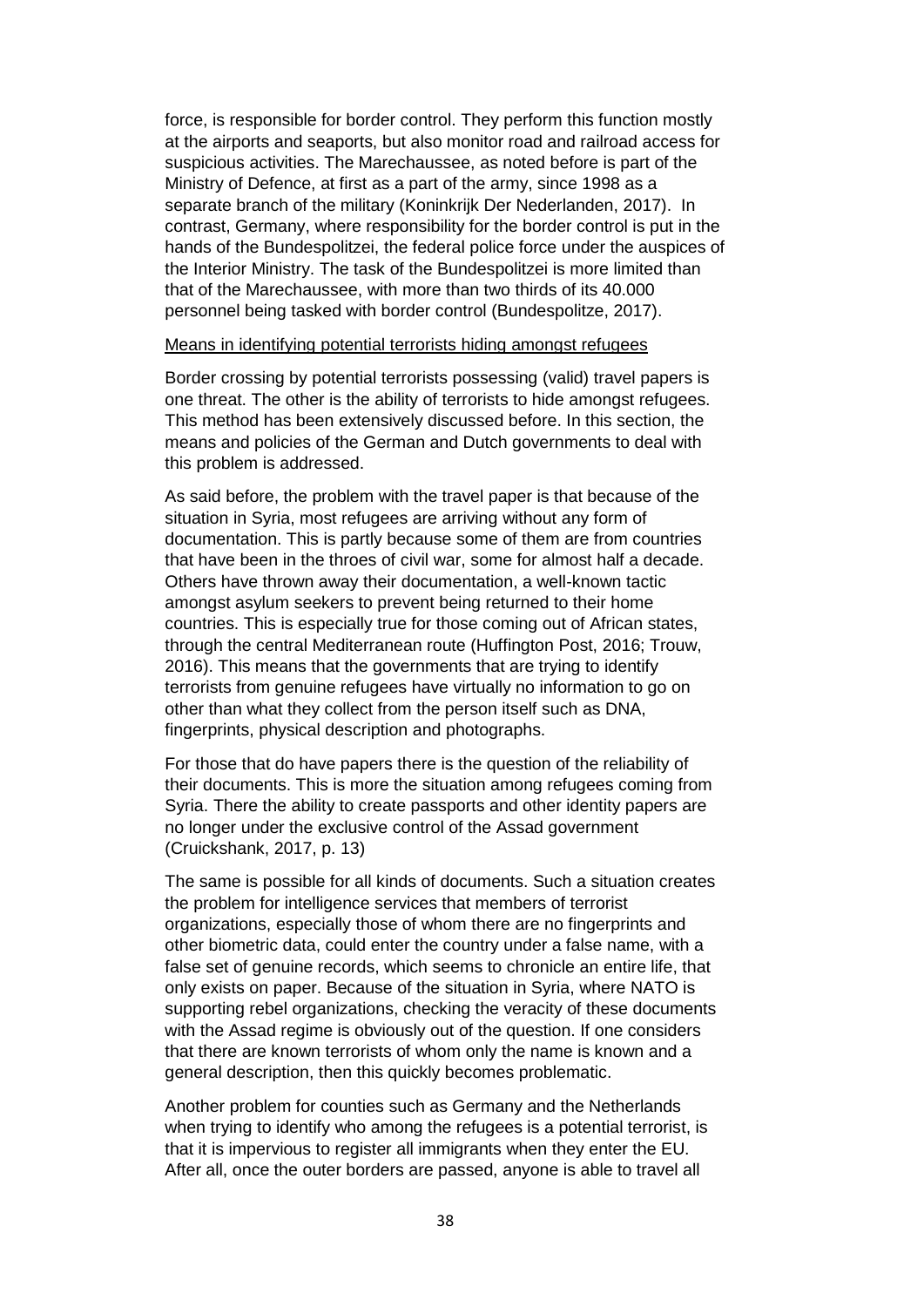force, is responsible for border control. They perform this function mostly at the airports and seaports, but also monitor road and railroad access for suspicious activities. The Marechaussee, as noted before is part of the Ministry of Defence, at first as a part of the army, since 1998 as a separate branch of the military (Koninkrijk Der Nederlanden, 2017). In contrast, Germany, where responsibility for the border control is put in the hands of the Bundespolitzei, the federal police force under the auspices of the Interior Ministry. The task of the Bundespolitzei is more limited than that of the Marechaussee, with more than two thirds of its 40.000 personnel being tasked with border control (Bundespolitze, 2017).

Means in identifying potential terrorists hiding amongst refugees

Border crossing by potential terrorists possessing (valid) travel papers is one threat. The other is the ability of terrorists to hide amongst refugees. This method has been extensively discussed before. In this section, the means and policies of the German and Dutch governments to deal with this problem is addressed.

As said before, the problem with the travel paper is that because of the situation in Syria, most refugees are arriving without any form of documentation. This is partly because some of them are from countries that have been in the throes of civil war, some for almost half a decade. Others have thrown away their documentation, a well-known tactic amongst asylum seekers to prevent being returned to their home countries. This is especially true for those coming out of African states, through the central Mediterranean route (Huffington Post, 2016; Trouw, 2016). This means that the governments that are trying to identify terrorists from genuine refugees have virtually no information to go on other than what they collect from the person itself such as DNA, fingerprints, physical description and photographs.

For those that do have papers there is the question of the reliability of their documents. This is more the situation among refugees coming from Syria. There the ability to create passports and other identity papers are no longer under the exclusive control of the Assad government (Cruickshank, 2017, p. 13)

The same is possible for all kinds of documents. Such a situation creates the problem for intelligence services that members of terrorist organizations, especially those of whom there are no fingerprints and other biometric data, could enter the country under a false name, with a false set of genuine records, which seems to chronicle an entire life, that only exists on paper. Because of the situation in Syria, where NATO is supporting rebel organizations, checking the veracity of these documents with the Assad regime is obviously out of the question. If one considers that there are known terrorists of whom only the name is known and a general description, then this quickly becomes problematic.

Another problem for counties such as Germany and the Netherlands when trying to identify who among the refugees is a potential terrorist, is that it is impervious to register immigrants when they enter the EU. After all, once the outer borders are passed, anyone is able to travel all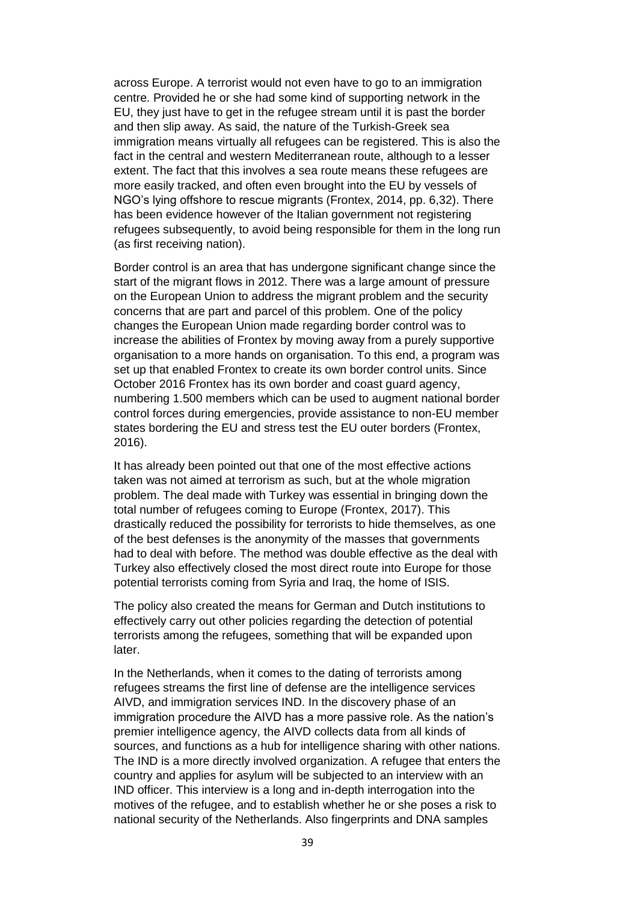across Europe. A terrorist would not even have to go to an immigration centre. Provided he or she had some kind of supporting network in the EU, they just have to get in the refugee stream until it is past the border and then slip away. As said, the nature of the Turkish-Greek sea immigration means virtually all refugees can be registered. This is also the fact in the central and western Mediterranean route, although to a lesser extent. The fact that this involves a sea route means these refugees are more easily tracked, and often even brought into the EU by vessels of NGO's lying offshore to rescue migrants (Frontex, 2014, pp. 6,32). There has been evidence however of the Italian government not registering refugees subsequently, to avoid being responsible for them in the long run (as first receiving nation).

Border control is an area that has undergone significant change since the start of the migrant flows in 2012. There was a large amount of pressure on the European Union to address the migrant problem and the security concerns that are part and parcel of this problem. One of the policy changes the European Union made regarding border control was to increase the abilities of Frontex by moving away from a purely supportive organisation to a more hands on organisation. To this end, a program was set up that enabled Frontex to create its own border control units. Since October 2016 Frontex has its own border and coast guard agency, numbering 1.500 members which can be used to augment national border control forces during emergencies, provide assistance to non-EU member states bordering the EU and stress test the EU outer borders (Frontex, 2016).

It has already been pointed out that one of the most effective actions taken was not aimed at terrorism as such, but at the whole migration problem. The deal made with Turkey was essential in bringing down the total number of refugees coming to Europe (Frontex, 2017). This drastically reduced the possibility for terrorists to hide themselves, as one of the best defenses is the anonymity of the masses that governments had to deal with before. The method was double effective as the deal with Turkey also effectively closed the most direct route into Europe for those potential terrorists coming from Syria and Iraq, the home of ISIS.

The policy also created the means for German and Dutch institutions to effectively carry out other policies regarding the detection of potential terrorists among the refugees, something that will be expanded upon later.

In the Netherlands, when it comes to the dating of terrorists among refugees streams the first line of defense are the intelligence services AIVD, and immigration services IND. In the discovery phase of an immigration procedure the AIVD has a more passive role. As the nation's premier intelligence agency, the AIVD collects data from all kinds of sources, and functions as a hub for intelligence sharing with other nations. The IND is a more directly involved organization. A refugee that enters the country and applies for asylum will be subjected to an interview with an IND officer. This interview is a long and in-depth interrogation into the motives of the refugee, and to establish whether he or she poses a risk to national security of the Netherlands. Also fingerprints and DNA samples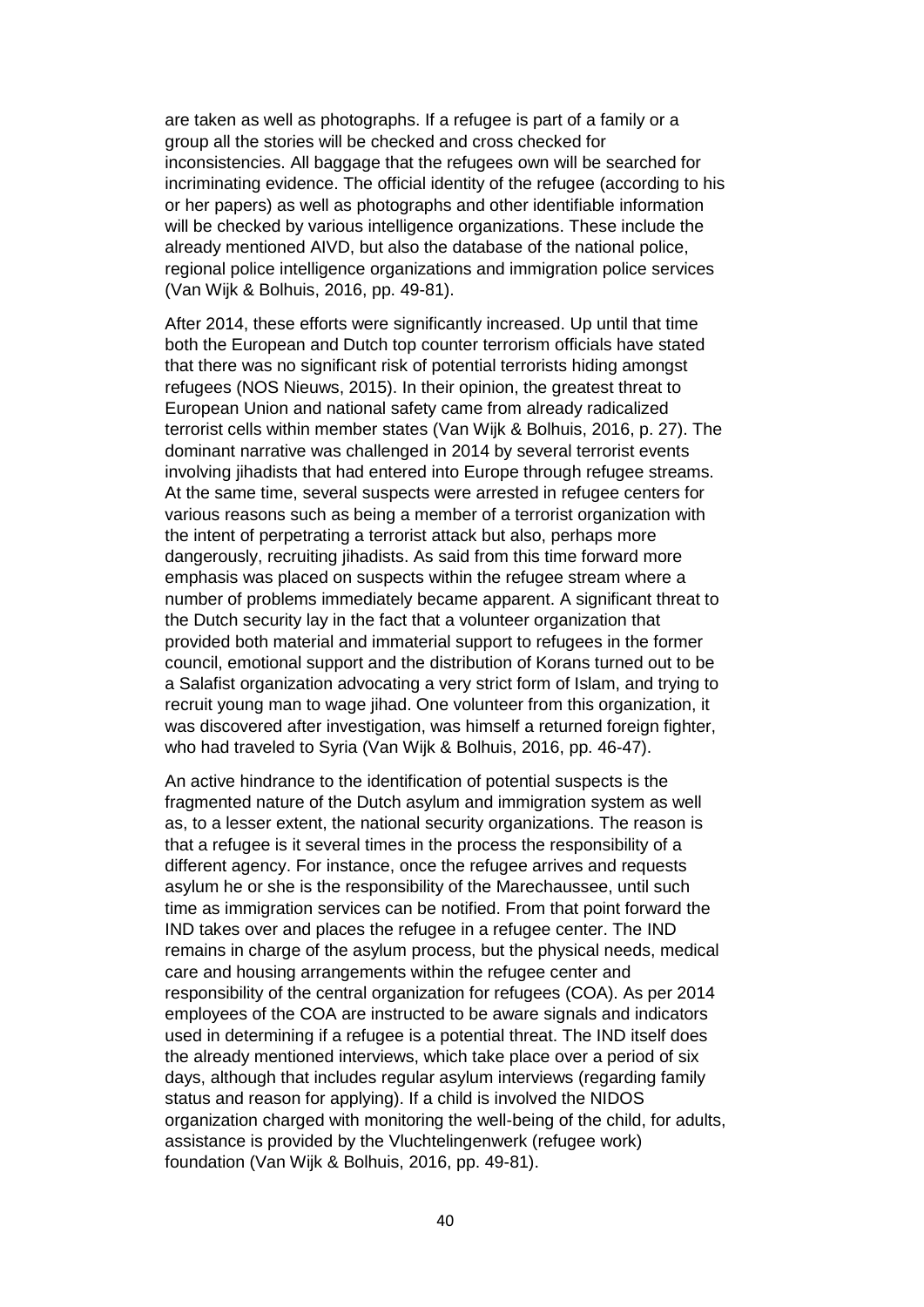are taken as well as photographs. If a refugee is part of a family or a group all the stories will be checked and cross checked for inconsistencies. All baggage that the refugees own will be searched for incriminating evidence. The official identity of the refugee (according to his or her papers) as well as photographs and other identifiable information will be checked by various intelligence organizations. These include the already mentioned AIVD, but also the database of the national police, regional police intelligence organizations and immigration police services (Van Wijk & Bolhuis, 2016, pp. 49-81).

After 2014, these efforts were significantly increased. Up until that time both the European and Dutch top counter terrorism officials have stated that there was no significant risk of potential terrorists hiding amongst refugees (NOS Nieuws, 2015). In their opinion, the greatest threat to European Union and national safety came from already radicalized terrorist cells within member states (Van Wijk & Bolhuis, 2016, p. 27). The dominant narrative was challenged in 2014 by several terrorist events involving jihadists that had entered into Europe through refugee streams. At the same time, several suspects were arrested in refugee centers for various reasons such as being a member of a terrorist organization with the intent of perpetrating a terrorist attack but also, perhaps more dangerously, recruiting jihadists. As said from this time forward more emphasis was placed on suspects within the refugee stream where a number of problems immediately became apparent. A significant threat to the Dutch security lay in the fact that a volunteer organization that provided both material and immaterial support to refugees in the former council, emotional support and the distribution of Korans turned out to be a Salafist organization advocating a very strict form of Islam, and trying to recruit young man to wage jihad. One volunteer from this organization, it was discovered after investigation, was himself a returned foreign fighter, who had traveled to Syria (Van Wijk & Bolhuis, 2016, pp. 46-47).

An active hindrance to the identification of potential suspects is the fragmented nature of the Dutch asylum and immigration system as well as, to a lesser extent, the national security organizations. The reason is that a refugee is it several times in the process the responsibility of a different agency. For instance, once the refugee arrives and requests asylum he or she is the responsibility of the Marechaussee, until such time as immigration services can be notified. From that point forward the IND takes over and places the refugee in a refugee center. The IND remains in charge of the asylum process, but the physical needs, medical care and housing arrangements within the refugee center and responsibility of the central organization for refugees (COA). As per 2014 employees of the COA are instructed to be aware signals and indicators used in determining if a refugee is a potential threat. The IND itself does the already mentioned interviews, which take place over a period of six days, although that includes regular asylum interviews (regarding family status and reason for applying). If a child is involved the NIDOS organization charged with monitoring the well-being of the child, for adults, assistance is provided by the Vluchtelingenwerk (refugee work) foundation (Van Wijk & Bolhuis, 2016, pp. 49-81).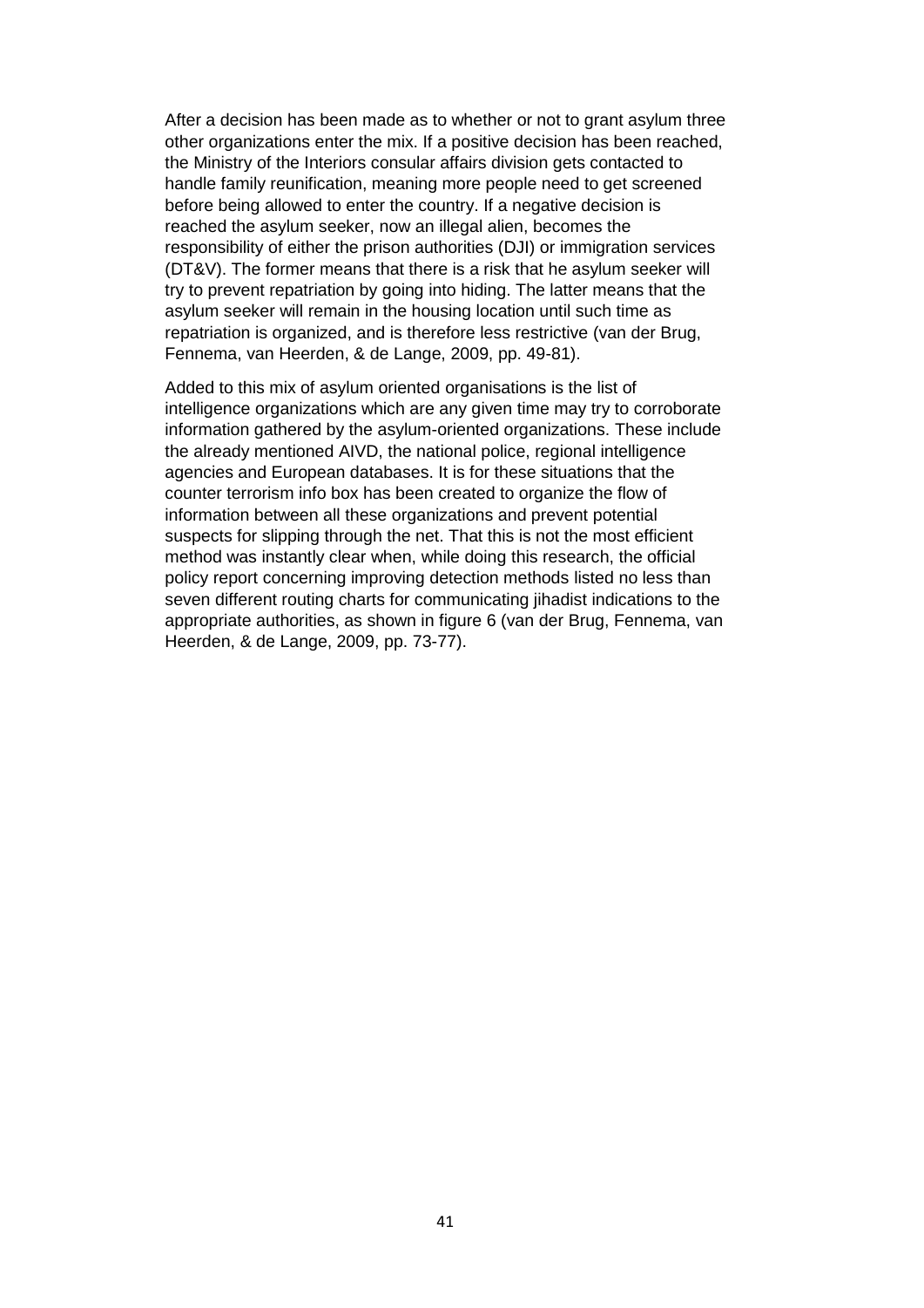After a decision has been made as to whether or not to grant asylum three other organizations enter the mix. If a positive decision has been reached, the Ministry of the Interiors consular affairs division gets contacted to handle family reunification, meaning more people need to get screened before being allowed to enter the country. If a negative decision is reached the asylum seeker, now an illegal alien, becomes the responsibility of either the prison authorities (DJI) or immigration services (DT&V). The former means that there is a risk that he asylum seeker will try to prevent repatriation by going into hiding. The latter means that the asylum seeker will remain in the housing location until such time as repatriation is organized, and is therefore less restrictive (van der Brug, Fennema, van Heerden, & de Lange, 2009, pp. 49-81).

Added to this mix of asylum oriented organisations is the list of intelligence organizations which are any given time may try to corroborate information gathered by the asylum-oriented organizations. These include the already mentioned AIVD, the national police, regional intelligence agencies and European databases. It is for these situations that the counter terrorism info box has been created to organize the flow of information between all these organizations and prevent potential suspects for slipping through the net. That this is not the most efficient method was instantly clear when, while doing this research, the official policy report concerning improving detection methods listed no less than seven different routing charts for communicating jihadist indications to the appropriate authorities, as shown in figure 6 (van der Brug, Fennema, van Heerden, & de Lange, 2009, pp. 73-77).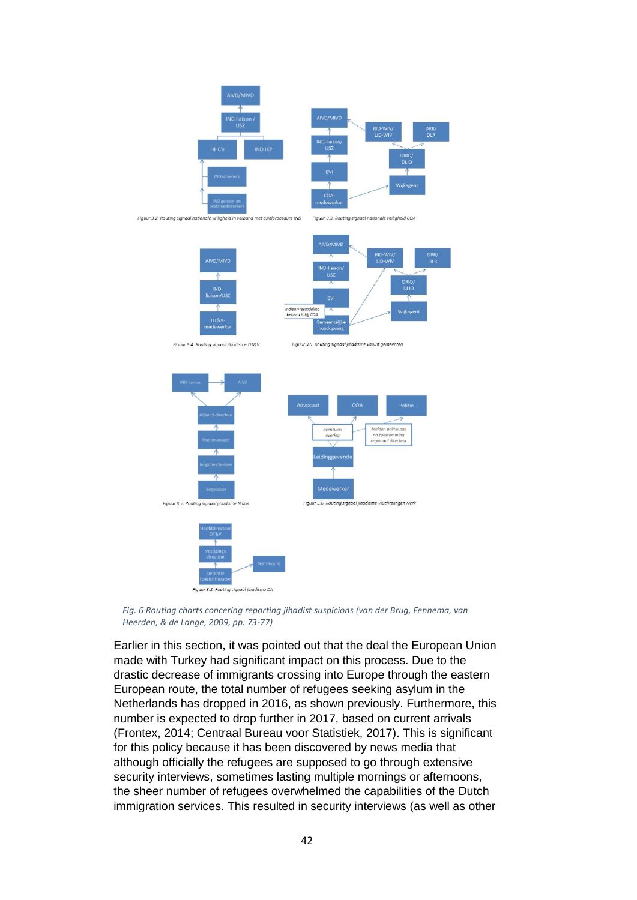*Fig. 6 Routing charts concerning reporting jihadist suspicions (van der Brug, Fennema, van Heerden, & de Lange, 2009, pp. 73-77)*

Earlier in this section, it was pointed out that the deal the European Union made with Turkey had significant impact on this process. Due to the drastic decrease of immigrants crossing into Europe through the eastern European route, the total number of refugees seeking asylum in the Netherlands has dropped in 2016, as shown previously. Furthermore, this number is expected to drop further in 2017, based on current arrivals (Frontex, 2014; Centraal Bureau voor Statistiek, 2017). This is significant for this policy because it has been discovered by news media that although officially the refugees are supposed to go through extensive security interviews, sometimes lasting multiple mornings or afternoons, the sheer number of refugees overwhelmed the capabilities of the Dutch immigration services. This resulted in security interviews (as well as other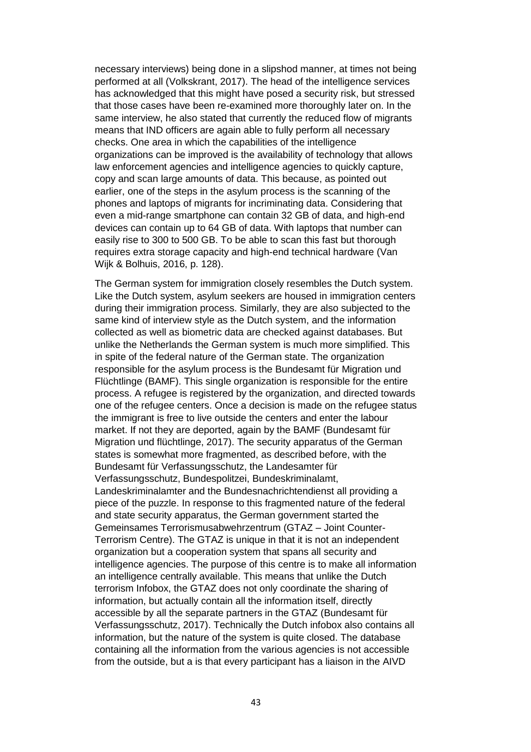necessary interviews) being done in a slipshod manner, at times not being performed at all (Volkskrant, 2017). The head of the intelligence services has acknowledged that this might have posed a security risk, but stressed that those cases have been re-examined more thoroughly later on. In the same interview, he also stated that currently the reduced flow of migrants means that IND officers are again able to fully perform all necessary checks. One area in which the capabilities of the intelligence organizations can be improved is the availability of technology that allows law enforcement agencies and intelligence agencies to quickly capture, copy and scan large amounts of data. This because, as pointed out earlier, one of the steps in the asylum process is the scanning of the phones and laptops of migrants for incriminating data. Considering that even a mid-range smartphone can contain 32 GB of data, and high-end devices can contain up to 64 GB of data. With laptops that number can easily rise to 300 to 500 GB. To be able to scan this fast but thorough requires extra storage capacity and high-end technical hardware (Van Wijk & Bolhuis, 2016, p. 128).

The German system for immigration closely resembles the Dutch system. Like the Dutch system, asylum seekers are housed in immigration centers during their immigration process. Similarly, they are also subjected to the same kind of interview style as the Dutch system, and the information collected as well as biometric data are checked against databases. But unlike the Netherlands the German system is much more simplified. This in spite of the federal nature of the German state. The organization responsible for the asylum process is the Bundesamt für Migration und Flüchtlinge (BAMF). This single organization is responsible for the entire process. A refugee is registered by the organization, and directed towards one of the refugee centers. Once a decision is made on the refugee status the immigrant is free to live outside the centers and enter the labour market. If not they are deported, again by the BAMF (Bundesamt für Migration und flüchtlinge, 2017). The security apparatus of the German states is somewhat more fragmented, as described before, with the Bundesamt für Verfassungsschutz, the Landesamter für Verfassungsschutz, Bundespolitzei, Bundeskriminalamt, Landeskriminalamter and the Bundesnachrichtendienst all providing a piece of the puzzle. In response to this fragmented nature of the federal and state security apparatus, the German government started the Gemeinsames Terrorismusabwehrzentrum (GTAZ – Joint Counter-Terrorism Centre). The GTAZ is unique in that it is not an independent organization but a cooperation system that spans all security and intelligence agencies. The purpose of this centre is to make all information an intelligence centrally available. This means that unlike the Dutch terrorism Infobox, the GTAZ does not only coordinate the sharing of information, but actually contain all the information itself, directly accessible by all the separate partners in the GTAZ (Bundesamt für Verfassungsschutz, 2017). Technically the Dutch infobox also contains all information, but the nature of the system is quite closed. The database containing all the information from the various agencies is not accessible from the outside, but a is that every participant has a liaison in the AIVD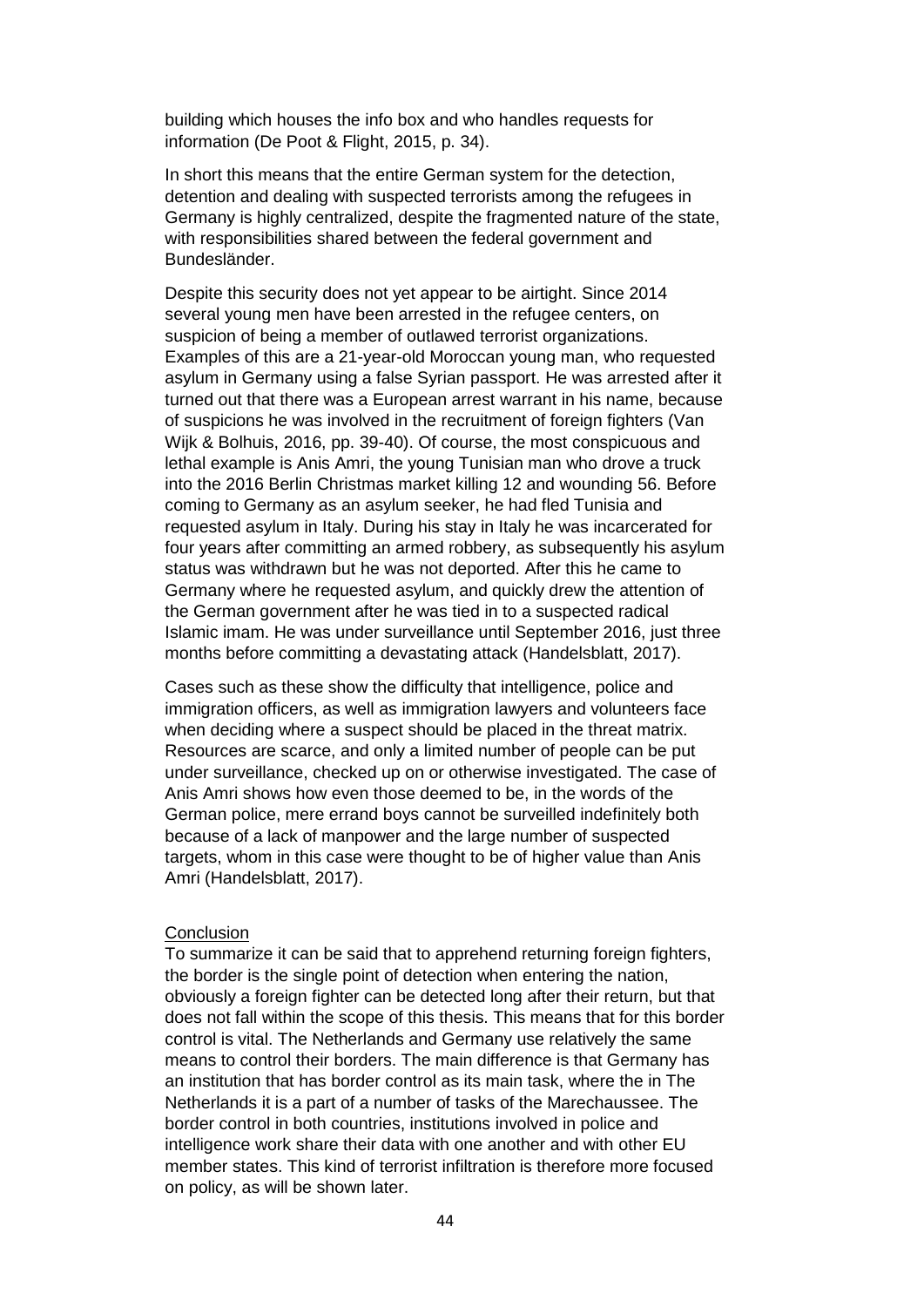building which houses the info box and who handles requests for information (De Poot & Flight, 2015, p. 34).

In short this means that the entire German system for the detection, detention and dealing with suspected terrorists among the refugees in Germany is highly centralized, despite the fragmented nature of the state, with responsibilities shared between the federal government and Bundesländer.

Despite this security does not yet appear to be airtight. Since 2014 several young men have been arrested in the refugee centers, on suspicion of being a member of outlawed terrorist organizations. Examples of this are a 21-year-old Moroccan young man, who requested asylum in Germany using a false Syrian passport. He was arrested after it turned out that there was a European arrest warrant in his name, because of suspicions he was involved in the recruitment of foreign fighters (Van Wijk & Bolhuis, 2016, pp. 39-40). Of course, the most conspicuous and lethal example is Anis Amri, the young Tunisian man who drove a truck into the 2016 Berlin Christmas market killing 12 and wounding 56. Before coming to Germany as an asylum seeker, he had fled Tunisia and requested asylum in Italy. During his stay in Italy he was incarcerated for four years after committing an armed robbery, as subsequently his asylum status was withdrawn but he was not deported. After this he came to Germany where he requested asylum, and quickly drew the attention of the German government after he was tied in to a suspected radical Islamic imam. He was under surveillance until September 2016, just three months before committing a devastating attack (Handelsblatt, 2017).

Cases such as these show the difficulty that intelligence, police and immigration officers, as well as immigration lawyers and volunteers face when deciding where a suspect should be placed in the threat matrix. Resources are scarce, and only a limited number of people can be put under surveillance, checked up on or otherwise investigated. The case of Anis Amri shows how even those deemed to be, in the words of the German police, mere errand boys cannot be surveilled indefinitely both because of a lack of manpower and the large number of suspected targets, whom in this case were thought to be of higher value than Anis Amri (Handelsblatt, 2017).

## Conclusion

To summarize it can be said that to apprehend returning foreign fighters, the border is the single point of detection when entering the nation, obviously a foreign fighter can be detected long after their return, but that does not fall within the scope of this thesis. This means that for this border control is vital. The Netherlands and Germany use relatively the same means to control their borders. The main difference is that Germany has an institution that has border control as its main task, where the in The Netherlands it is a part of a number of tasks of the Marechaussee. The border control in both countries, institutions involved in police and intelligence work share their data with one another and with other EU member states. This kind of terrorist infiltration is therefore more focused on policy, as will be shown later.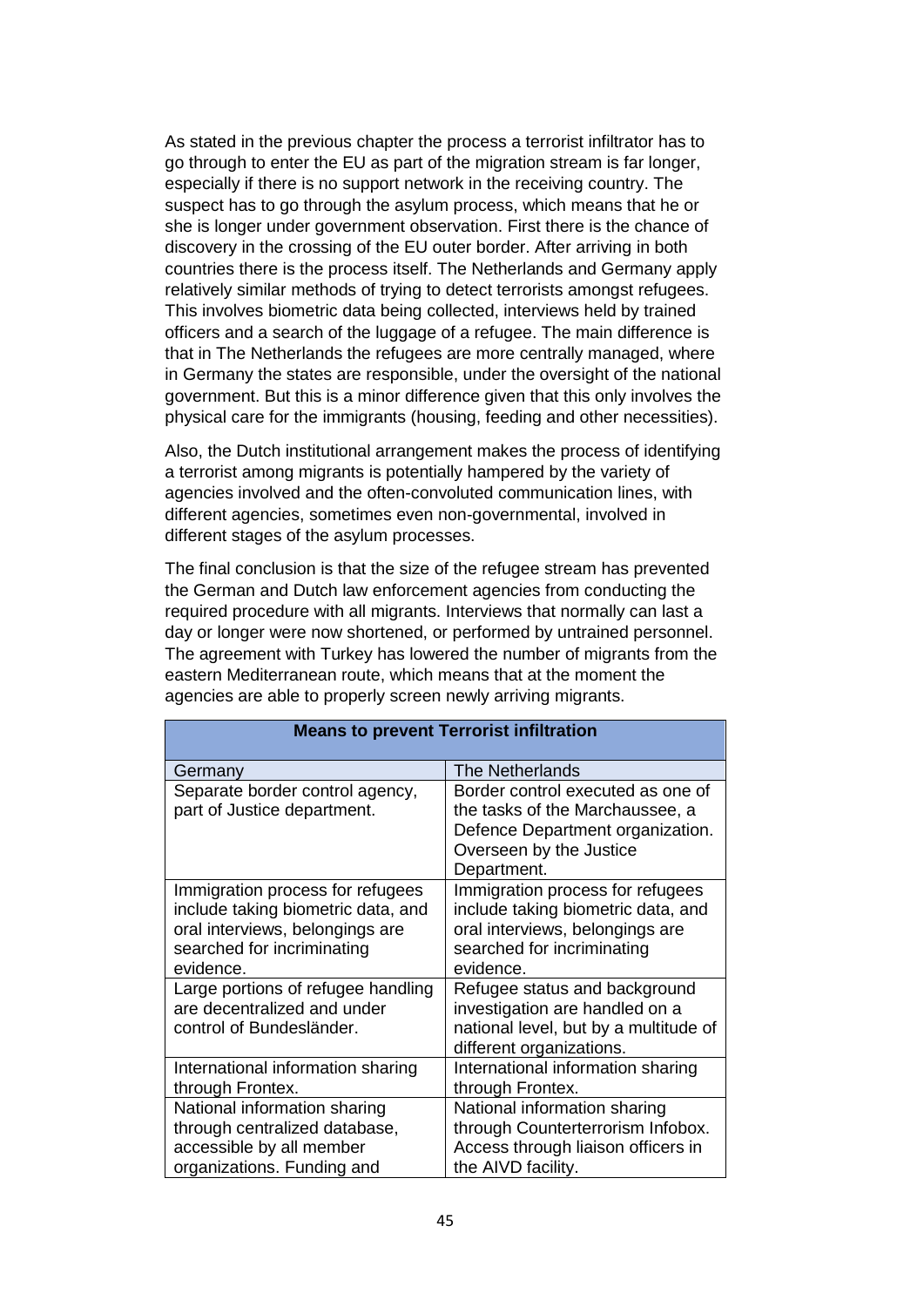As stated in the previous chapter the process a terrorist infiltrator has to go through to enter the EU as part of the migration stream is far longer, especially if there is no support network in the receiving country. The suspect has to go through the asylum process, which means that he or she is longer under government observation. First there is the chance of discovery in the crossing of the EU outer border. After arriving in both countries there is the process itself. The Netherlands and Germany apply relatively similar methods of trying to detect terrorists amongst refugees. This involves biometric data being collected, interviews held by trained officers and a search of the luggage of a refugee. The main difference is that in The Netherlands the refugees are more centrally managed, where in Germany the states are responsible, under the oversight of the national government. But this is a minor difference given that this only involves the physical care for the immigrants (housing, feeding and other necessities).

Also, the Dutch institutional arrangement makes the process of identifying a terrorist among migrants is potentially hampered by the variety of agencies involved and the often-convoluted communication lines, with different agencies, sometimes even non-governmental, involved in different stages of the asylum processes.

The final conclusion is that the size of the refugee stream has prevented the German and Dutch law enforcement agencies from conducting the required procedure with all migrants. Interviews that normally can last a day or longer were now shortened, or performed by untrained personnel. The agreement with Turkey has lowered the number of migrants from the eastern Mediterranean route, which means that at the moment the agencies are able to properly screen newly arriving migrants.

| **Means to prevent Terrorist infiltration** | |
|---|---|
| Germany | The Netherlands |
| Separate border control agency, part of Justice department. | Border control executed as one of the tasks of the Marchaussee, a Defence Department organization. Overseen by the Justice Department. |
| Immigration process for refugees include taking biometric data, and oral interviews, belongings are searched for incriminating evidence. | Immigration process for refugees include taking biometric data, and oral interviews, belongings are searched for incriminating evidence. |
| Large portions of refugee handling are decentralized and under control of Bundesländer. | Refugee status and background investigation are handled on a national level, but by a multitude of different organizations. |
| International information sharing through Frontex. | International information sharing through Frontex. |
| National information sharing through centralized database, accessible by all member organizations. Funding and | National information sharing through Counterterrorism Infobox. Access through liaison officers in the AIVD facility. |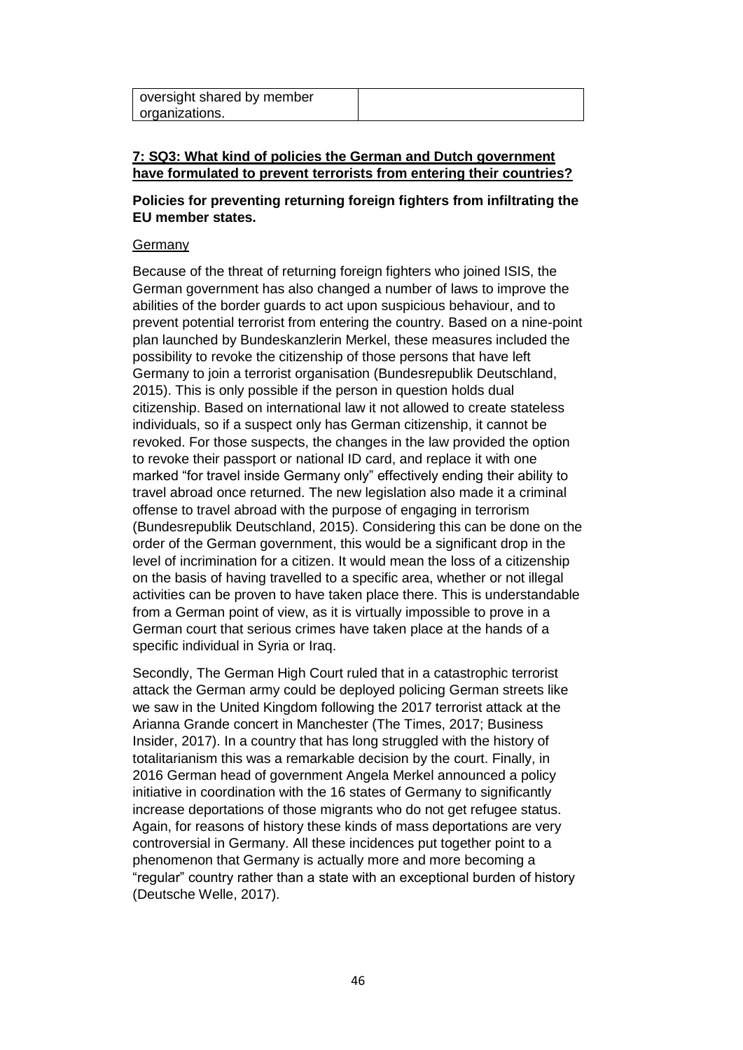| oversight shared by member organizations. | |
|---|---|

**<u>7: SQ3: What kind of policies the German and Dutch government have formulated to prevent terrorists from entering their countries?</u>**

**Policies for preventing returning foreign fighters from infiltrating the EU member states.**

<u>Germany</u>

Because of the threat of returning foreign fighters who joined ISIS, the German government has also changed a number of laws to improve the abilities of the border guards to act upon suspicious behaviour, and to prevent potential terrorist from entering the country. Based on a nine-point plan launched by Bundeskanzlerin Merkel, these measures included the possibility to revoke the citizenship of those persons that have left Germany to join a terrorist organisation (Bundesrepublik Deutschland, 2015). This is only possible if the person in question holds dual citizenship. Based on international law it not allowed to create stateless individuals, so if a suspect only has German citizenship, it cannot be revoked. For those suspects, the changes in the law provided the option to revoke their passport or national ID card, and replace it with one marked "for travel inside Germany only" effectively ending their ability to travel abroad once returned. The new legislation also made it a criminal offense to travel abroad with the purpose of engaging in terrorism (Bundesrepublik Deutschland, 2015). Considering this can be done on the order of the German government, this would be a significant drop in the level of incrimination for a citizen. It would mean the loss of a citizenship on the basis of having travelled to a specific area, whether or not illegal activities can be proven to have taken place there. This is understandable from a German point of view, as it is virtually impossible to prove in a German court that serious crimes have taken place at the hands of a specific individual in Syria or Iraq.

Secondly, The German High Court ruled that in a catastrophic terrorist attack the German army could be deployed policing German streets like we saw in the United Kingdom following the 2017 terrorist attack at the Arianna Grande concert in Manchester (The Times, 2017; Business Insider, 2017). In a country that has long struggled with the history of totalitarianism this was a remarkable decision by the court. Finally, in 2016 German head of government Angela Merkel announced a policy initiative in coordination with the 16 states of Germany to significantly increase deportations of those migrants who do not get refugee status. Again, for reasons of history these kinds of mass deportations are very controversial in Germany. All these incidences put together point to a phenomenon that Germany is actually more and more becoming a "regular" country rather than a state with an exceptional burden of history (Deutsche Welle, 2017).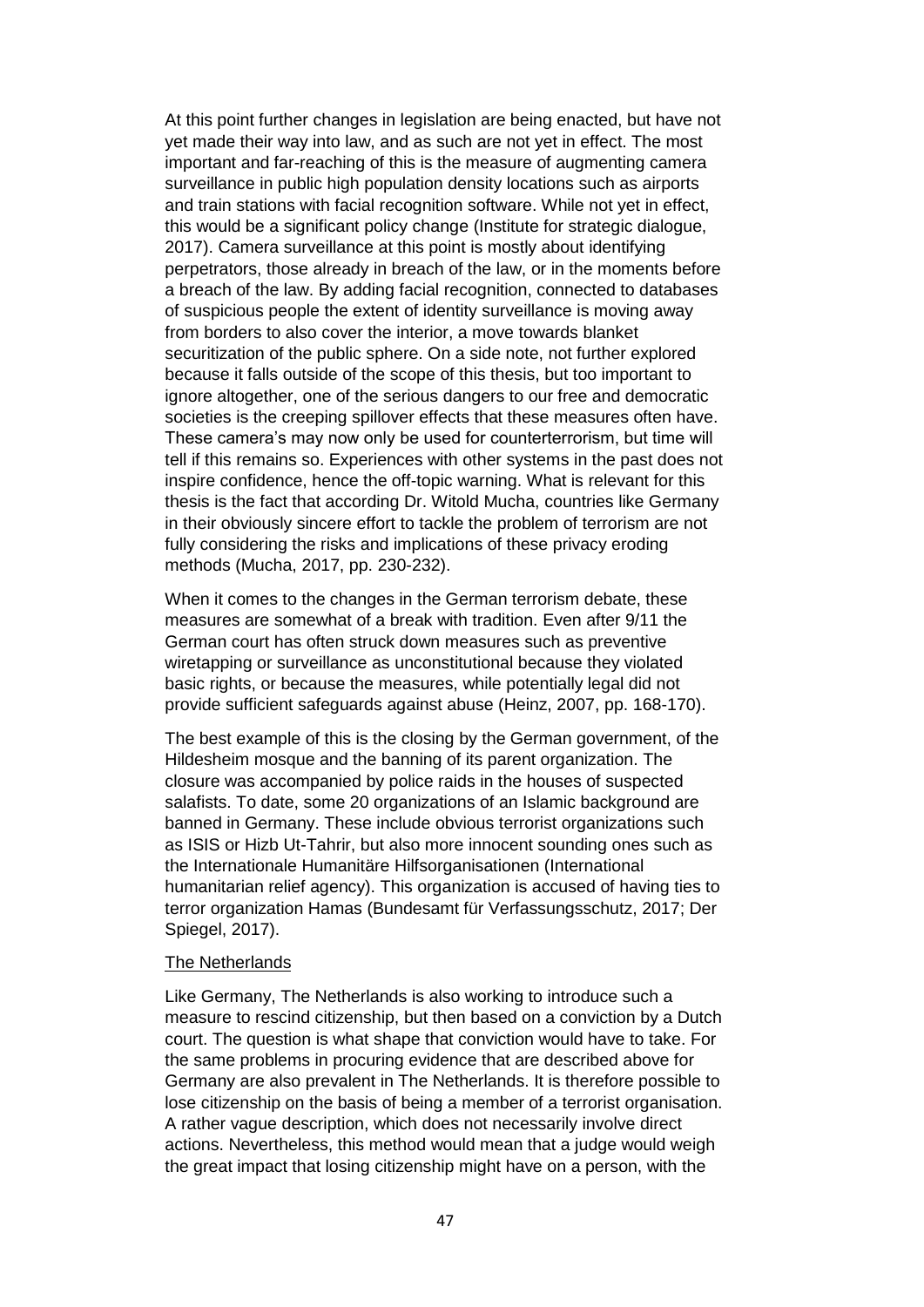At this point further changes in legislation are being enacted, but have not yet made their way into law, and as such are not yet in effect. The most important and far-reaching of this is the measure of augmenting camera surveillance in public high population density locations such as airports and train stations with facial recognition software. While not yet in effect, this would be a significant policy change (Institute for strategic dialogue, 2017). Camera surveillance at this point is mostly about identifying perpetrators, those already in breach of the law, or in the moments before a breach of the law. By adding facial recognition, connected to databases of suspicious people the extent of identity surveillance is moving away from borders to also cover the interior, a move towards blanket securitization of the public sphere. On a side note, not further explored because it falls outside of the scope of this thesis, but too important to ignore altogether, one of the serious dangers to our free and democratic societies is the creeping spillover effects that these measures often have. These camera's may now only be used for counterterrorism, but time will tell if this remains so. Experiences with other systems in the past does not inspire confidence, hence the off-topic warning. What is relevant for this thesis is the fact that according Dr. Witold Mucha, countries like Germany in their obviously sincere effort to tackle the problem of terrorism are not fully considering the risks and implications of these privacy eroding methods (Mucha, 2017, pp. 230-232).

When it comes to the changes in the German terrorism debate, these measures are somewhat of a break with tradition. Even after 9/11 the German court has often struck down measures such as preventive wiretapping or surveillance as unconstitutional because they violated basic rights, or because the measures, while potentially legal did not provide sufficient safeguards against abuse (Heinz, 2007, pp. 168-170).

The best example of this is the closing by the German government, of the Hildesheim mosque and the banning of its parent organization. The closure was accompanied by police raids in the houses of suspected salafists. To date, some 20 organizations of an Islamic background are banned in Germany. These include obvious terrorist organizations such as ISIS or Hizb Ut-Tahrir, but also more innocent sounding ones such as the Internationale Humanitäre Hilfsorganisationen (International humanitarian relief agency). This organization is accused of having ties to terror organization Hamas (Bundesamt für Verfassungsschutz, 2017; Der Spiegel, 2017).

<u>The Netherlands</u>

Like Germany, The Netherlands is also working to introduce such a measure to rescind citizenship, but then based on a conviction by a Dutch court. The question is what shape that conviction would have to take. For the same problems in procuring evidence that are described above for Germany are also prevalent in The Netherlands. It is therefore possible to lose citizenship on the basis of being a member of a terrorist organisation. A rather vague description, which does not necessarily involve direct actions. Nevertheless, this method would mean that a judge would weigh the great impact that losing citizenship might have on a person, with the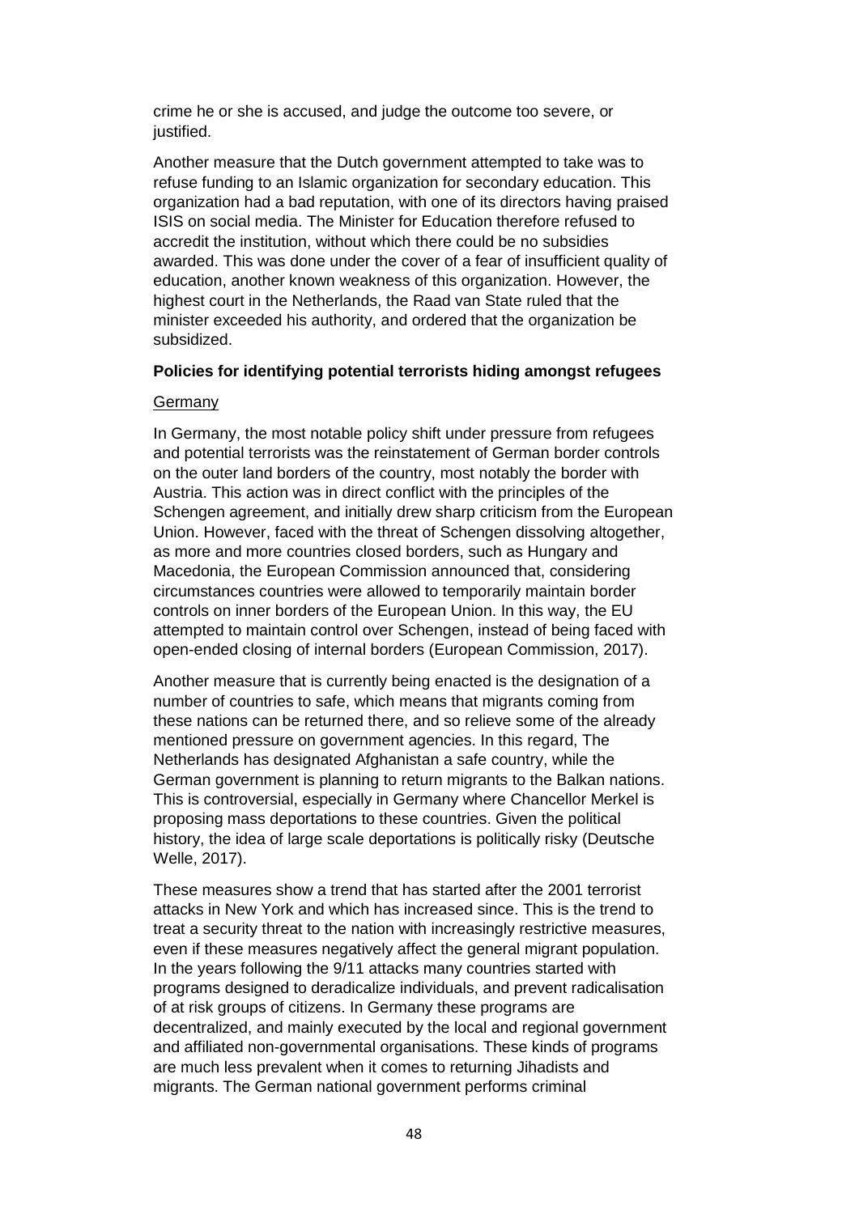crime he or she is accused, and judge the outcome too severe, or justified.

Another measure that the Dutch government attempted to take was to refuse funding to an Islamic organization for secondary education. This organization had a bad reputation, with one of its directors having praised ISIS on social media. The Minister for Education therefore refused to accredit the institution, without which there could be no subsidies awarded. This was done under the cover of a fear of insufficient quality of education, another known weakness of this organization. However, the highest court in the Netherlands, the Raad van State ruled that the minister exceeded his authority, and ordered that the organization be subsidized.

**Policies for identifying potential terrorists hiding amongst refugees**

Germany

In Germany, the most notable policy shift under pressure from refugees and potential terrorists was the reinstatement of German border controls on the outer land borders of the country, most notably the border with Austria. This action was in direct conflict with the principles of the Schengen agreement, and initially drew sharp criticism from the European Union. However, faced with the threat of Schengen dissolving altogether, as more and more countries closed borders, such as Hungary and Macedonia, the European Commission announced that, considering circumstances countries were allowed to temporarily maintain border controls on inner borders of the European Union. In this way, the EU attempted to maintain control over Schengen, instead of being faced with open-ended closing of internal borders (European Commission, 2017).

Another measure that is currently being enacted is the designation of a number of countries to safe, which means that migrants coming from these nations can be returned there, and so relieve some of the already mentioned pressure on government agencies. In this regard, The Netherlands has designated Afghanistan a safe country, while the German government is planning to return migrants to the Balkan nations. This is controversial, especially in Germany where Chancellor Merkel is proposing mass deportations to these countries. Given the political history, the idea of large scale deportations is politically risky (Deutsche Welle, 2017).

These measures show a trend that has started after the 2001 terrorist attacks in New York and which has increased since. This is the trend to treat a security threat to the nation with increasingly restrictive measures, even if these measures negatively affect the general migrant population. In the years following the 9/11 attacks many countries started with programs designed to deradicalize individuals, and prevent radicalisation of at risk groups of citizens. In Germany these programs are decentralized, and mainly executed by the local and regional government and affiliated non-governmental organisations. These kinds of programs are much less prevalent when it comes to returning Jihadists and migrants. The German national government performs criminal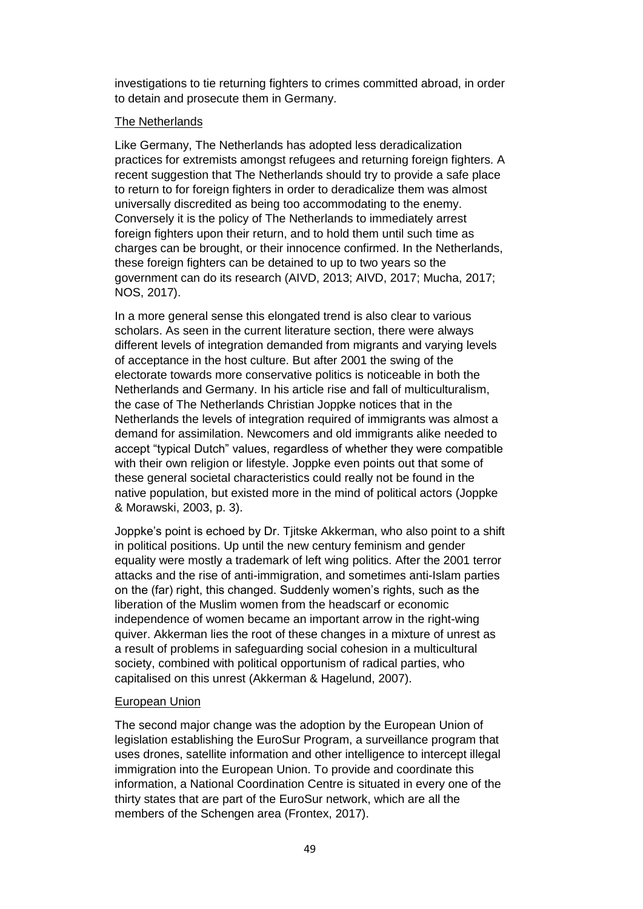investigations to tie returning fighters to crimes committed abroad, in order to detain and prosecute them in Germany.

### The Netherlands

Like Germany, The Netherlands has adopted less deradicalization practices for extremists amongst refugees and returning foreign fighters. A recent suggestion that The Netherlands should try to provide a safe place to return to for foreign fighters in order to deradicalize them was almost universally discredited as being too accommodating to the enemy. Conversely it is the policy of The Netherlands to immediately arrest foreign fighters upon their return, and to hold them until such time as charges can be brought, or their innocence confirmed. In the Netherlands, these foreign fighters can be detained to up to two years so the government can do its research (AIVD, 2013; AIVD, 2017; Mucha, 2017; NOS, 2017).

In a more general sense this elongated trend is also clear to various scholars. As seen in the current literature section, there were always different levels of integration demanded from migrants and varying levels of acceptance in the host culture. But after 2001 the swing of the electorate towards more conservative politics is noticeable in both the Netherlands and Germany. In his article rise and fall of multiculturalism, the case of The Netherlands Christian Joppke notices that in the Netherlands the levels of integration required of immigrants was almost a demand for assimilation. Newcomers and old immigrants alike needed to accept "typical Dutch" values, regardless of whether they were compatible with their own religion or lifestyle. Joppke even points out that some of these general societal characteristics could really not be found in the native population, but existed more in the mind of political actors (Joppke & Morawski, 2003, p. 3).

Joppke's point is echoed by Dr. Tjitske Akkerman, who also point to a shift in political positions. Up until the new century feminism and gender equality were mostly a trademark of left wing politics. After the 2001 terror attacks and the rise of anti-immigration, and sometimes anti-Islam parties on the (far) right, this changed. Suddenly women's rights, such as the liberation of the Muslim women from the headscarf or economic independence of women became an important arrow in the right-wing quiver. Akkerman lies the root of these changes in a mixture of unrest as a result of problems in safeguarding social cohesion in a multicultural society, combined with political opportunism of radical parties, who capitalised on this unrest (Akkerman & Hagelund, 2007).

### European Union

The second major change was the adoption by the European Union of legislation establishing the EuroSur Program, a surveillance program that uses drones, satellite information and other intelligence to intercept illegal immigration into the European Union. To provide and coordinate this information, a National Coordination Centre is situated in every one of the thirty states that are part of the EuroSur network, which are all the members of the Schengen area (Frontex, 2017).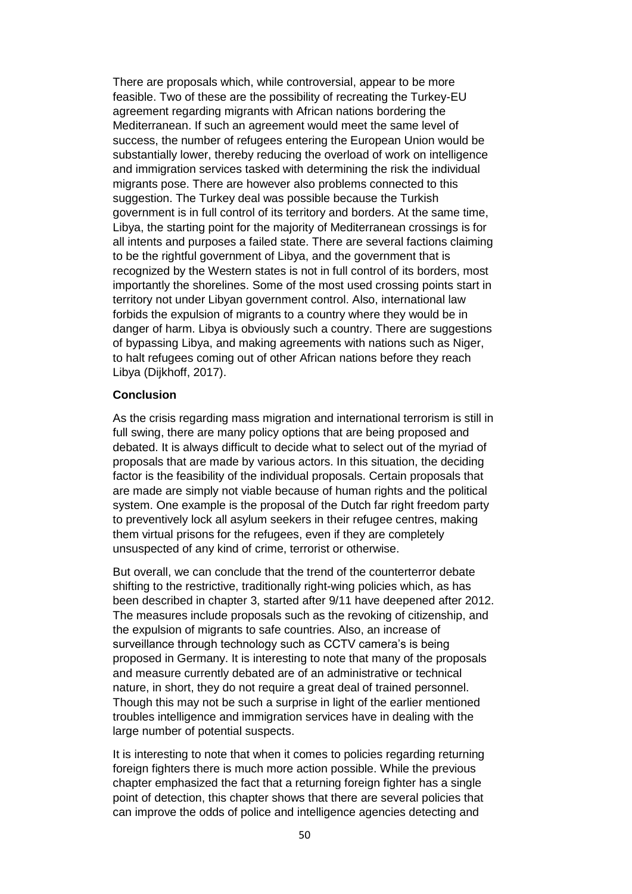There are proposals which, while controversial, appear to be more feasible. Two of these are the possibility of recreating the Turkey-EU agreement regarding migrants with African nations bordering the Mediterranean. If such an agreement would meet the same level of success, the number of refugees entering the European Union would be substantially lower, thereby reducing the overload of work on intelligence and immigration services tasked with determining the risk the individual migrants pose. There are however also problems connected to this suggestion. The Turkey deal was possible because the Turkish government is in full control of its territory and borders. At the same time, Libya, the starting point for the majority of Mediterranean crossings is for all intents and purposes a failed state. There are several factions claiming to be the rightful government of Libya, and the government that is recognized by the Western states is not in full control of its borders, most importantly the shorelines. Some of the most used crossing points start in territory not under Libyan government control. Also, international law forbids the expulsion of migrants to a country where they would be in danger of harm. Libya is obviously such a country. There are suggestions of bypassing Libya, and making agreements with nations such as Niger, to halt refugees coming out of other African nations before they reach Libya (Dijkhoff, 2017).

**Conclusion**

As the crisis regarding mass migration and international terrorism is still in full swing, there are many policy options that are being proposed and debated. It is always difficult to decide what to select out of the myriad of proposals that are made by various actors. In this situation, the deciding factor is the feasibility of the individual proposals. Certain proposals that are made are simply not viable because of human rights and the political system. One example is the proposal of the Dutch far right freedom party to preventively lock all asylum seekers in their refugee centres, making them virtual prisons for the refugees, even if they are completely unsuspected of any kind of crime, terrorist or otherwise.

But overall, we can conclude that the trend of the counterterror debate shifting to the restrictive, traditionally right-wing policies which, as has been described in chapter 3, started after 9/11 have deepened after 2012. The measures include proposals such as the revoking of citizenship, and the expulsion of migrants to safe countries. Also, an increase of surveillance through technology such as CCTV camera's is being proposed in Germany. It is interesting to note that many of the proposals and measure currently debated are of an administrative or technical nature, in short, they do not require a great deal of trained personnel. Though this may not be such a surprise in light of the earlier mentioned troubles intelligence and immigration services have in dealing with the large number of potential suspects.

It is interesting to note that when it comes to policies regarding returning foreign fighters there is much more action possible. While the previous chapter emphasized the fact that a returning foreign fighter has a single point of detection, this chapter shows that there are several policies that can improve the odds of police and intelligence agencies detecting and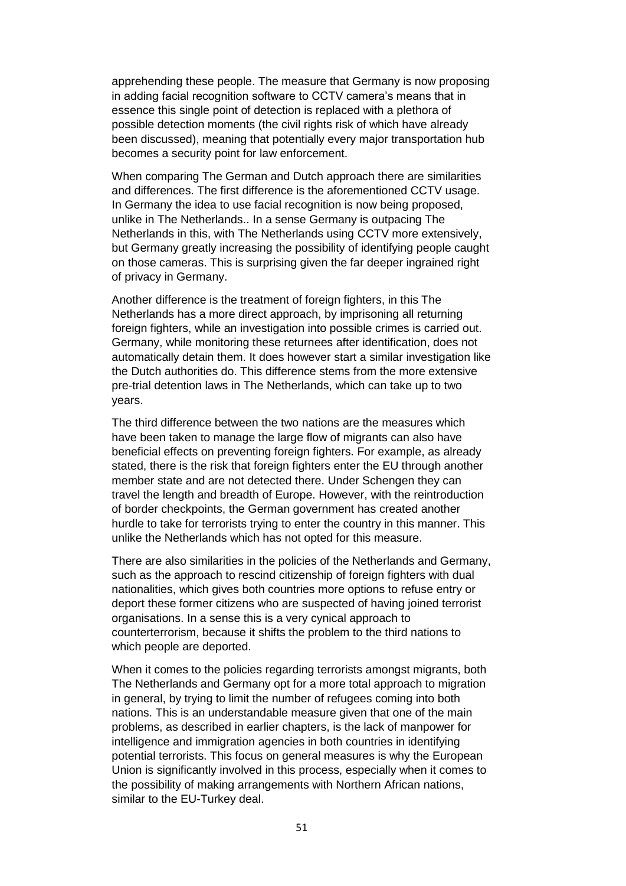apprehending these people. The measure that Germany is now proposing in adding facial recognition software to CCTV camera's means that in essence this single point of detection is replaced with a plethora of possible detection moments (the civil rights risk of which have already been discussed), meaning that potentially every major transportation hub becomes a security point for law enforcement.

When comparing The German and Dutch approach there are similarities and differences. The first difference is the aforementioned CCTV usage. In Germany the idea to use facial recognition is now being proposed, unlike in The Netherlands.. In a sense Germany is outpacing The Netherlands in this, with The Netherlands using CCTV more extensively, but Germany greatly increasing the possibility of identifying people caught on those cameras. This is surprising given the far deeper ingrained right of privacy in Germany.

Another difference is the treatment of foreign fighters, in this The Netherlands has a more direct approach, by imprisoning all returning foreign fighters, while an investigation into possible crimes is carried out. Germany, while monitoring these returnees after identification, does not automatically detain them. It does however start a similar investigation like the Dutch authorities do. This difference stems from the more extensive pre-trial detention laws in The Netherlands, which can take up to two years.

The third difference between the two nations are the measures which have been taken to manage the large flow of migrants can also have beneficial effects on preventing foreign fighters. For example, as already stated, there is the risk that foreign fighters enter the EU through another member state and are not detected there. Under Schengen they can travel the length and breadth of Europe. However, with the reintroduction of border checkpoints, the German government has created another hurdle to take for terrorists trying to enter the country in this manner. This unlike the Netherlands which has not opted for this measure.

There are also similarities in the policies of the Netherlands and Germany, such as the approach to rescind citizenship of foreign fighters with dual nationalities, which gives both countries more options to refuse entry or deport these former citizens who are suspected of having joined terrorist organisations. In a sense this is a very cynical approach to counterterrorism, because it shifts the problem to the third nations to which people are deported.

When it comes to the policies regarding terrorists amongst migrants, both The Netherlands and Germany opt for a more total approach to migration in general, by trying to limit the number of refugees coming into both nations. This is an understandable measure given that one of the main problems, as described in earlier chapters, is the lack of manpower for intelligence and immigration agencies in both countries in identifying potential terrorists. This focus on general measures is why the European Union is significantly involved in this process, especially when it comes to the possibility of making arrangements with Northern African nations, similar to the EU-Turkey deal.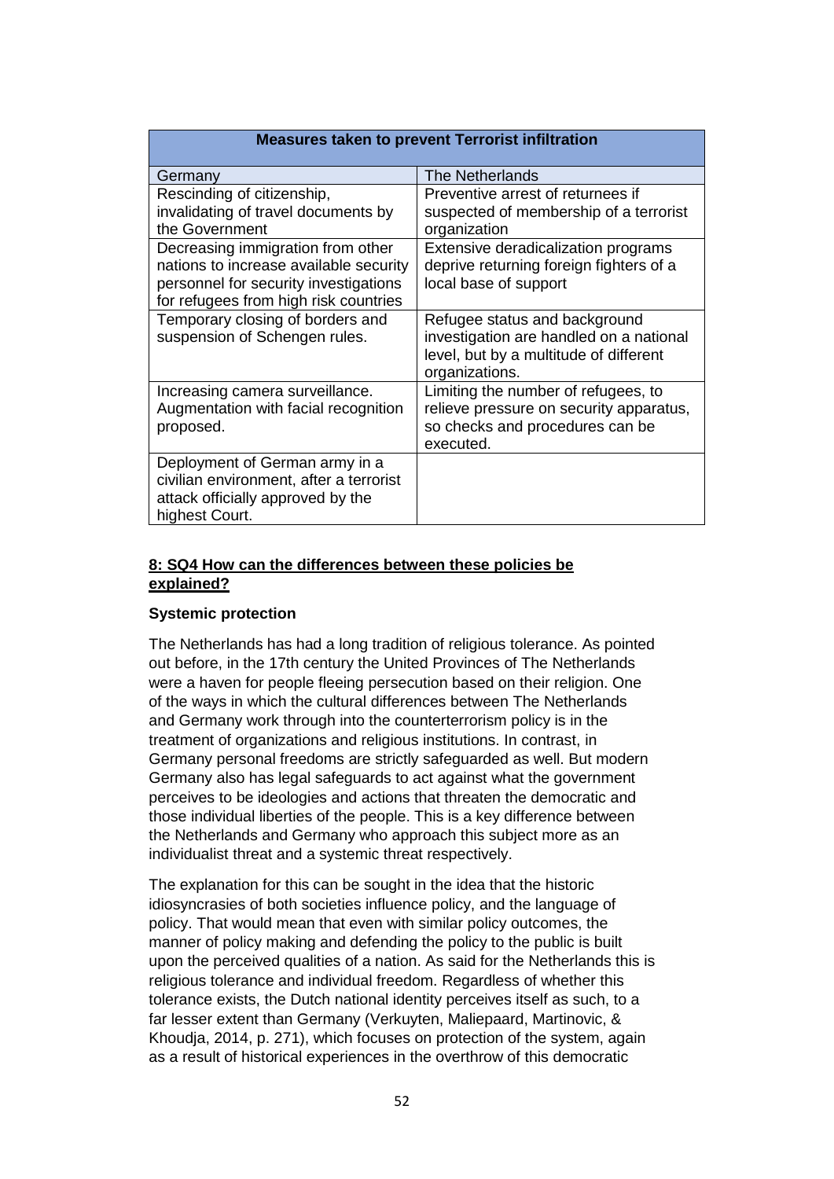| Measures taken to prevent Terrorist infiltration | |
|---|---|
| Germany | The Netherlands |
| Rescinding of citizenship, invalidating of travel documents by the Government | Preventive arrest of returnees if suspected of membership of a terrorist organization |
| Decreasing immigration from other nations to increase available security personnel for security investigations for refugees from high risk countries | Extensive deradicalization programs deprive returning foreign fighters of a local base of support |
| Temporary closing of borders and suspension of Schengen rules. | Refugee status and background investigation are handled on a national level, but by a multitude of different organizations. |
| Increasing camera surveillance. Augmentation with facial recognition proposed. | Limiting the number of refugees, to relieve pressure on security apparatus, so checks and procedures can be executed. |
| Deployment of German army in a civilian environment, after a terrorist attack officially approved by the highest Court. | |

## 8: SQ4 How can the differences between these policies be explained?

**Systemic protection**

The Netherlands has had a long tradition of religious tolerance. As pointed out before, in the 17th century the United Provinces of The Netherlands were a haven for people fleeing persecution based on their religion. One of the ways in which the cultural differences between The Netherlands and Germany work through into the counterterrorism policy is in the treatment of organizations and religious institutions. In contrast, in Germany personal freedoms are strictly safeguarded as well. But modern Germany also has legal safeguards to act against what the government perceives to be ideologies and actions that threaten the democratic and those individual liberties of the people. This is a key difference between the Netherlands and Germany who approach this subject more as an individualist threat and a systemic threat respectively.

The explanation for this can be sought in the idea that the historic idiosyncrasies of both societies influence policy, and the language of policy. That would mean that even with similar policy outcomes, the manner of policy making and defending the policy to the public is built upon the perceived qualities of a nation. As said for the Netherlands this is religious tolerance and individual freedom. Regardless of whether this tolerance exists, the Dutch national identity perceives itself as such, to a far lesser extent than Germany (Verkuyten, Maliepaard, Martinovic, & Khoudja, 2014, p. 271), which focuses on protection of the system, again as a result of historical experiences in the overthrow of this democratic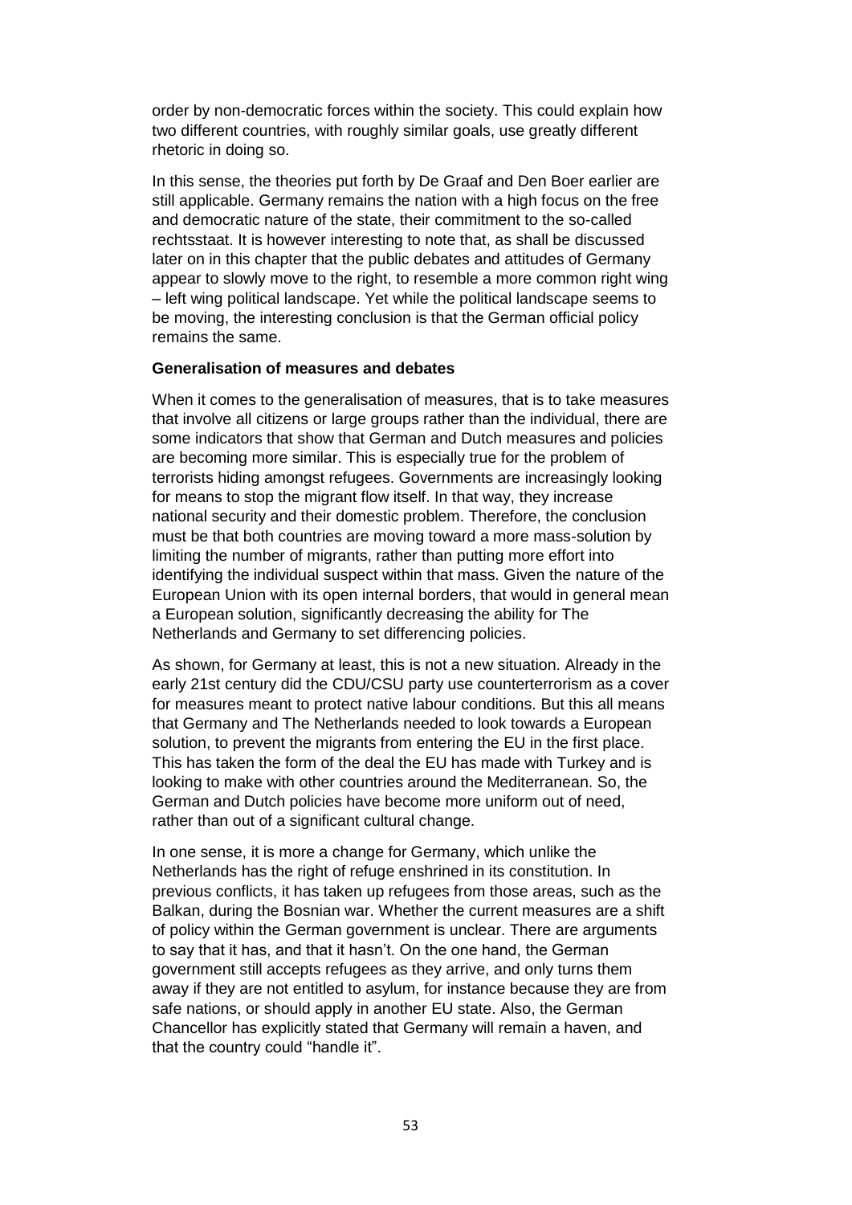order by non-democratic forces within the society. This could explain how two different countries, with roughly similar goals, use greatly different rhetoric in doing so.

In this sense, the theories put forth by De Graaf and Den Boer earlier are still applicable. Germany remains the nation with a high focus on the free and democratic nature of the state, their commitment to the so-called rechtsstaat. It is however interesting to note that, as shall be discussed later on in this chapter that the public debates and attitudes of Germany appear to slowly move to the right, to resemble a more common right wing – left wing political landscape. Yet while the political landscape seems to be moving, the interesting conclusion is that the German official policy remains the same.

**Generalisation of measures and debates**

When it comes to the generalisation of measures, that is to take measures that involve all citizens or large groups rather than the individual, there are some indicators that show that German and Dutch measures and policies are becoming more similar. This is especially true for the problem of terrorists hiding amongst refugees. Governments are increasingly looking for means to stop the migrant flow itself. In that way, they increase national security and their domestic problem. Therefore, the conclusion must be that both countries are moving toward a more mass-solution by limiting the number of migrants, rather than putting more effort into identifying the individual suspect within that mass. Given the nature of the European Union with its open internal borders, that would in general mean a European solution, significantly decreasing the ability for The Netherlands and Germany to set differencing policies.

As shown, for Germany at least, this is not a new situation. Already in the early 21st century did the CDU/CSU party use counterterrorism as a cover for measures meant to protect native labour conditions. But this all means that Germany and The Netherlands needed to look towards a European solution, to prevent the migrants from entering the EU in the first place. This has taken the form of the deal the EU has made with Turkey and is looking to make with other countries around the Mediterranean. So, the German and Dutch policies have become more uniform out of need, rather than out of a significant cultural change.

In one sense, it is more a change for Germany, which unlike the Netherlands has the right of refuge enshrined in its constitution. In previous conflicts, it has taken up refugees from those areas, such as the Balkan, during the Bosnian war. Whether the current measures are a shift of policy within the German government is unclear. There are arguments to say that it has, and that it hasn't. On the one hand, the German government still accepts refugees as they arrive, and only turns them away if they are not entitled to asylum, for instance because they are from safe nations, or should apply in another EU state. Also, the German Chancellor has explicitly stated that Germany will remain a haven, and that the country could "handle it".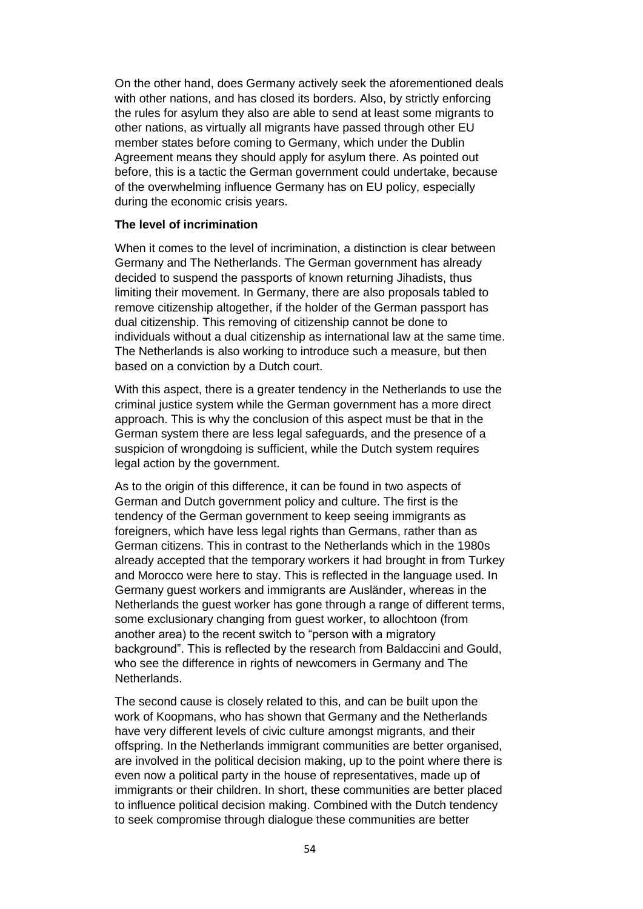On the other hand, does Germany actively seek the aforementioned deals with other nations, and has closed its borders. Also, by strictly enforcing the rules for asylum they also are able to send at least some migrants to other nations, as virtually all migrants have passed through other EU member states before coming to Germany, which under the Dublin Agreement means they should apply for asylum there. As pointed out before, this is a tactic the German government could undertake, because of the overwhelming influence Germany has on EU policy, especially during the economic crisis years.

**The level of incrimination**

When it comes to the level of incrimination, a distinction is clear between Germany and The Netherlands. The German government has already decided to suspend the passports of known returning Jihadists, thus limiting their movement. In Germany, there are also proposals tabled to remove citizenship altogether, if the holder of the German passport has dual citizenship. This removing of citizenship cannot be done to individuals without a dual citizenship as international law at the same time. The Netherlands is also working to introduce such a measure, but then based on a conviction by a Dutch court.

With this aspect, there is a greater tendency in the Netherlands to use the criminal justice system while the German government has a more direct approach. This is why the conclusion of this aspect must be that in the German system there are less legal safeguards, and the presence of a suspicion of wrongdoing is sufficient, while the Dutch system requires legal action by the government.

As to the origin of this difference, it can be found in two aspects of German and Dutch government policy and culture. The first is the tendency of the German government to keep seeing immigrants as foreigners, which have less legal rights than Germans, rather than as German citizens. This in contrast to the Netherlands which in the 1980s already accepted that the temporary workers it had brought in from Turkey and Morocco were here to stay. This is reflected in the language used. In Germany guest workers and immigrants are Ausländer, whereas in the Netherlands the guest worker has gone through a range of different terms, some exclusionary changing from guest worker, to allochtoon (from another area) to the recent switch to "person with a migratory background". This is reflected by the research from Baldaccini and Gould, who see the difference in rights of newcomers in Germany and The Netherlands.

The second cause is closely related to this, and can be built upon the work of Koopmans, who has shown that Germany and the Netherlands have very different levels of civic culture amongst migrants, and their offspring. In the Netherlands immigrant communities are better organised, are involved in the political decision making, up to the point where there is even now a political party in the house of representatives, made up of immigrants or their children. In short, these communities are better placed to influence political decision making. Combined with the Dutch tendency to seek compromise through dialogue these communities are better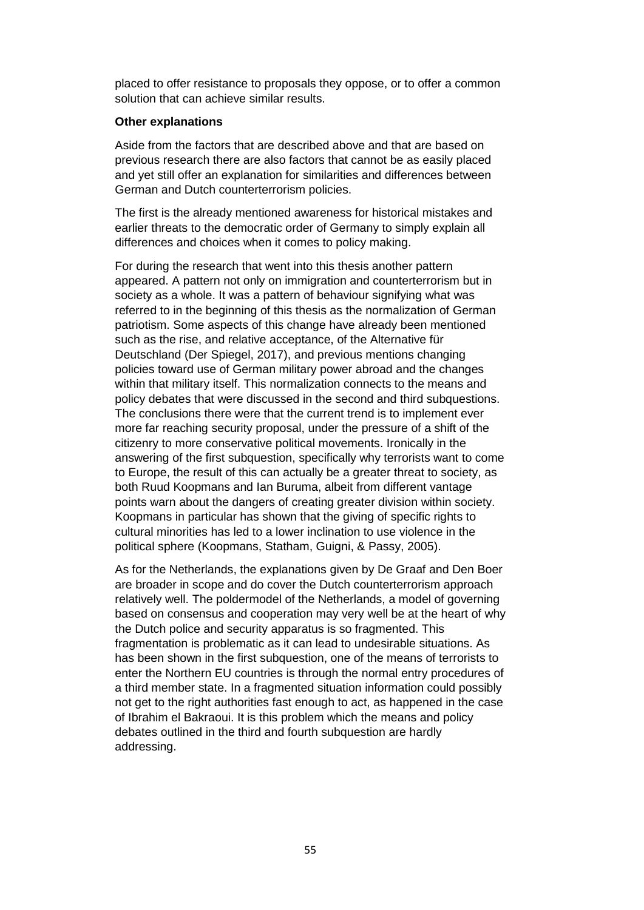placed to offer resistance to proposals they oppose, or to offer a common solution that can achieve similar results.

**Other explanations**

Aside from the factors that are described above and that are based on previous research there are also factors that cannot be as easily placed and yet still offer an explanation for similarities and differences between German and Dutch counterterrorism policies.

The first is the already mentioned awareness for historical mistakes and earlier threats to the democratic order of Germany to simply explain all differences and choices when it comes to policy making.

For during the research that went into this thesis another pattern appeared. A pattern not only on immigration and counterterrorism but in society as a whole. It was a pattern of behaviour signifying what was referred to in the beginning of this thesis as the normalization of German patriotism. Some aspects of this change have already been mentioned such as the rise, and relative acceptance, of the Alternative für Deutschland (Der Spiegel, 2017), and previous mentions changing policies toward use of German military power abroad and the changes within that military itself. This normalization connects to the means and policy debates that were discussed in the second and third subquestions. The conclusions there were that the current trend is to implement ever more far reaching security proposal, under the pressure of a shift of the citizenry to more conservative political movements. Ironically in the answering of the first subquestion, specifically why terrorists want to come to Europe, the result of this can actually be a greater threat to society, as both Ruud Koopmans and Ian Buruma, albeit from different vantage points warn about the dangers of creating greater division within society. Koopmans in particular has shown that the giving of specific rights to cultural minorities has led to a lower inclination to use violence in the political sphere (Koopmans, Statham, Guigni, & Passy, 2005).

As for the Netherlands, the explanations given by De Graaf and Den Boer are broader in scope and do cover the Dutch counterterrorism approach relatively well. The poldermodel of the Netherlands, a model of governing based on consensus and cooperation may very well be at the heart of why the Dutch police and security apparatus is so fragmented. This fragmentation is problematic as it can lead to undesirable situations. As has been shown in the first subquestion, one of the means of terrorists to enter the Northern EU countries is through the normal entry procedures of a third member state. In a fragmented situation information could possibly not get to the right authorities fast enough to act, as happened in the case of Ibrahim el Bakraoui. It is this problem which the means and policy debates outlined in the third and fourth subquestion are hardly addressing.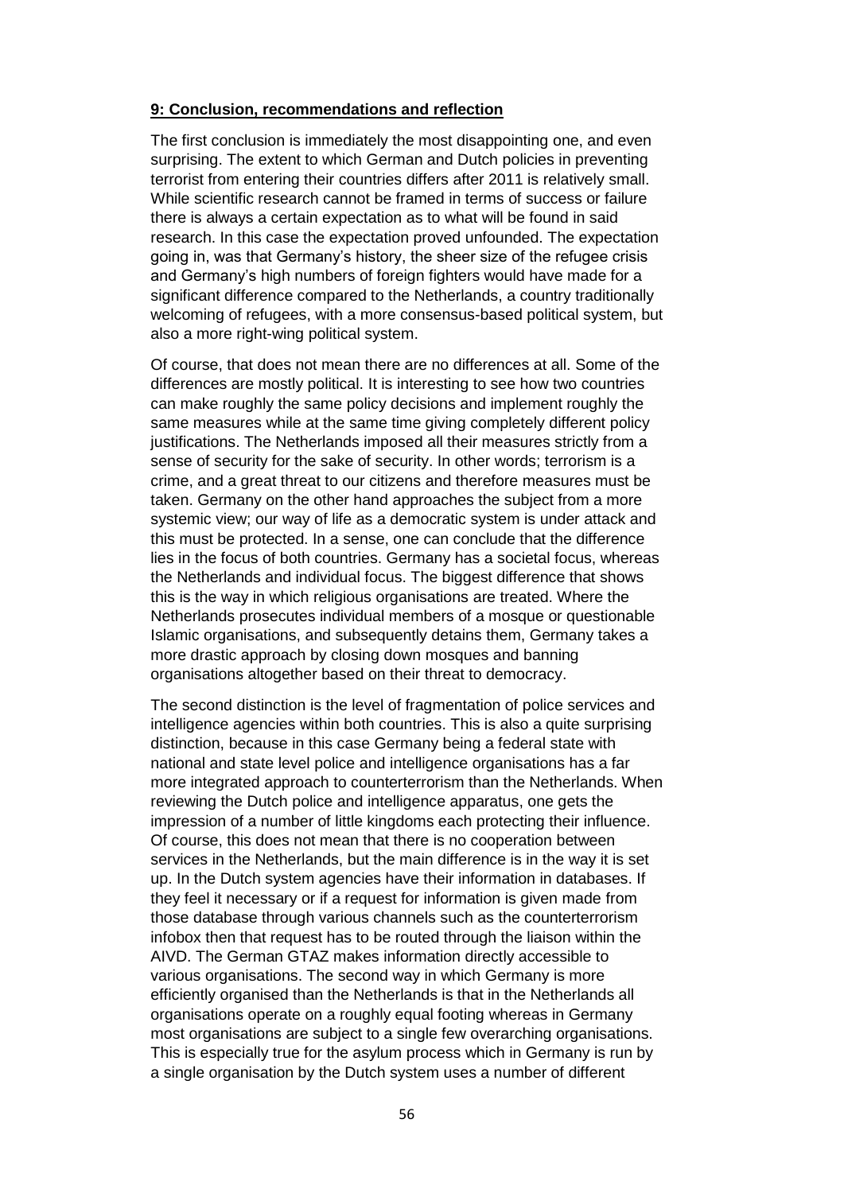**9: Conclusion, recommendations and reflection**

The first conclusion is immediately the most disappointing one, and even surprising. The extent to which German and Dutch policies in preventing terrorist from entering their countries differs after 2011 is relatively small. While scientific research cannot be framed in terms of success or failure there is always a certain expectation as to what will be found in said research. In this case the expectation proved unfounded. The expectation going in, was that Germany's history, the sheer size of the refugee crisis and Germany's high numbers of foreign fighters would have made for a significant difference compared to the Netherlands, a country traditionally welcoming of refugees, with a more consensus-based political system, but also a more right-wing political system.

Of course, that does not mean there are no differences at all. Some of the differences are mostly political. It is interesting to see how two countries can make roughly the same policy decisions and implement roughly the same measures while at the same time giving completely different policy justifications. The Netherlands imposed all their measures strictly from a sense of security for the sake of security. In other words; terrorism is a crime, and a great threat to our citizens and therefore measures must be taken. Germany on the other hand approaches the subject from a more systemic view; our way of life as a democratic system is under attack and this must be protected. In a sense, one can conclude that the difference lies in the focus of both countries. Germany has a societal focus, whereas the Netherlands and individual focus. The biggest difference that shows this is the way in which religious organisations are treated. Where the Netherlands prosecutes individual members of a mosque or questionable Islamic organisations, and subsequently detains them, Germany takes a more drastic approach by closing down mosques and banning organisations altogether based on their threat to democracy.

The second distinction is the level of fragmentation of police services and intelligence agencies within both countries. This is also a quite surprising distinction, because in this case Germany being a federal state with national and state level police and intelligence organisations has a far more integrated approach to counterterrorism than the Netherlands. When reviewing the Dutch police and intelligence apparatus, one gets the impression of a number of little kingdoms each protecting their influence. Of course, this does not mean that there is no cooperation between services in the Netherlands, but the main difference is in the way it is set up. In the Dutch system agencies have their information in databases. If they feel it necessary or if a request for information is given made from those database through various channels such as the counterterrorism infobox then that request has to be routed through the liaison within the AIVD. The German GTAZ makes information directly accessible to various organisations. The second way in which Germany is more efficiently organised than the Netherlands is that in the Netherlands all organisations operate on a roughly equal footing whereas in Germany most organisations are subject to a single few overarching organisations. This is especially true for the asylum process which in Germany is run by a single organisation by the Dutch system uses a number of different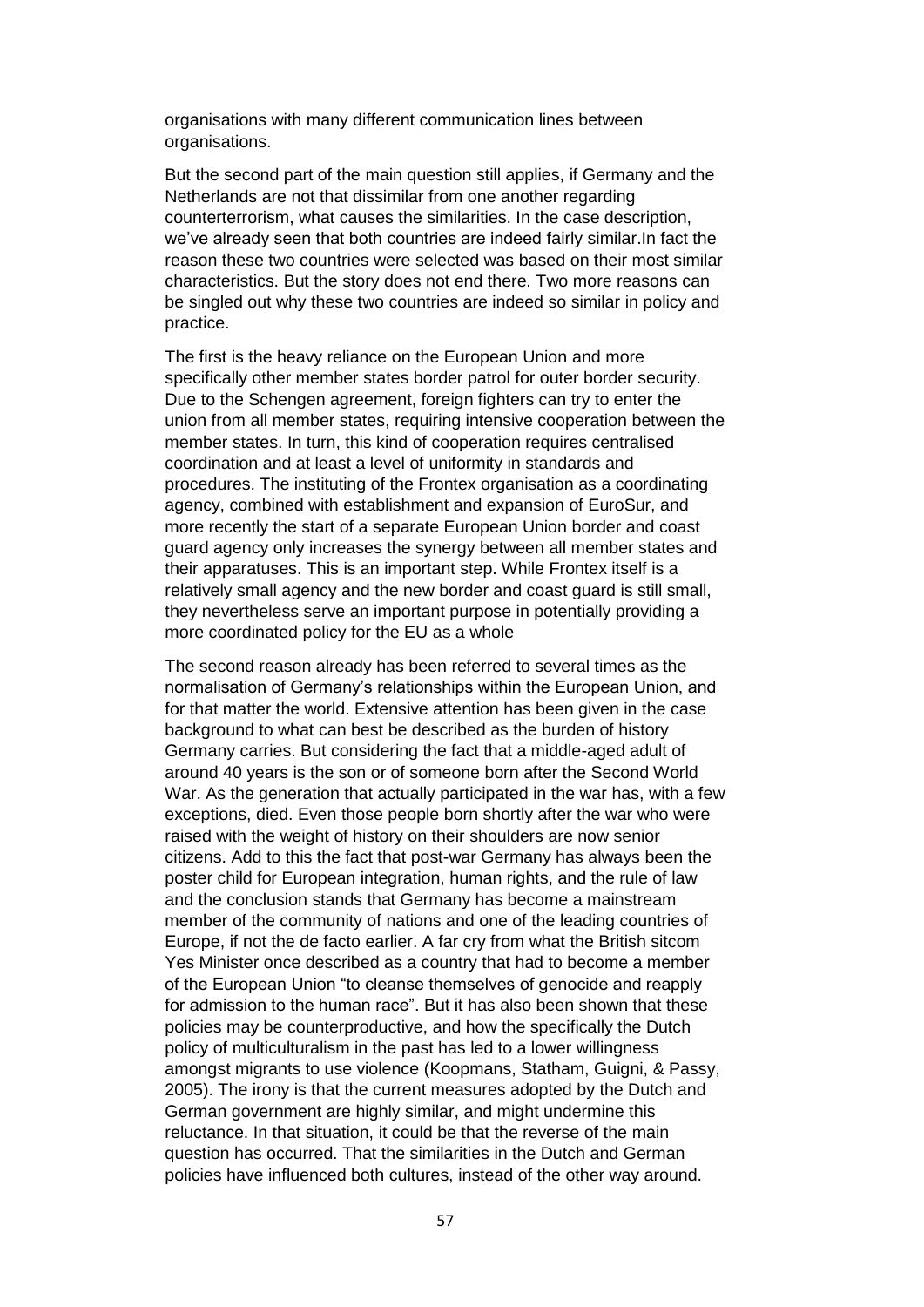organisations with many different communication lines between organisations.

But the second part of the main question still applies, if Germany and the Netherlands are not that dissimilar from one another regarding counterterrorism, what causes the similarities. In the case description, we've already seen that both countries are indeed fairly similar.In fact the reason these two countries were selected was based on their most similar characteristics. But the story does not end there. Two more reasons can be singled out why these two countries are indeed so similar in policy and practice.

The first is the heavy reliance on the European Union and more specifically other member states border patrol for outer border security. Due to the Schengen agreement, foreign fighters can try to enter the union from all member states, requiring intensive cooperation between the member states. In turn, this kind of cooperation requires centralised coordination and at least a level of uniformity in standards and procedures. The instituting of the Frontex organisation as a coordinating agency, combined with establishment and expansion of EuroSur, and more recently the start of a separate European Union border and coast guard agency only increases the synergy between all member states and their apparatuses. This is an important step. While Frontex itself is a relatively small agency and the new border and coast guard is still small, they nevertheless serve an important purpose in potentially providing a more coordinated policy for the EU as a whole

The second reason already has been referred to several times as the normalisation of Germany's relationships within the European Union, and for that matter the world. Extensive attention has been given in the case background to what can best be described as the burden of history Germany carries. But considering the fact that a middle-aged adult of around 40 years is the son or of someone born after the Second World War. As the generation that actually participated in the war has, with a few exceptions, died. Even those people born shortly after the war who were raised with the weight of history on their shoulders are now senior citizens. Add to this the fact that post-war Germany has always been the poster child for European integration, human rights, and the rule of law and the conclusion stands that Germany has become a mainstream member of the community of nations and one of the leading countries of Europe, if not the de facto earlier. A far cry from what the British sitcom Yes Minister once described as a country that had to become a member of the European Union "to cleanse themselves of genocide and reapply for admission to the human race". But it has also been shown that these policies may be counterproductive, and how the specifically the Dutch policy of multiculturalism in the past has led to a lower willingness amongst migrants to use violence (Koopmans, Statham, Guigni, & Passy, 2005). The irony is that the current measures adopted by the Dutch and German government are highly similar, and might undermine this reluctance. In that situation, it could be that the reverse of the main question has occurred. That the similarities in the Dutch and German policies have influenced both cultures, instead of the other way around.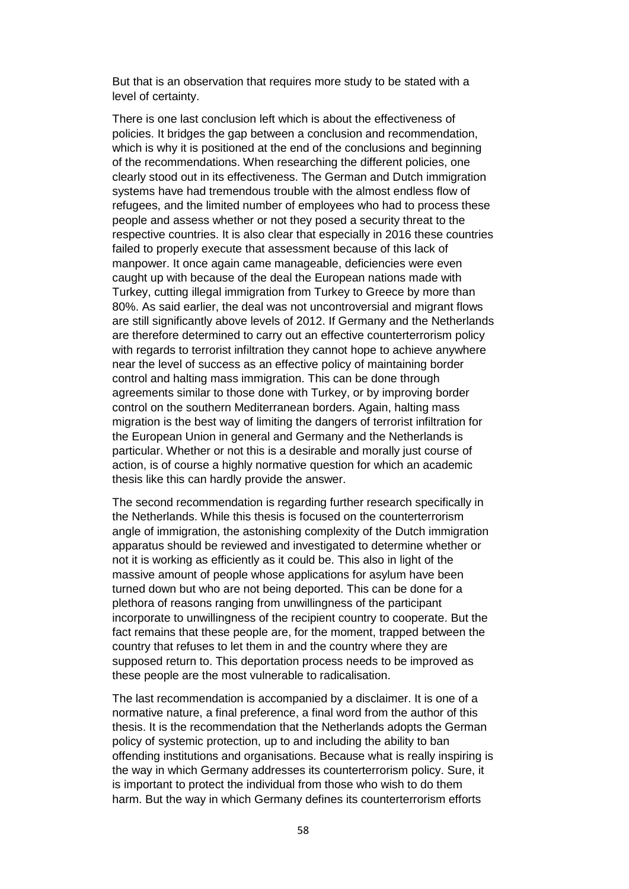But that is an observation that requires more study to be stated with a level of certainty.

There is one last conclusion left which is about the effectiveness of policies. It bridges the gap between a conclusion and recommendation, which is why it is positioned at the end of the conclusions and beginning of the recommendations. When researching the different policies, one clearly stood out in its effectiveness. The German and Dutch immigration systems have had tremendous trouble with the almost endless flow of refugees, and the limited number of employees who had to process these people and assess whether or not they posed a security threat to the respective countries. It is also clear that especially in 2016 these countries failed to properly execute that assessment because of this lack of manpower. It once again came manageable, deficiencies were even caught up with because of the deal the European nations made with Turkey, cutting illegal immigration from Turkey to Greece by more than 80%. As said earlier, the deal was not uncontroversial and migrant flows are still significantly above levels of 2012. If Germany and the Netherlands are therefore determined to carry out an effective counterterrorism policy with regards to terrorist infiltration they cannot hope to achieve anywhere near the level of success as an effective policy of maintaining border control and halting mass immigration. This can be done through agreements similar to those done with Turkey, or by improving border control on the southern Mediterranean borders. Again, halting mass migration is the best way of limiting the dangers of terrorist infiltration for the European Union in general and Germany and the Netherlands is particular. Whether or not this is a desirable and morally just course of action, is of course a highly normative question for which an academic thesis like this can hardly provide the answer.

The second recommendation is regarding further research specifically in the Netherlands. While this thesis is focused on the counterterrorism angle of immigration, the astonishing complexity of the Dutch immigration apparatus should be reviewed and investigated to determine whether or not it is working as efficiently as it could be. This also in light of the massive amount of people whose applications for asylum have been turned down but who are not being deported. This can be done for a plethora of reasons ranging from unwillingness of the participant incorporate to unwillingness of the recipient country to cooperate. But the fact remains that these people are, for the moment, trapped between the country that refuses to let them in and the country where they are supposed return to. This deportation process needs to be improved as these people are the most vulnerable to radicalisation.

The last recommendation is accompanied by a disclaimer. It is one of a normative nature, a final preference, a final word from the author of this thesis. It is the recommendation that the Netherlands adopts the German policy of systemic protection, up to and including the ability to ban offending institutions and organisations. Because what is really inspiring is the way in which Germany addresses its counterterrorism policy. Sure, it is important to protect the individual from those who wish to do them harm. But the way in which Germany defines its counterterrorism efforts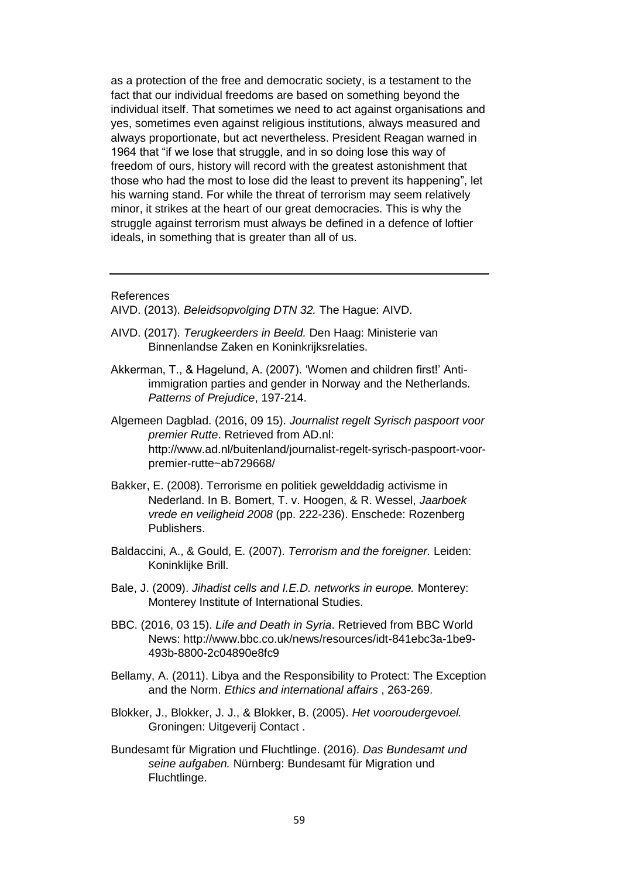as a protection of the free and democratic society, is a testament to the fact that our individual freedoms are based on something beyond the individual itself. That sometimes we need to act against organisations and yes, sometimes even against religious institutions, always measured and always proportionate, but act nevertheless. President Reagan warned in 1964 that "if we lose that struggle, and in so doing lose this way of freedom of ours, history will record with the greatest astonishment that those who had the most to lose did the least to prevent its happening", let his warning stand. For while the threat of terrorism may seem relatively minor, it strikes at the heart of our great democracies. This is why the struggle against terrorism must always be defined in a defence of loftier ideals, in something that is greater than all of us.

---

References

AIVD. (2013). *Beleidsopvolging DTN 32.* The Hague: AIVD.

AIVD. (2017). *Terugkeerders in Beeld.* Den Haag: Ministerie van Binnenlandse Zaken en Koninkrijksrelaties.

Akkerman, T., & Hagelund, A. (2007). 'Women and children first!' Anti-immigration parties and gender in Norway and the Netherlands. *Patterns of Prejudice*, 197-214.

Algemeen Dagblad. (2016, 09 15). *Journalist regelt Syrisch paspoort voor premier Rutte*. Retrieved from AD.nl: http://www.ad.nl/buitenland/journalist-regelt-syrisch-paspoort-voor-premier-rutte~ab729668/

Bakker, E. (2008). Terrorisme en politiek gewelddadig activisme in Nederland. In B. Bomert, T. v. Hoogen, & R. Wessel, *Jaarboek vrede en veiligheid 2008* (pp. 222-236). Enschede: Rozenberg Publishers.

Baldaccini, A., & Gould, E. (2007). *Terrorism and the foreigner.* Leiden: Koninklijke Brill.

Bale, J. (2009). *Jihadist cells and I.E.D. networks in europe.* Monterey: Monterey Institute of International Studies.

BBC. (2016, 03 15). *Life and Death in Syria*. Retrieved from BBC World News: http://www.bbc.co.uk/news/resources/idt-841ebc3a-1be9-493b-8800-2c04890e8fc9

Bellamy, A. (2011). Libya and the Responsibility to Protect: The Exception and the Norm. *Ethics and international affairs* , 263-269.

Blokker, J., Blokker, J. J., & Blokker, B. (2005). *Het vooroudergevoel.* Groningen: Uitgeverij Contact .

Bundesamt für Migration und Fluchtlinge. (2016). *Das Bundesamt und seine aufgaben.* Nürnberg: Bundesamt für Migration und Fluchtlinge.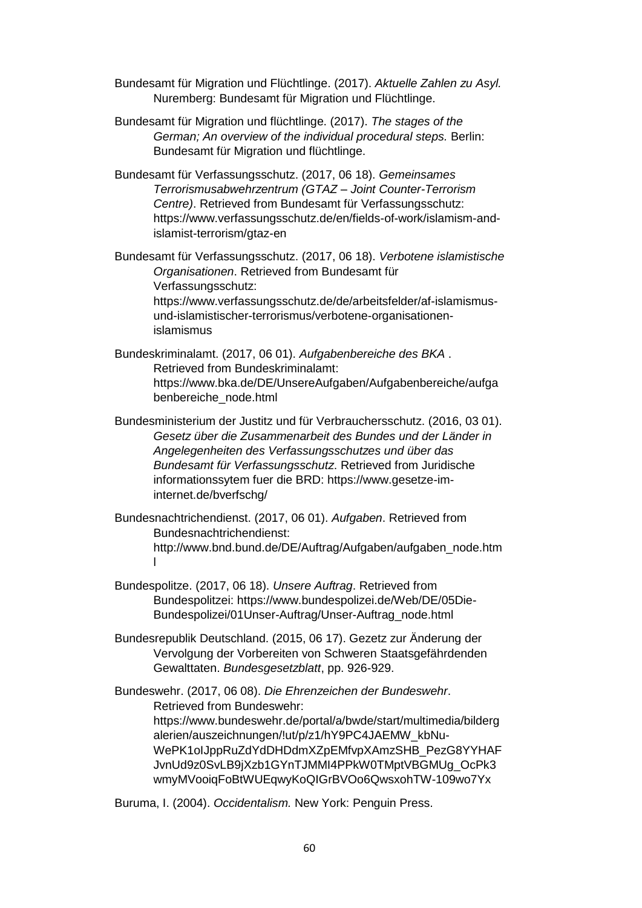Bundesamt für Migration und Flüchtlinge. (2017). *Aktuelle Zahlen zu Asyl.* Nuremberg: Bundesamt für Migration und Flüchtlinge.

Bundesamt für Migration und flüchtlinge. (2017). *The stages of the German; An overview of the individual procedural steps.* Berlin: Bundesamt für Migration und flüchtlinge.

Bundesamt für Verfassungsschutz. (2017, 06 18). *Gemeinsames Terrorismusabwehrzentrum (GTAZ – Joint Counter-Terrorism Centre)*. Retrieved from Bundesamt für Verfassungsschutz: https://www.verfassungsschutz.de/en/fields-of-work/islamism-and-islamist-terrorism/gtaz-en

Bundesamt für Verfassungsschutz. (2017, 06 18). *Verbotene islamistische Organisationen*. Retrieved from Bundesamt für Verfassungsschutz: https://www.verfassungsschutz.de/de/arbeitsfelder/af-islamismus-und-islamistischer-terrorismus/verbotene-organisationen-islamismus

Bundeskriminalamt. (2017, 06 01). *Aufgabenbereiche des BKA* . Retrieved from Bundeskriminalamt: https://www.bka.de/DE/UnsereAufgaben/Aufgabenbereiche/aufgabenbereiche_node.html

Bundesministerium der Justitz und für Verbrauchersschutz. (2016, 03 01). *Gesetz über die Zusammenarbeit des Bundes und der Länder in Angelegenheiten des Verfassungsschutzes und über das Bundesamt für Verfassungsschutz*. Retrieved from Juridische informationssytem fuer die BRD: https://www.gesetze-im-internet.de/bverfschg/

Bundesnachtrichendienst. (2017, 06 01). *Aufgaben*. Retrieved from Bundesnachtrichendienst: http://www.bnd.bund.de/DE/Auftrag/Aufgaben/aufgaben_node.html

Bundespolitze. (2017, 06 18). *Unsere Auftrag*. Retrieved from Bundespolitzei: https://www.bundespolizei.de/Web/DE/05Die-Bundespolizei/01Unser-Auftrag/Unser-Auftrag_node.html

Bundesrepublik Deutschland. (2015, 06 17). Gezetz zur Änderung der Vervolgung der Vorbereiten von Schweren Staatsgefährdenden Gewalttaten. *Bundesgesetzblatt*, pp. 926-929.

Bundeswehr. (2017, 06 08). *Die Ehrenzeichen der Bundeswehr*. Retrieved from Bundeswehr: https://www.bundeswehr.de/portal/a/bwde/start/multimedia/bildergalerien/auszeichnungen/!ut/p/z1/hY9PC4JAEMW_kbNu-WePK1oIJppRuZdYdDHDdmXZpEMfvpXAmzSHB_PezG8YYHAFJvnUd9z0SvLB9jXzb1GYnTJMMI4PPkW0TMptVBGMUg_OcPk3wmyMVooiqFoBtWUEqwyKoQIGrBVOo6QwsxohTW-109wo7Yx

Buruma, I. (2004). *Occidentalism.* New York: Penguin Press.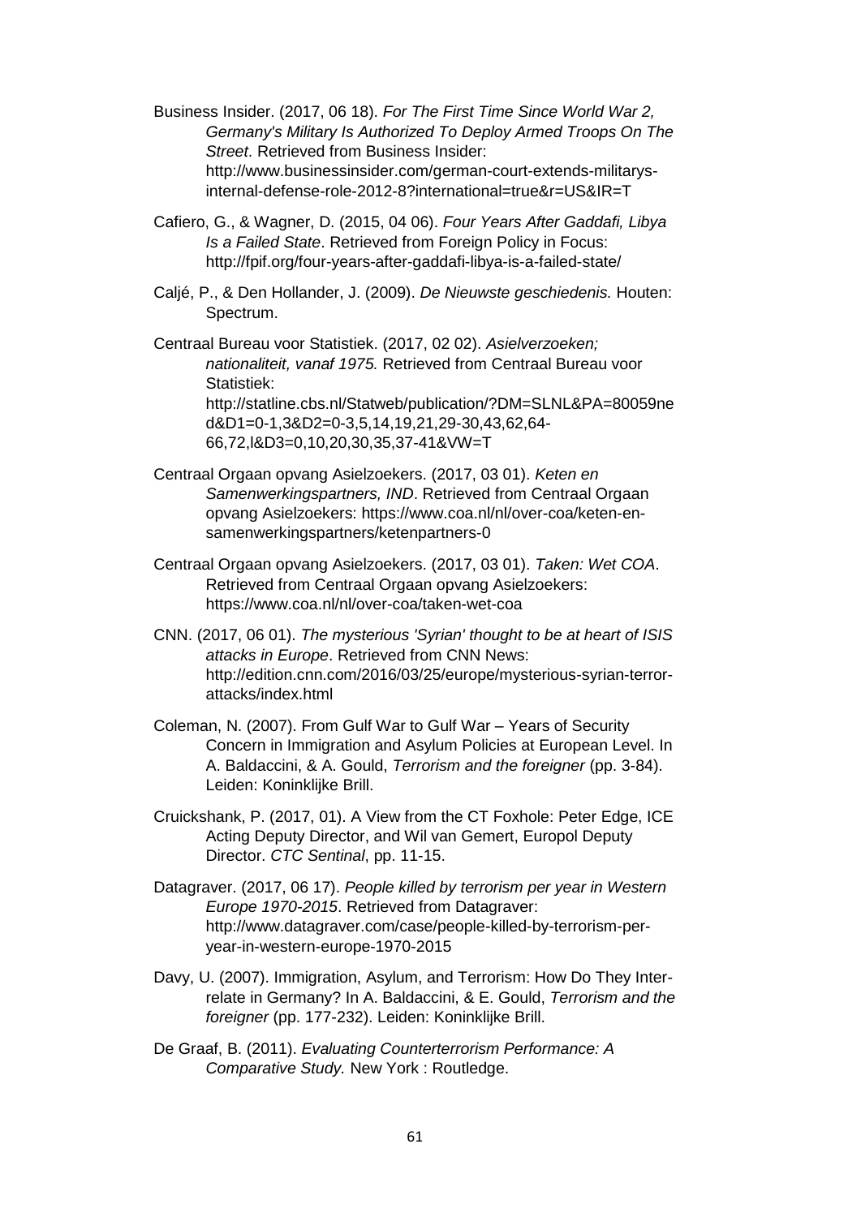Business Insider. (2017, 06 18). *For The First Time Since World War 2, Germany's Military Is Authorized To Deploy Armed Troops On The Street*. Retrieved from Business Insider: http://www.businessinsider.com/german-court-extends-militarys-internal-defense-role-2012-8?international=true&r=US&IR=T

Cafiero, G., & Wagner, D. (2015, 04 06). *Four Years After Gaddafi, Libya Is a Failed State*. Retrieved from Foreign Policy in Focus: http://fpif.org/four-years-after-gaddafi-libya-is-a-failed-state/

Caljé, P., & Den Hollander, J. (2009). *De Nieuwste geschiedenis.* Houten: Spectrum.

Centraal Bureau voor Statistiek. (2017, 02 02). *Asielverzoeken; nationaliteit, vanaf 1975.* Retrieved from Centraal Bureau voor Statistiek: http://statline.cbs.nl/Statweb/publication/?DM=SLNL&PA=80059ned&D1=0-1,3&D2=0-3,5,14,19,21,29-30,43,62,64-66,72,l&D3=0,10,20,30,35,37-41&VW=T

Centraal Orgaan opvang Asielzoekers. (2017, 03 01). *Keten en Samenwerkingspartners, IND*. Retrieved from Centraal Orgaan opvang Asielzoekers: https://www.coa.nl/nl/over-coa/keten-en-samenwerkingspartners/ketenpartners-0

Centraal Orgaan opvang Asielzoekers. (2017, 03 01). *Taken: Wet COA*. Retrieved from Centraal Orgaan opvang Asielzoekers: https://www.coa.nl/nl/over-coa/taken-wet-coa

CNN. (2017, 06 01). *The mysterious 'Syrian' thought to be at heart of ISIS attacks in Europe*. Retrieved from CNN News: http://edition.cnn.com/2016/03/25/europe/mysterious-syrian-terror-attacks/index.html

Coleman, N. (2007). From Gulf War to Gulf War – Years of Security Concern in Immigration and Asylum Policies at European Level. In A. Baldaccini, & A. Gould, *Terrorism and the foreigner* (pp. 3-84). Leiden: Koninklijke Brill.

Cruickshank, P. (2017, 01). A View from the CT Foxhole: Peter Edge, ICE Acting Deputy Director, and Wil van Gemert, Europol Deputy Director. *CTC Sentinal*, pp. 11-15.

Datagraver. (2017, 06 17). *People killed by terrorism per year in Western Europe 1970-2015*. Retrieved from Datagraver: http://www.datagraver.com/case/people-killed-by-terrorism-per-year-in-western-europe-1970-2015

Davy, U. (2007). Immigration, Asylum, and Terrorism: How Do They Inter-relate in Germany? In A. Baldaccini, & E. Gould, *Terrorism and the foreigner* (pp. 177-232). Leiden: Koninklijke Brill.

De Graaf, B. (2011). *Evaluating Counterterrorism Performance: A Comparative Study.* New York : Routledge.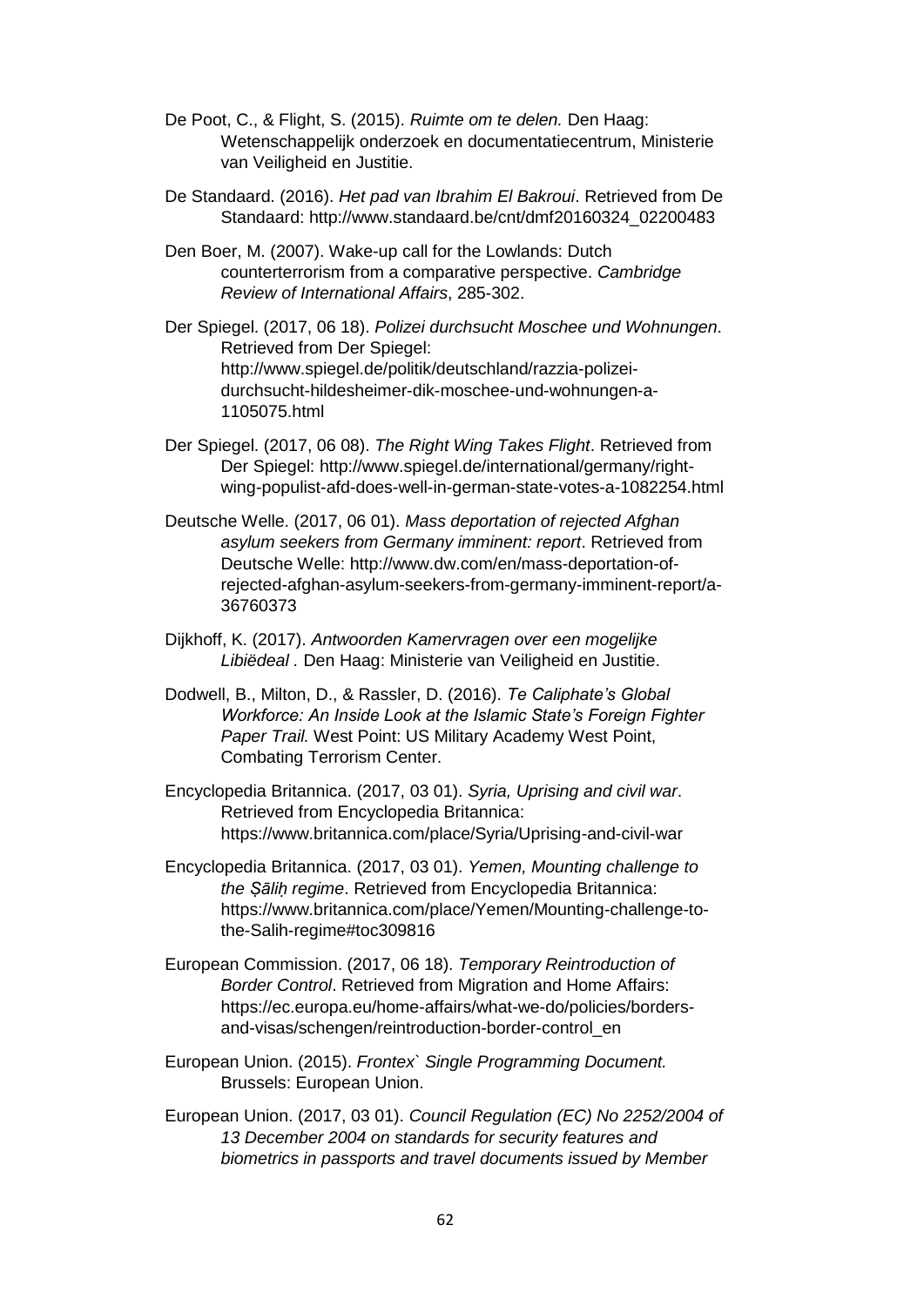De Poot, C., & Flight, S. (2015). *Ruimte om te delen.* Den Haag: Wetenschappelijk onderzoek en documentatiecentrum, Ministerie van Veiligheid en Justitie.

De Standaard. (2016). *Het pad van Ibrahim El Bakroui*. Retrieved from De Standaard: http://www.standaard.be/cnt/dmf20160324_02200483

Den Boer, M. (2007). Wake-up call for the Lowlands: Dutch counterterrorism from a comparative perspective. *Cambridge Review of International Affairs*, 285-302.

Der Spiegel. (2017, 06 18). *Polizei durchsucht Moschee und Wohnungen*. Retrieved from Der Spiegel: http://www.spiegel.de/politik/deutschland/razzia-polizei-durchsucht-hildesheimer-dik-moschee-und-wohnungen-a-1105075.html

Der Spiegel. (2017, 06 08). *The Right Wing Takes Flight*. Retrieved from Der Spiegel: http://www.spiegel.de/international/germany/right-wing-populist-afd-does-well-in-german-state-votes-a-1082254.html

Deutsche Welle. (2017, 06 01). *Mass deportation of rejected Afghan asylum seekers from Germany imminent: report*. Retrieved from Deutsche Welle: http://www.dw.com/en/mass-deportation-of-rejected-afghan-asylum-seekers-from-germany-imminent-report/a-36760373

Dijkhoff, K. (2017). *Antwoorden Kamervragen over een mogelijke Libiëdeal* . Den Haag: Ministerie van Veiligheid en Justitie.

Dodwell, B., Milton, D., & Rassler, D. (2016). *Te Caliphate's Global Workforce: An Inside Look at the Islamic State's Foreign Fighter Paper Trail.* West Point: US Military Academy West Point, Combating Terrorism Center.

Encyclopedia Britannica. (2017, 03 01). *Syria, Uprising and civil war*. Retrieved from Encyclopedia Britannica: https://www.britannica.com/place/Syria/Uprising-and-civil-war

Encyclopedia Britannica. (2017, 03 01). *Yemen, Mounting challenge to the Ṣāliḥ regime*. Retrieved from Encyclopedia Britannica: https://www.britannica.com/place/Yemen/Mounting-challenge-to-the-Salih-regime#toc309816

European Commission. (2017, 06 18). *Temporary Reintroduction of Border Control*. Retrieved from Migration and Home Affairs: https://ec.europa.eu/home-affairs/what-we-do/policies/borders-and-visas/schengen/reintroduction-border-control_en

European Union. (2015). *Frontex` Single Programming Document.* Brussels: European Union.

European Union. (2017, 03 01). *Council Regulation (EC) No 2252/2004 of 13 December 2004 on standards for security features and biometrics in passports and travel documents issued by Member*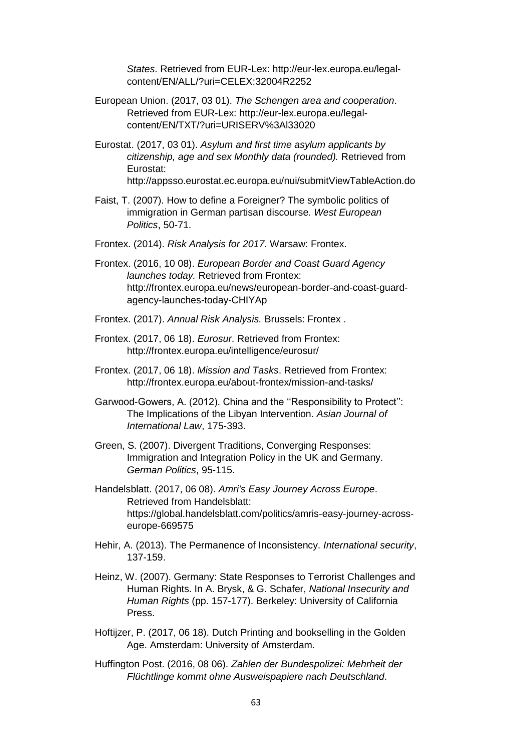*States*. Retrieved from EUR-Lex: http://eur-lex.europa.eu/legal-content/EN/ALL/?uri=CELEX:32004R2252

European Union. (2017, 03 01). *The Schengen area and cooperation*. Retrieved from EUR-Lex: http://eur-lex.europa.eu/legal-content/EN/TXT/?uri=URISERV%3Al33020

Eurostat. (2017, 03 01). *Asylum and first time asylum applicants by citizenship, age and sex Monthly data (rounded).* Retrieved from Eurostat: http://appsso.eurostat.ec.europa.eu/nui/submitViewTableAction.do

Faist, T. (2007). How to define a Foreigner? The symbolic politics of immigration in German partisan discourse. *West European Politics*, 50-71.

Frontex. (2014). *Risk Analysis for 2017.* Warsaw: Frontex.

Frontex. (2016, 10 08). *European Border and Coast Guard Agency launches today.* Retrieved from Frontex: http://frontex.europa.eu/news/european-border-and-coast-guard-agency-launches-today-CHIYAp

Frontex. (2017). *Annual Risk Analysis.* Brussels: Frontex .

Frontex. (2017, 06 18). *Eurosur*. Retrieved from Frontex: http://frontex.europa.eu/intelligence/eurosur/

Frontex. (2017, 06 18). *Mission and Tasks*. Retrieved from Frontex: http://frontex.europa.eu/about-frontex/mission-and-tasks/

Garwood-Gowers, A. (2012). China and the ''Responsibility to Protect'': The Implications of the Libyan Intervention. *Asian Journal of International Law*, 175-393.

Green, S. (2007). Divergent Traditions, Converging Responses: Immigration and Integration Policy in the UK and Germany. *German Politics*, 95-115.

Handelsblatt. (2017, 06 08). *Amri's Easy Journey Across Europe*. Retrieved from Handelsblatt: https://global.handelsblatt.com/politics/amris-easy-journey-across-europe-669575

Hehir, A. (2013). The Permanence of Inconsistency. *International security*, 137-159.

Heinz, W. (2007). Germany: State Responses to Terrorist Challenges and Human Rights. In A. Brysk, & G. Schafer, *National Insecurity and Human Rights* (pp. 157-177). Berkeley: University of California Press.

Hoftijzer, P. (2017, 06 18). Dutch Printing and bookselling in the Golden Age. Amsterdam: University of Amsterdam.

Huffington Post. (2016, 08 06). *Zahlen der Bundespolizei: Mehrheit der Flüchtlinge kommt ohne Ausweispapiere nach Deutschland*.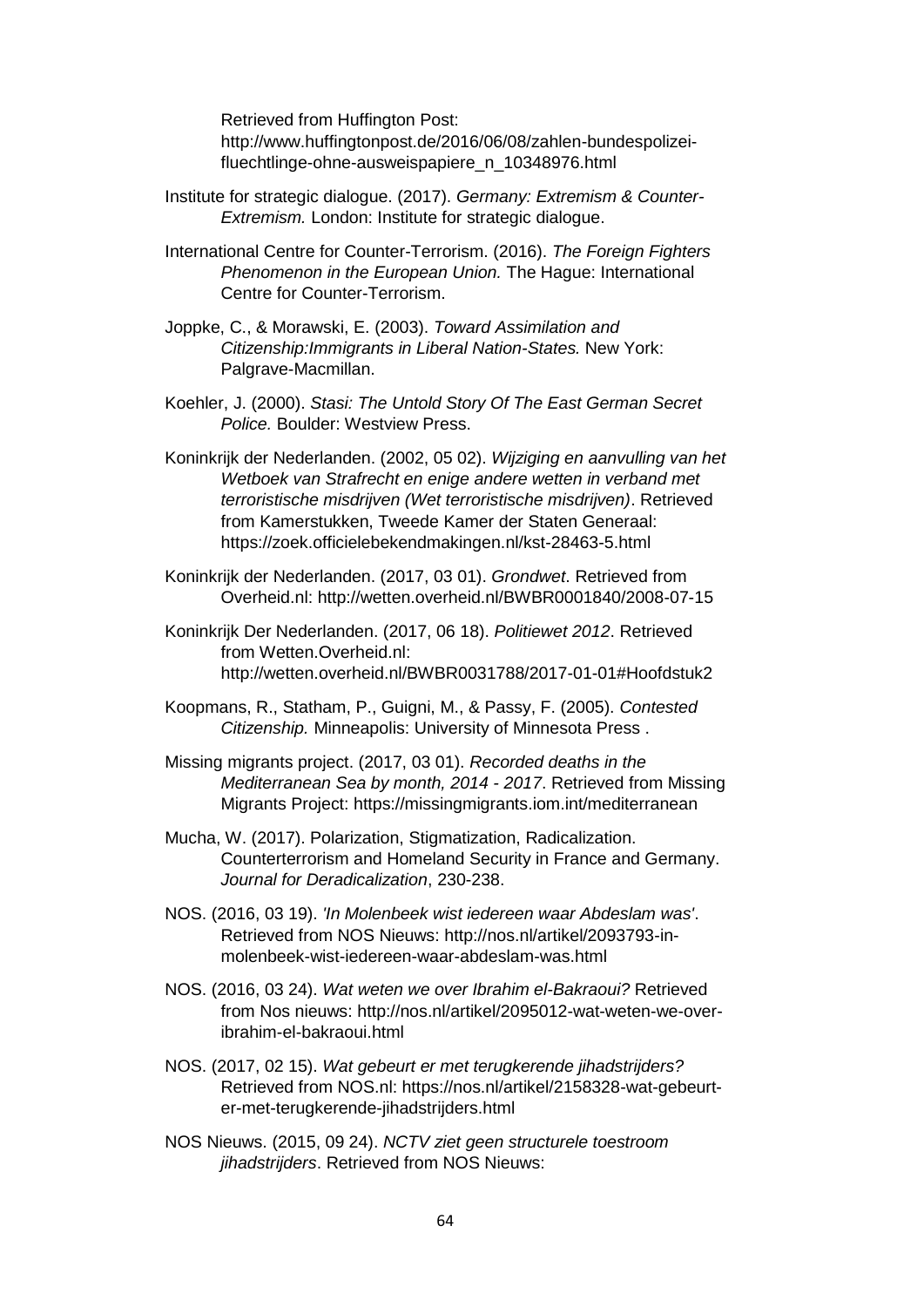Retrieved from Huffington Post: http://www.huffingtonpost.de/2016/06/08/zahlen-bundespolizei-fluechtlinge-ohne-ausweispapiere_n_10348976.html

Institute for strategic dialogue. (2017). *Germany: Extremism & Counter-Extremism.* London: Institute for strategic dialogue.

International Centre for Counter-Terrorism. (2016). *The Foreign Fighters Phenomenon in the European Union.* The Hague: International Centre for Counter-Terrorism.

Joppke, C., & Morawski, E. (2003). *Toward Assimilation and Citizenship:Immigrants in Liberal Nation-States.* New York: Palgrave-Macmillan.

Koehler, J. (2000). *Stasi: The Untold Story Of The East German Secret Police.* Boulder: Westview Press.

Koninkrijk der Nederlanden. (2002, 05 02). *Wijziging en aanvulling van het Wetboek van Strafrecht en enige andere wetten in verband met terroristische misdrijven (Wet terroristische misdrijven)*. Retrieved from Kamerstukken, Tweede Kamer der Staten Generaal: https://zoek.officielebekendmakingen.nl/kst-28463-5.html

Koninkrijk der Nederlanden. (2017, 03 01). *Grondwet*. Retrieved from Overheid.nl: http://wetten.overheid.nl/BWBR0001840/2008-07-15

Koninkrijk Der Nederlanden. (2017, 06 18). *Politiewet 2012*. Retrieved from Wetten.Overheid.nl: http://wetten.overheid.nl/BWBR0031788/2017-01-01#Hoofdstuk2

Koopmans, R., Statham, P., Guigni, M., & Passy, F. (2005). *Contested Citizenship.* Minneapolis: University of Minnesota Press .

Missing migrants project. (2017, 03 01). *Recorded deaths in the Mediterranean Sea by month, 2014 - 2017*. Retrieved from Missing Migrants Project: https://missingmigrants.iom.int/mediterranean

Mucha, W. (2017). Polarization, Stigmatization, Radicalization. Counterterrorism and Homeland Security in France and Germany. *Journal for Deradicalization*, 230-238.

NOS. (2016, 03 19). *'In Molenbeek wist iedereen waar Abdeslam was'*. Retrieved from NOS Nieuws: http://nos.nl/artikel/2093793-in-molenbeek-wist-iedereen-waar-abdeslam-was.html

NOS. (2016, 03 24). *Wat weten we over Ibrahim el-Bakraoui?* Retrieved from Nos nieuws: http://nos.nl/artikel/2095012-wat-weten-we-over-ibrahim-el-bakraoui.html

NOS. (2017, 02 15). *Wat gebeurt er met terugkerende jihadstrijders?* Retrieved from NOS.nl: https://nos.nl/artikel/2158328-wat-gebeurt-er-met-terugkerende-jihadstrijders.html

NOS Nieuws. (2015, 09 24). *NCTV ziet geen structurele toestroom jihadstrijders*. Retrieved from NOS Nieuws: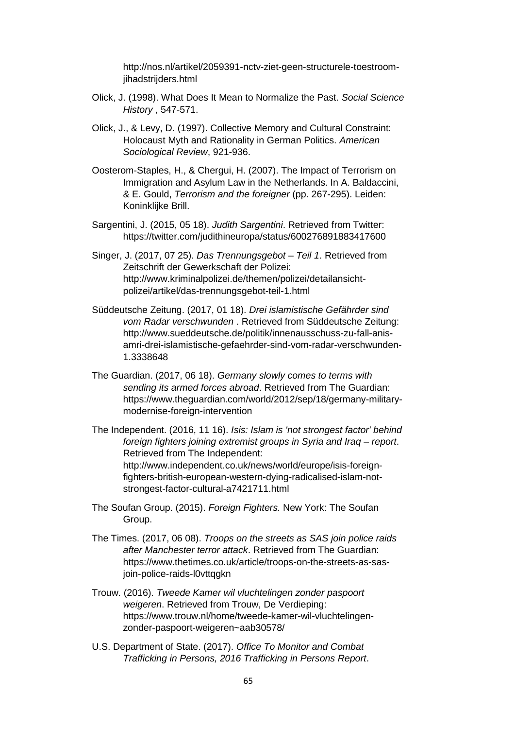http://nos.nl/artikel/2059391-nctv-ziet-geen-structurele-toestroom-jihadstrijders.html

Olick, J. (1998). What Does It Mean to Normalize the Past. *Social Science History* , 547-571.

Olick, J., & Levy, D. (1997). Collective Memory and Cultural Constraint: Holocaust Myth and Rationality in German Politics. *American Sociological Review*, 921-936.

Oosterom-Staples, H., & Chergui, H. (2007). The Impact of Terrorism on Immigration and Asylum Law in the Netherlands. In A. Baldaccini, & E. Gould, *Terrorism and the foreigner* (pp. 267-295). Leiden: Koninklijke Brill.

Sargentini, J. (2015, 05 18). *Judith Sargentini*. Retrieved from Twitter: https://twitter.com/judithineuropa/status/600276891883417600

Singer, J. (2017, 07 25). *Das Trennungsgebot – Teil 1*. Retrieved from Zeitschrift der Gewerkschaft der Polizei: http://www.kriminalpolizei.de/themen/polizei/detailansicht-polizei/artikel/das-trennungsgebot-teil-1.html

Süddeutsche Zeitung. (2017, 01 18). *Drei islamistische Gefährder sind vom Radar verschwunden* . Retrieved from Süddeutsche Zeitung: http://www.sueddeutsche.de/politik/innenausschuss-zu-fall-anis-amri-drei-islamistische-gefaehrder-sind-vom-radar-verschwunden-1.3338648

The Guardian. (2017, 06 18). *Germany slowly comes to terms with sending its armed forces abroad*. Retrieved from The Guardian: https://www.theguardian.com/world/2012/sep/18/germany-military-modernise-foreign-intervention

The Independent. (2016, 11 16). *Isis: Islam is 'not strongest factor' behind foreign fighters joining extremist groups in Syria and Iraq – report*. Retrieved from The Independent: http://www.independent.co.uk/news/world/europe/isis-foreign-fighters-british-european-western-dying-radicalised-islam-not-strongest-factor-cultural-a7421711.html

The Soufan Group. (2015). *Foreign Fighters.* New York: The Soufan Group.

The Times. (2017, 06 08). *Troops on the streets as SAS join police raids after Manchester terror attack*. Retrieved from The Guardian: https://www.thetimes.co.uk/article/troops-on-the-streets-as-sas-join-police-raids-l0vttqgkn

Trouw. (2016). *Tweede Kamer wil vluchtelingen zonder paspoort weigeren*. Retrieved from Trouw, De Verdieping: https://www.trouw.nl/home/tweede-kamer-wil-vluchtelingen-zonder-paspoort-weigeren~aab30578/

U.S. Department of State. (2017). *Office To Monitor and Combat Trafficking in Persons, 2016 Trafficking in Persons Report*.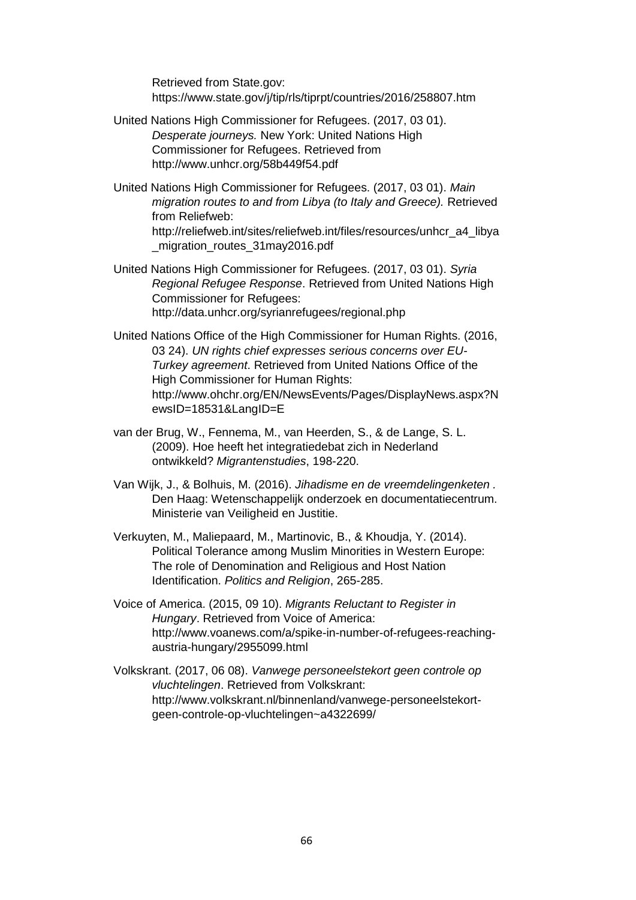Retrieved from State.gov: https://www.state.gov/j/tip/rls/tiprpt/countries/2016/258807.htm

United Nations High Commissioner for Refugees. (2017, 03 01). *Desperate journeys.* New York: United Nations High Commissioner for Refugees. Retrieved from http://www.unhcr.org/58b449f54.pdf

United Nations High Commissioner for Refugees. (2017, 03 01). *Main migration routes to and from Libya (to Italy and Greece).* Retrieved from Reliefweb: http://reliefweb.int/sites/reliefweb.int/files/resources/unhcr_a4_libya_migration_routes_31may2016.pdf

United Nations High Commissioner for Refugees. (2017, 03 01). *Syria Regional Refugee Response*. Retrieved from United Nations High Commissioner for Refugees: http://data.unhcr.org/syrianrefugees/regional.php

United Nations Office of the High Commissioner for Human Rights. (2016, 03 24). *UN rights chief expresses serious concerns over EU-Turkey agreement*. Retrieved from United Nations Office of the High Commissioner for Human Rights: http://www.ohchr.org/EN/NewsEvents/Pages/DisplayNews.aspx?NewsID=18531&LangID=E

van der Brug, W., Fennema, M., van Heerden, S., & de Lange, S. L. (2009). Hoe heeft het integratiedebat zich in Nederland ontwikkeld? *Migrantenstudies*, 198-220.

Van Wijk, J., & Bolhuis, M. (2016). *Jihadisme en de vreemdelingenketen .* Den Haag: Wetenschappelijk onderzoek en documentatiecentrum. Ministerie van Veiligheid en Justitie.

Verkuyten, M., Maliepaard, M., Martinovic, B., & Khoudja, Y. (2014). Political Tolerance among Muslim Minorities in Western Europe: The role of Denomination and Religious and Host Nation Identification. *Politics and Religion*, 265-285.

Voice of America. (2015, 09 10). *Migrants Reluctant to Register in Hungary*. Retrieved from Voice of America: http://www.voanews.com/a/spike-in-number-of-refugees-reaching-austria-hungary/2955099.html

Volkskrant. (2017, 06 08). *Vanwege personeelstekort geen controle op vluchtelingen*. Retrieved from Volkskrant: http://www.volkskrant.nl/binnenland/vanwege-personeelstekort-geen-controle-op-vluchtelingen~a4322699/